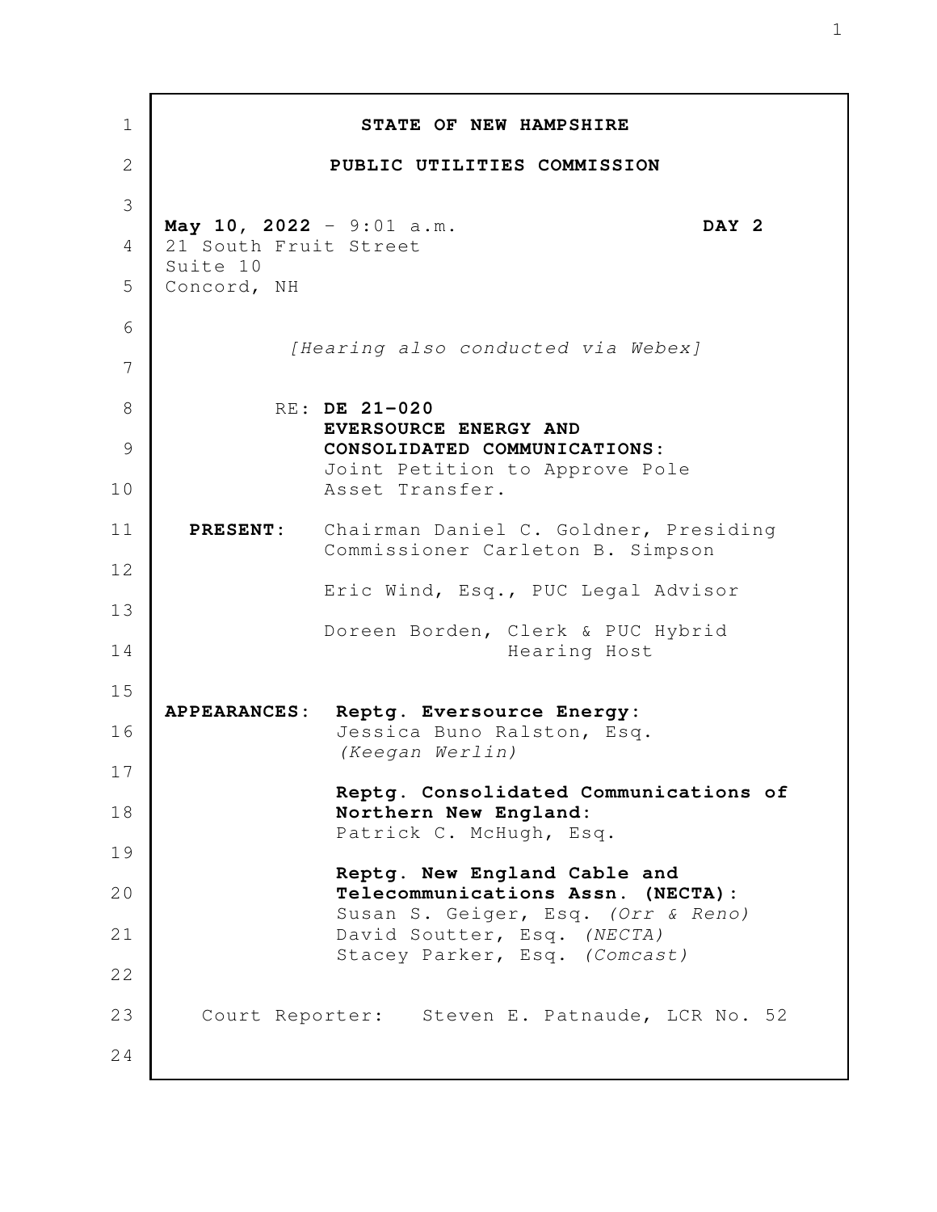**STATE OF NEW HAMPSHIRE**

**PUBLIC UTILITIES COMMISSION**

**May 10, 2022** - 9:01 a.m. **DAY 2**
21 South Fruit Street
Suite 10
Concord, NH

*[Hearing also conducted via Webex]*

RE: **DE 21-020**
**EVERSOURCE ENERGY AND CONSOLIDATED COMMUNICATIONS:**
Joint Petition to Approve Pole Asset Transfer.

**PRESENT:** Chairman Daniel C. Goldner, Presiding
Commissioner Carleton B. Simpson

Eric Wind, Esq., PUC Legal Advisor

Doreen Borden, Clerk & PUC Hybrid Hearing Host

**APPEARANCES:** **Reptg. Eversource Energy:**
Jessica Buno Ralston, Esq.
*(Keegan Werlin)*

**Reptg. Consolidated Communications of Northern New England:**
Patrick C. McHugh, Esq.

**Reptg. New England Cable and Telecommunications Assn. (NECTA):**
Susan S. Geiger, Esq. *(Orr & Reno)*
David Soutter, Esq. *(NECTA)*
Stacey Parker, Esq. *(Comcast)*

Court Reporter: Steven E. Patnaude, LCR No. 52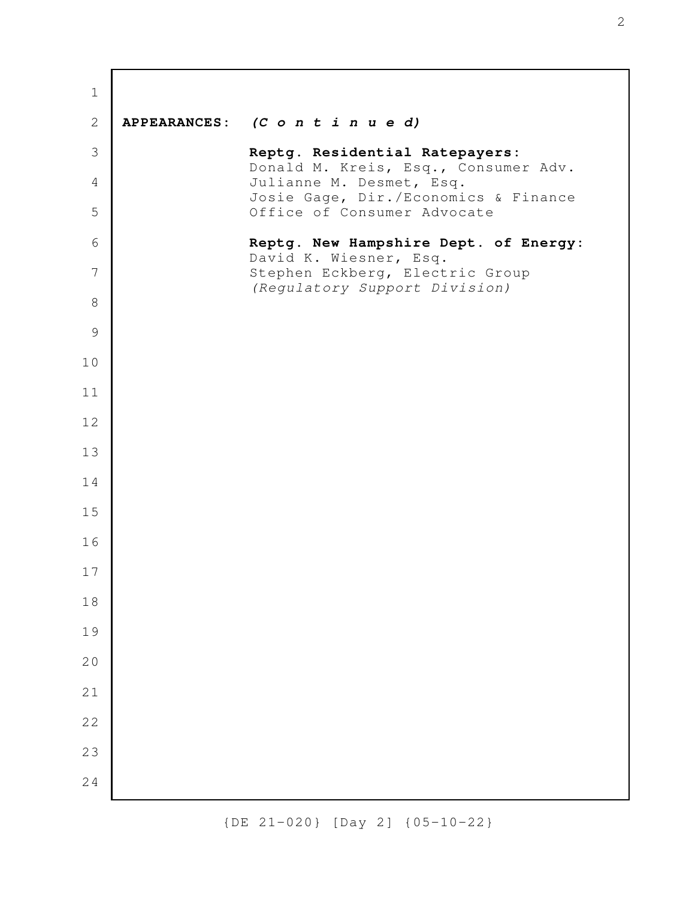**APPEARANCES:** ***(C o n t i n u e d)***

**Reptg. Residential Ratepayers:**
Donald M. Kreis, Esq., Consumer Adv.
Julianne M. Desmet, Esq.
Josie Gage, Dir./Economics & Finance
Office of Consumer Advocate

**Reptg. New Hampshire Dept. of Energy:**
David K. Wiesner, Esq.
Stephen Eckberg, Electric Group
*(Regulatory Support Division)*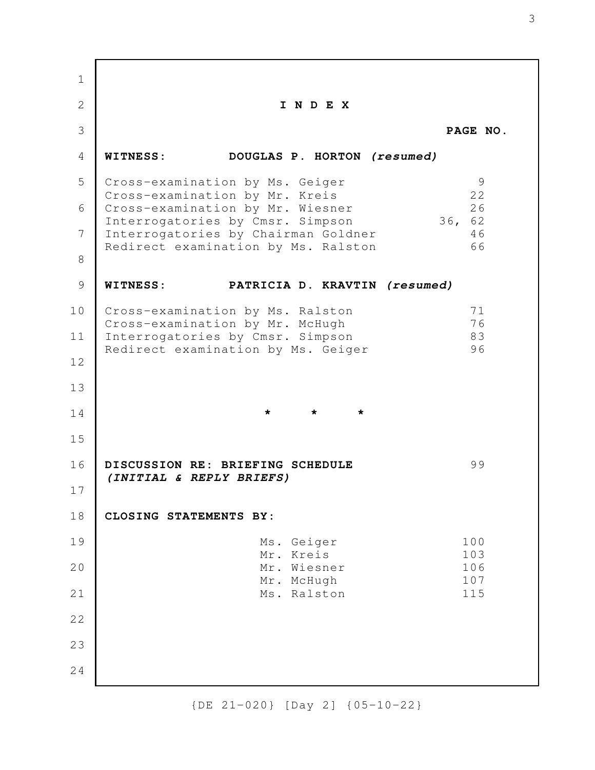# I N D E X

**PAGE NO.**

**WITNESS: DOUGLAS P. HORTON *(resumed)***

| | |
|---|---|
| Cross-examination by Ms. Geiger | 9 |
| Cross-examination by Mr. Kreis | 22 |
| Cross-examination by Mr. Wiesner | 26 |
| Interrogatories by Cmsr. Simpson | 36, 62 |
| Interrogatories by Chairman Goldner | 46 |
| Redirect examination by Ms. Ralston | 66 |

**WITNESS: PATRICIA D. KRAVTIN *(resumed)***

| | |
|---|---|
| Cross-examination by Ms. Ralston | 71 |
| Cross-examination by Mr. McHugh | 76 |
| Interrogatories by Cmsr. Simpson | 83 |
| Redirect examination by Ms. Geiger | 96 |

\* \* \*

**DISCUSSION RE: BRIEFING SCHEDULE** 99
***(INITIAL & REPLY BRIEFS)***

**CLOSING STATEMENTS BY:**

| | |
|---|---|
| Ms. Geiger | 100 |
| Mr. Kreis | 103 |
| Mr. Wiesner | 106 |
| Mr. McHugh | 107 |
| Ms. Ralston | 115 |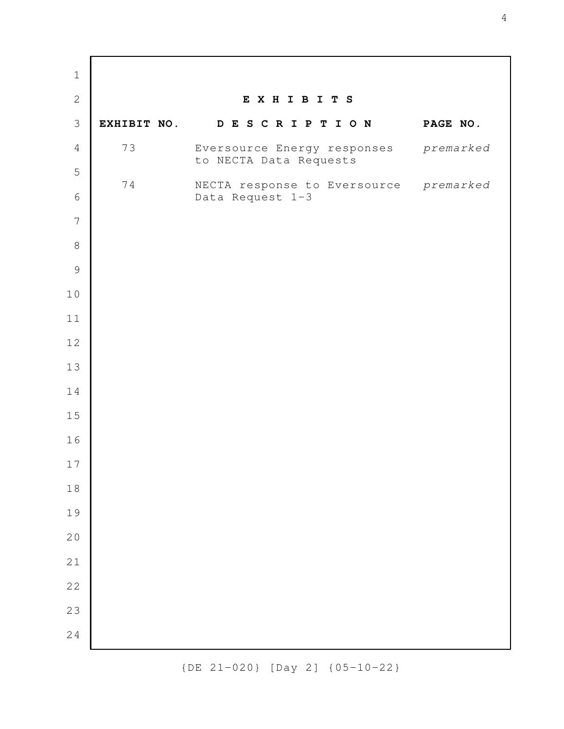## E X H I B I T S

| EXHIBIT NO. | D E S C R I P T I O N | PAGE NO. |
|---|---|---|
| 73 | Eversource Energy responses to NECTA Data Requests | *premarked* |
| 74 | NECTA response to Eversource Data Request 1-3 | *premarked* |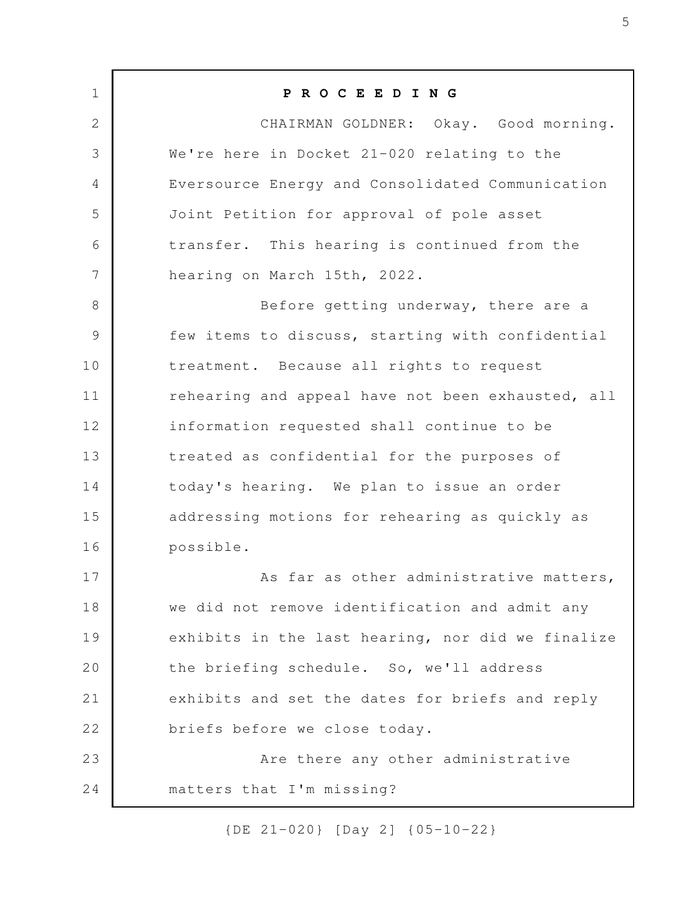**P R O C E E D I N G**

CHAIRMAN GOLDNER: Okay. Good morning. We're here in Docket 21-020 relating to the Eversource Energy and Consolidated Communication Joint Petition for approval of pole asset transfer. This hearing is continued from the hearing on March 15th, 2022.

Before getting underway, there are a few items to discuss, starting with confidential treatment. Because all rights to request rehearing and appeal have not been exhausted, all information requested shall continue to be treated as confidential for the purposes of today's hearing. We plan to issue an order addressing motions for rehearing as quickly as possible.

As far as other administrative matters, we did not remove identification and admit any exhibits in the last hearing, nor did we finalize the briefing schedule. So, we'll address exhibits and set the dates for briefs and reply briefs before we close today.

Are there any other administrative matters that I'm missing?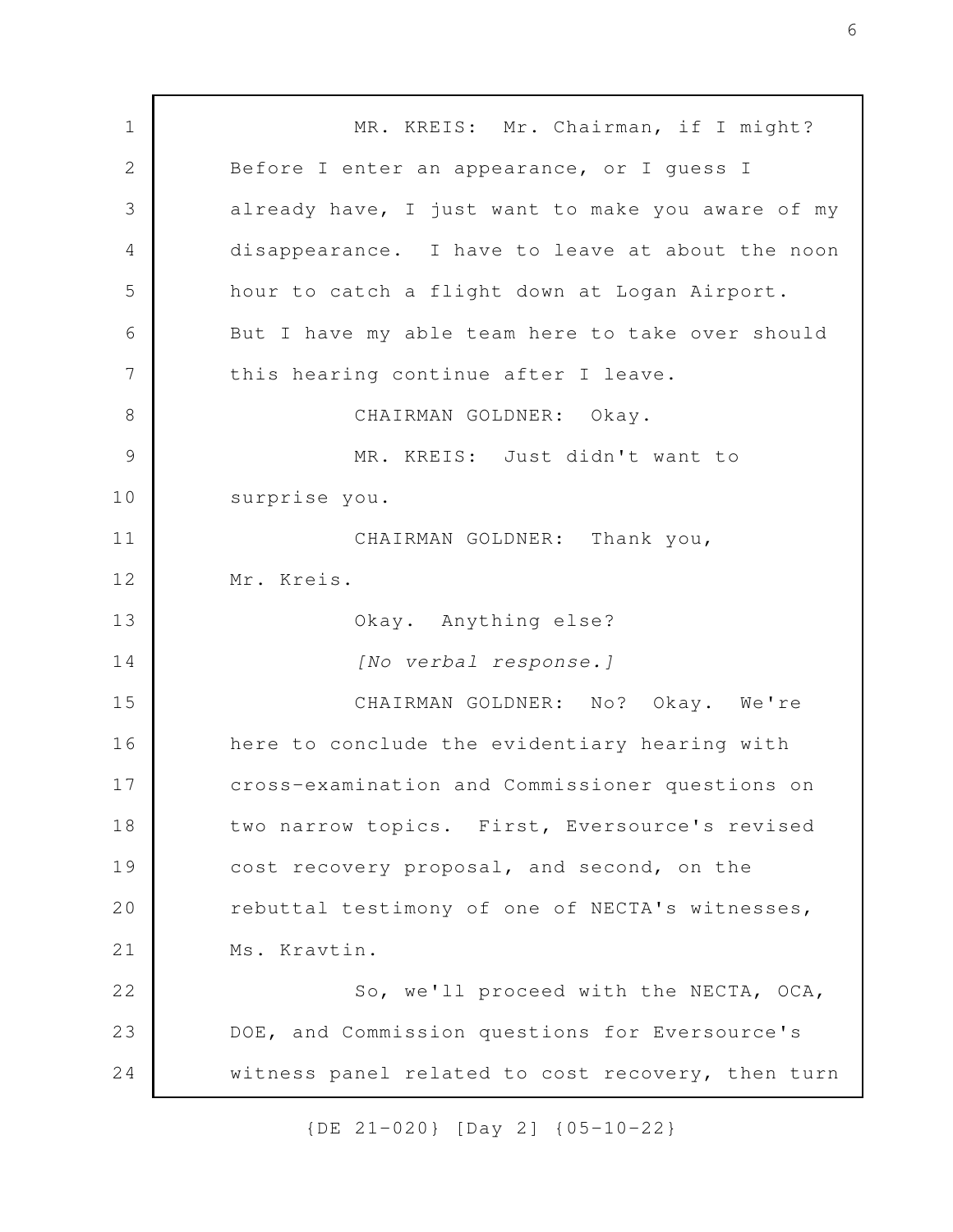MR. KREIS: Mr. Chairman, if I might? Before I enter an appearance, or I guess I already have, I just want to make you aware of my disappearance. I have to leave at about the noon hour to catch a flight down at Logan Airport. But I have my able team here to take over should this hearing continue after I leave.

CHAIRMAN GOLDNER: Okay.

MR. KREIS: Just didn't want to surprise you.

CHAIRMAN GOLDNER: Thank you, Mr. Kreis.

Okay. Anything else?

*[No verbal response.]*

CHAIRMAN GOLDNER: No? Okay. We're here to conclude the evidentiary hearing with cross-examination and Commissioner questions on two narrow topics. First, Eversource's revised cost recovery proposal, and second, on the rebuttal testimony of one of NECTA's witnesses, Ms. Kravtin.

So, we'll proceed with the NECTA, OCA, DOE, and Commission questions for Eversource's witness panel related to cost recovery, then turn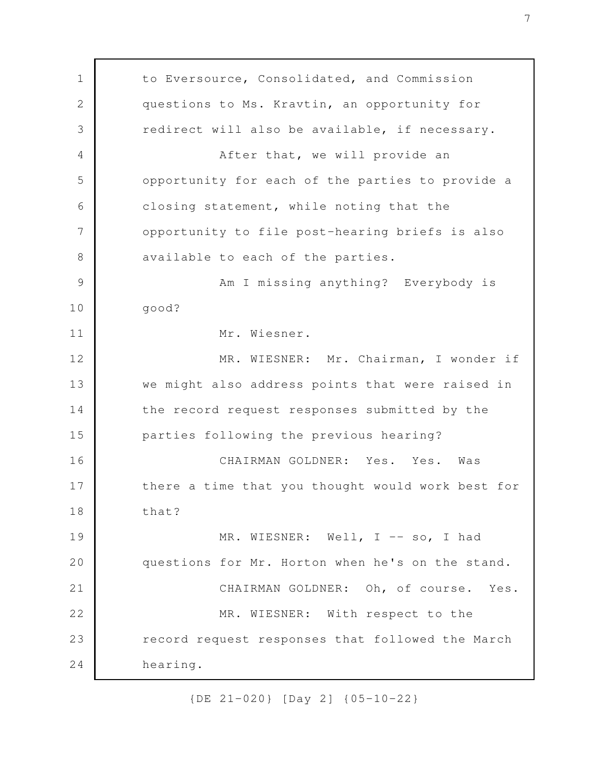to Eversource, Consolidated, and Commission questions to Ms. Kravtin, an opportunity for redirect will also be available, if necessary.

After that, we will provide an opportunity for each of the parties to provide a closing statement, while noting that the opportunity to file post-hearing briefs is also available to each of the parties.

Am I missing anything? Everybody is good?

Mr. Wiesner.

MR. WIESNER: Mr. Chairman, I wonder if we might also address points that were raised in the record request responses submitted by the parties following the previous hearing?

CHAIRMAN GOLDNER: Yes. Yes. Was there a time that you thought would work best for that?

MR. WIESNER: Well, I -- so, I had questions for Mr. Horton when he's on the stand.

CHAIRMAN GOLDNER: Oh, of course. Yes.

MR. WIESNER: With respect to the record request responses that followed the March hearing.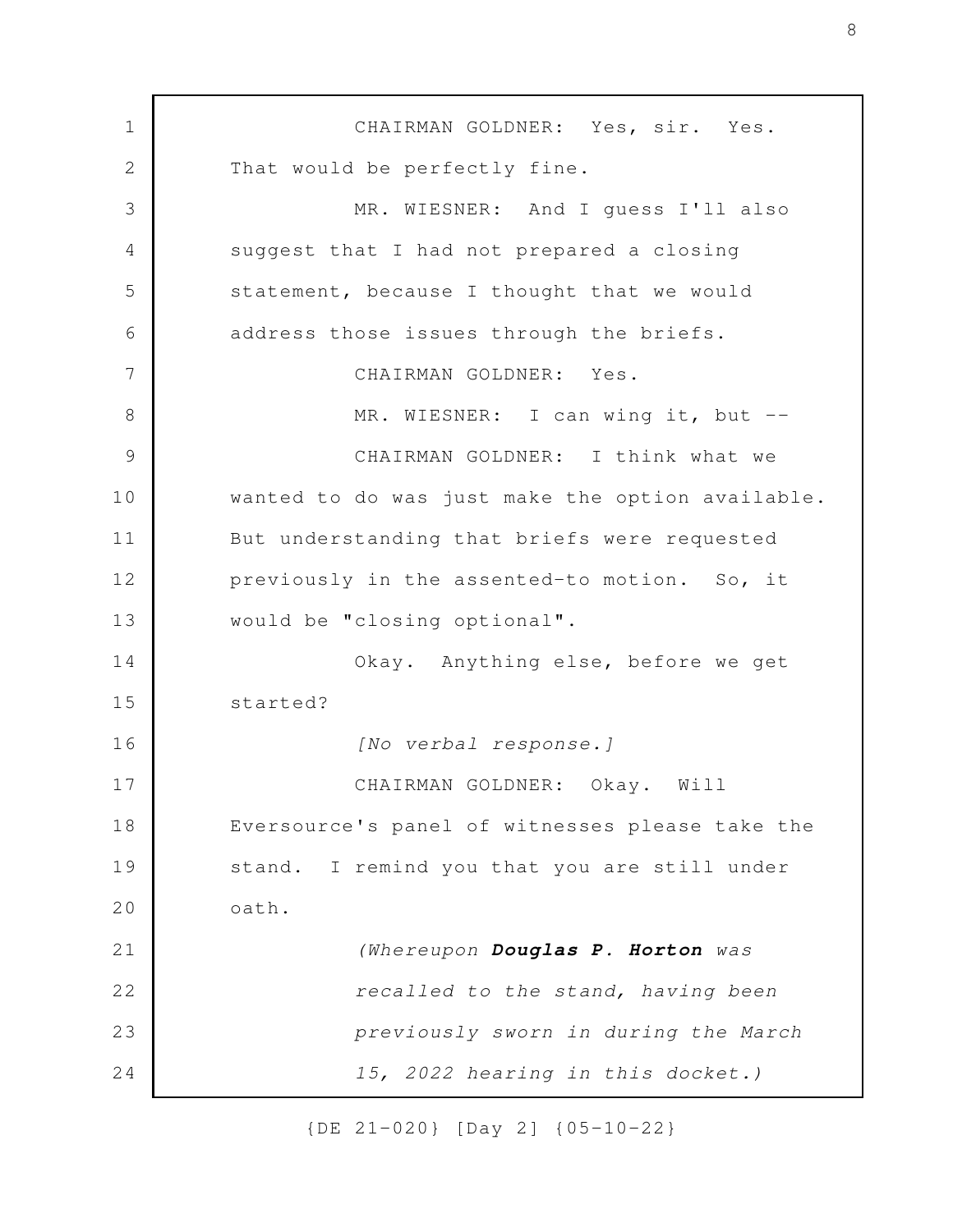CHAIRMAN GOLDNER: Yes, sir. Yes. That would be perfectly fine.

MR. WIESNER: And I guess I'll also suggest that I had not prepared a closing statement, because I thought that we would address those issues through the briefs.

CHAIRMAN GOLDNER: Yes.

MR. WIESNER: I can wing it, but --

CHAIRMAN GOLDNER: I think what we wanted to do was just make the option available. But understanding that briefs were requested previously in the assented-to motion. So, it would be "closing optional".

Okay. Anything else, before we get started?

*[No verbal response.]*

CHAIRMAN GOLDNER: Okay. Will Eversource's panel of witnesses please take the stand. I remind you that you are still under oath.

*(Whereupon **Douglas P. Horton** was recalled to the stand, having been previously sworn in during the March 15, 2022 hearing in this docket.)*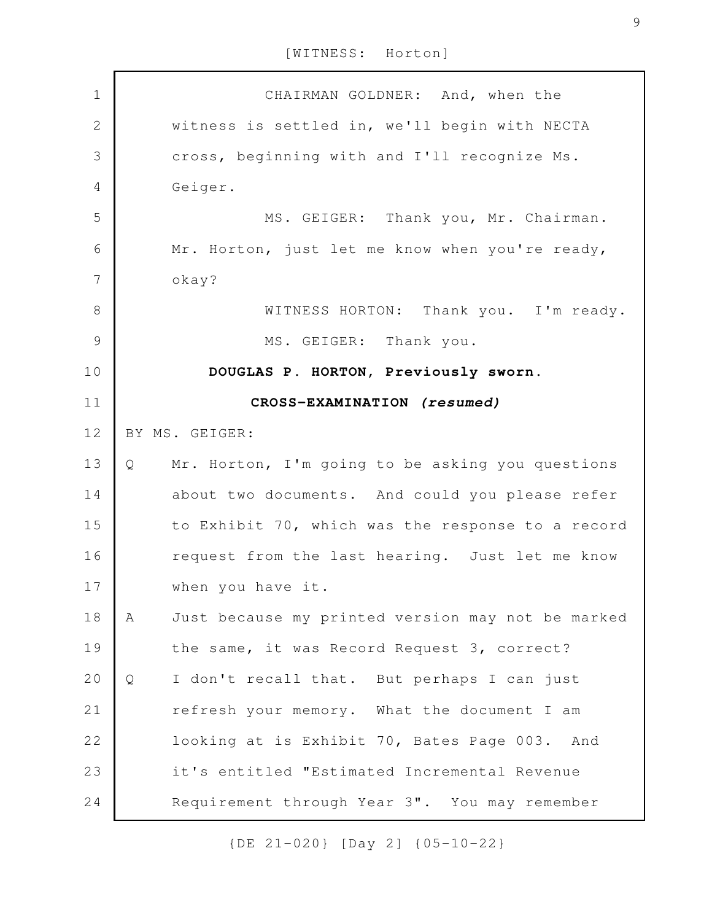CHAIRMAN GOLDNER: And, when the witness is settled in, we'll begin with NECTA cross, beginning with and I'll recognize Ms. Geiger.

MS. GEIGER: Thank you, Mr. Chairman. Mr. Horton, just let me know when you're ready, okay?

WITNESS HORTON: Thank you. I'm ready.

MS. GEIGER: Thank you.

**DOUGLAS P. HORTON, Previously sworn.**

**CROSS-EXAMINATION *(resumed)***

BY MS. GEIGER:

Q Mr. Horton, I'm going to be asking you questions about two documents. And could you please refer to Exhibit 70, which was the response to a record request from the last hearing. Just let me know when you have it.

A Just because my printed version may not be marked the same, it was Record Request 3, correct?

Q I don't recall that. But perhaps I can just refresh your memory. What the document I am looking at is Exhibit 70, Bates Page 003. And it's entitled "Estimated Incremental Revenue Requirement through Year 3". You may remember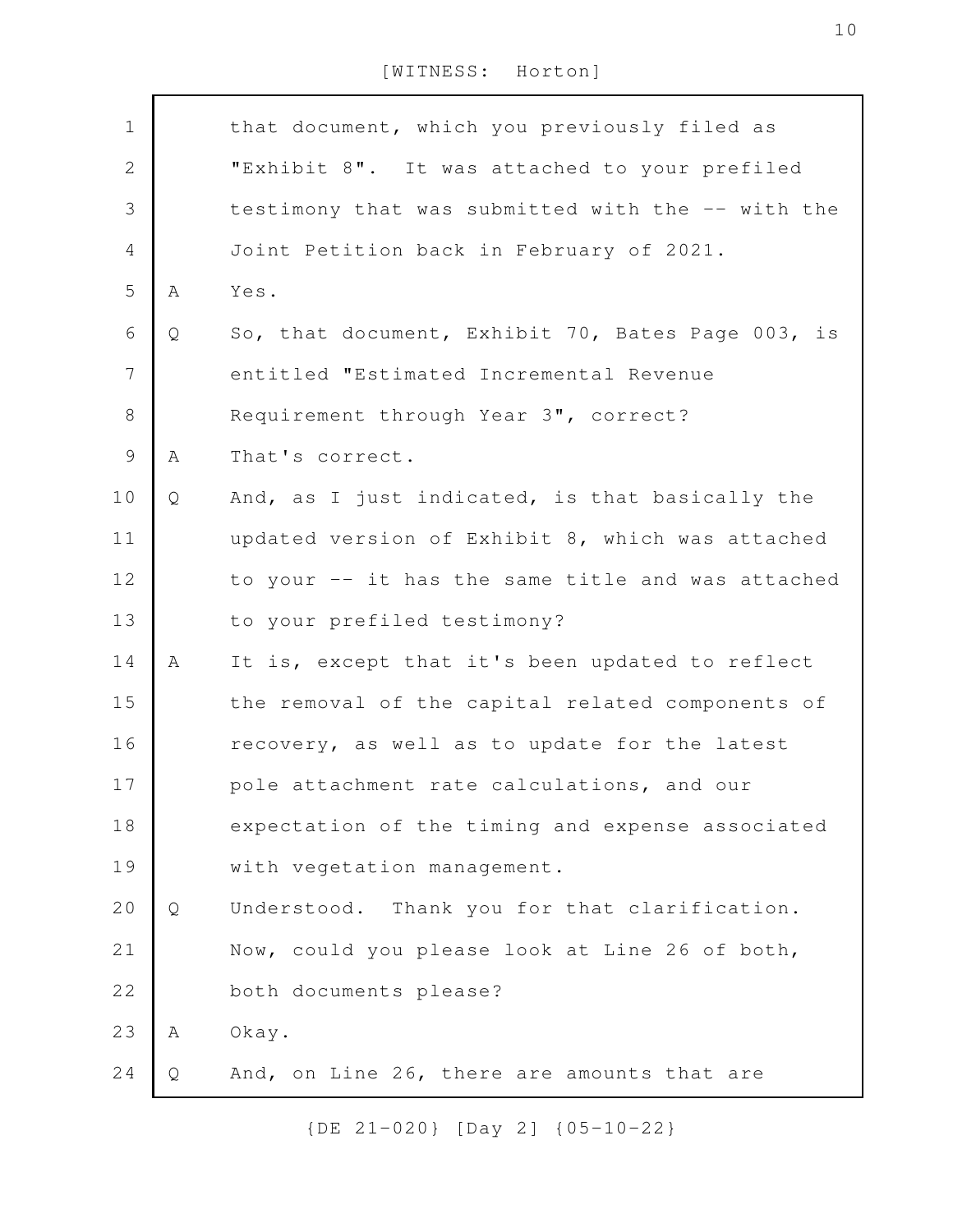that document, which you previously filed as "Exhibit 8". It was attached to your prefiled testimony that was submitted with the -- with the Joint Petition back in February of 2021.

A Yes.

Q So, that document, Exhibit 70, Bates Page 003, is entitled "Estimated Incremental Revenue Requirement through Year 3", correct?

A That's correct.

Q And, as I just indicated, is that basically the updated version of Exhibit 8, which was attached to your -- it has the same title and was attached to your prefiled testimony?

A It is, except that it's been updated to reflect the removal of the capital related components of recovery, as well as to update for the latest pole attachment rate calculations, and our expectation of the timing and expense associated with vegetation management.

Q Understood. Thank you for that clarification. Now, could you please look at Line 26 of both, both documents please?

A Okay.

Q And, on Line 26, there are amounts that are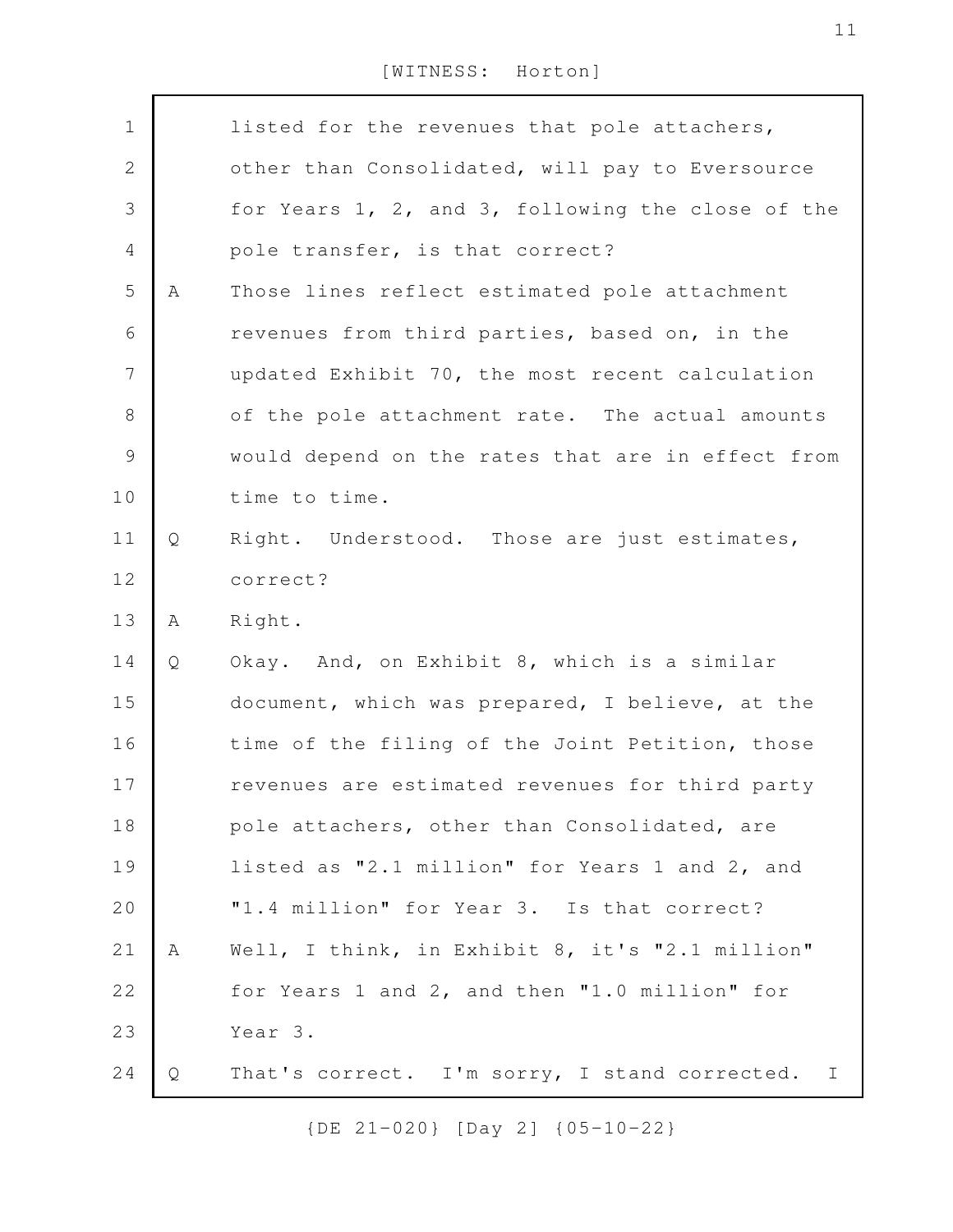listed for the revenues that pole attachers, other than Consolidated, will pay to Eversource for Years 1, 2, and 3, following the close of the pole transfer, is that correct?

A Those lines reflect estimated pole attachment revenues from third parties, based on, in the updated Exhibit 70, the most recent calculation of the pole attachment rate. The actual amounts would depend on the rates that are in effect from time to time.

Q Right. Understood. Those are just estimates, correct?

A Right.

Q Okay. And, on Exhibit 8, which is a similar document, which was prepared, I believe, at the time of the filing of the Joint Petition, those revenues are estimated revenues for third party pole attachers, other than Consolidated, are listed as "2.1 million" for Years 1 and 2, and "1.4 million" for Year 3. Is that correct?

A Well, I think, in Exhibit 8, it's "2.1 million" for Years 1 and 2, and then "1.0 million" for Year 3.

Q That's correct. I'm sorry, I stand corrected. I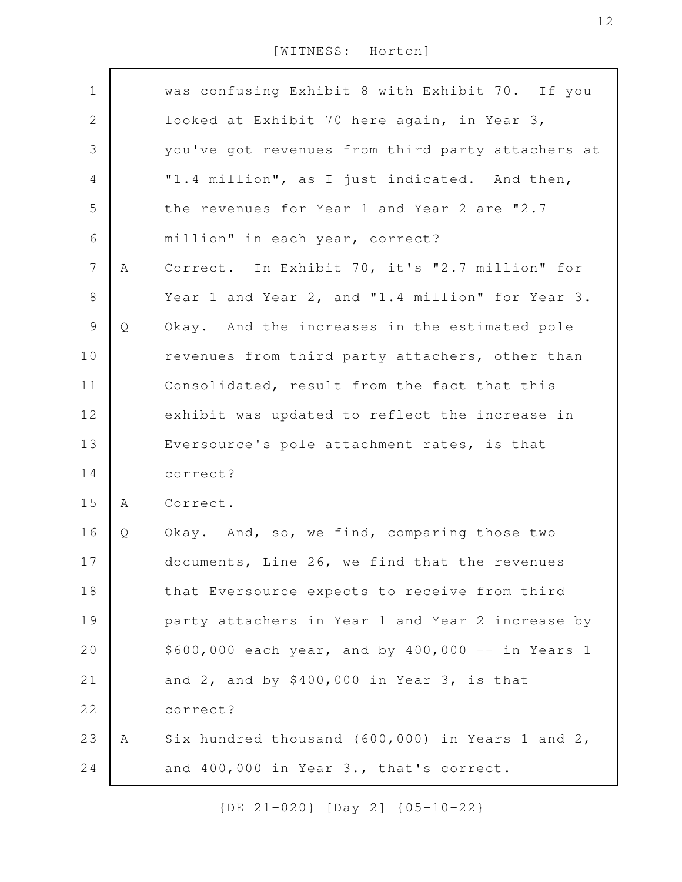was confusing Exhibit 8 with Exhibit 70. If you looked at Exhibit 70 here again, in Year 3, you've got revenues from third party attachers at "1.4 million", as I just indicated. And then, the revenues for Year 1 and Year 2 are "2.7 million" in each year, correct?

A Correct. In Exhibit 70, it's "2.7 million" for Year 1 and Year 2, and "1.4 million" for Year 3.

Q Okay. And the increases in the estimated pole revenues from third party attachers, other than Consolidated, result from the fact that this exhibit was updated to reflect the increase in Eversource's pole attachment rates, is that correct?

A Correct.

Q Okay. And, so, we find, comparing those two documents, Line 26, we find that the revenues that Eversource expects to receive from third party attachers in Year 1 and Year 2 increase by $600,000 each year, and by 400,000 -- in Years 1 and 2, and by $400,000 in Year 3, is that correct?

A Six hundred thousand (600,000) in Years 1 and 2, and 400,000 in Year 3., that's correct.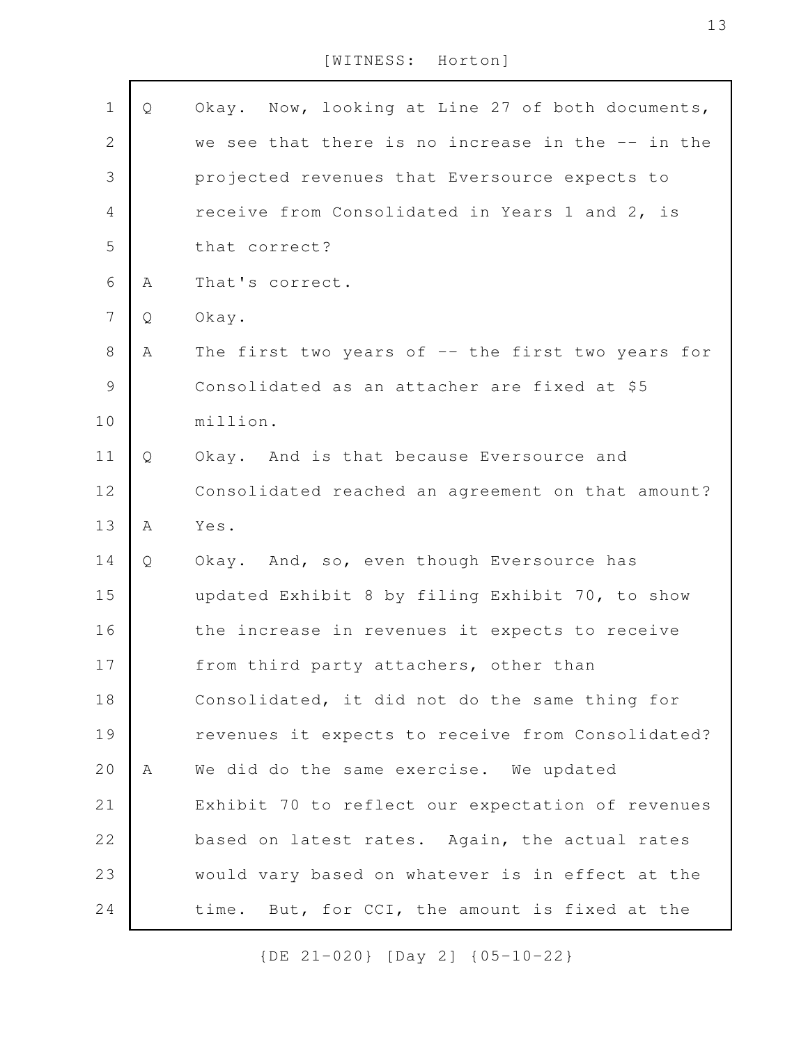[WITNESS: Horton]

Q Okay. Now, looking at Line 27 of both documents, we see that there is no increase in the -- in the projected revenues that Eversource expects to receive from Consolidated in Years 1 and 2, is that correct?

A That's correct.

Q Okay.

A The first two years of -- the first two years for Consolidated as an attacher are fixed at $5 million.

Q Okay. And is that because Eversource and Consolidated reached an agreement on that amount?

A Yes.

Q Okay. And, so, even though Eversource has updated Exhibit 8 by filing Exhibit 70, to show the increase in revenues it expects to receive from third party attachers, other than Consolidated, it did not do the same thing for revenues it expects to receive from Consolidated?

A We did do the same exercise. We updated Exhibit 70 to reflect our expectation of revenues based on latest rates. Again, the actual rates would vary based on whatever is in effect at the time. But, for CCI, the amount is fixed at the

{DE 21-020} [Day 2] {05-10-22}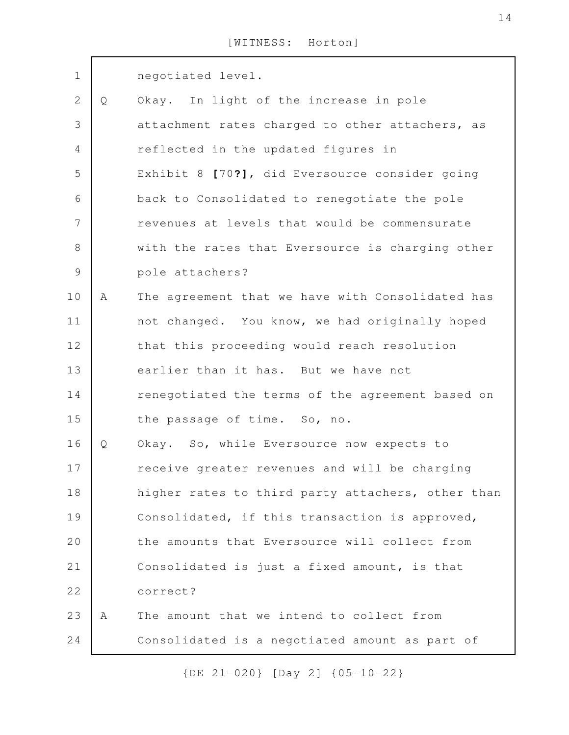negotiated level.

Q Okay. In light of the increase in pole attachment rates charged to other attachers, as reflected in the updated figures in Exhibit 8 **[**70**?]**, did Eversource consider going back to Consolidated to renegotiate the pole revenues at levels that would be commensurate with the rates that Eversource is charging other pole attachers?

A The agreement that we have with Consolidated has not changed. You know, we had originally hoped that this proceeding would reach resolution earlier than it has. But we have not renegotiated the terms of the agreement based on the passage of time. So, no.

Q Okay. So, while Eversource now expects to receive greater revenues and will be charging higher rates to third party attachers, other than Consolidated, if this transaction is approved, the amounts that Eversource will collect from Consolidated is just a fixed amount, is that correct?

A The amount that we intend to collect from Consolidated is a negotiated amount as part of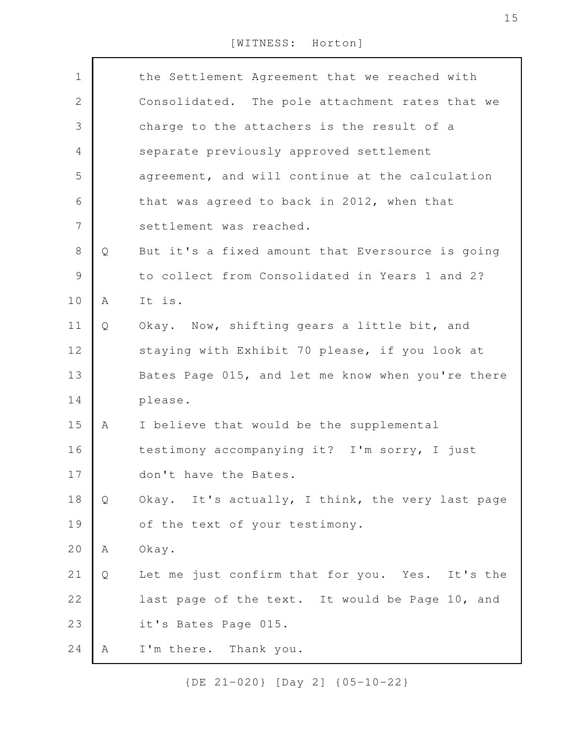the Settlement Agreement that we reached with Consolidated. The pole attachment rates that we charge to the attachers is the result of a separate previously approved settlement agreement, and will continue at the calculation that was agreed to back in 2012, when that settlement was reached.

Q But it's a fixed amount that Eversource is going to collect from Consolidated in Years 1 and 2?

A It is.

Q Okay. Now, shifting gears a little bit, and staying with Exhibit 70 please, if you look at Bates Page 015, and let me know when you're there please.

A I believe that would be the supplemental testimony accompanying it? I'm sorry, I just don't have the Bates.

Q Okay. It's actually, I think, the very last page of the text of your testimony.

A Okay.

Q Let me just confirm that for you. Yes. It's the last page of the text. It would be Page 10, and it's Bates Page 015.

A I'm there. Thank you.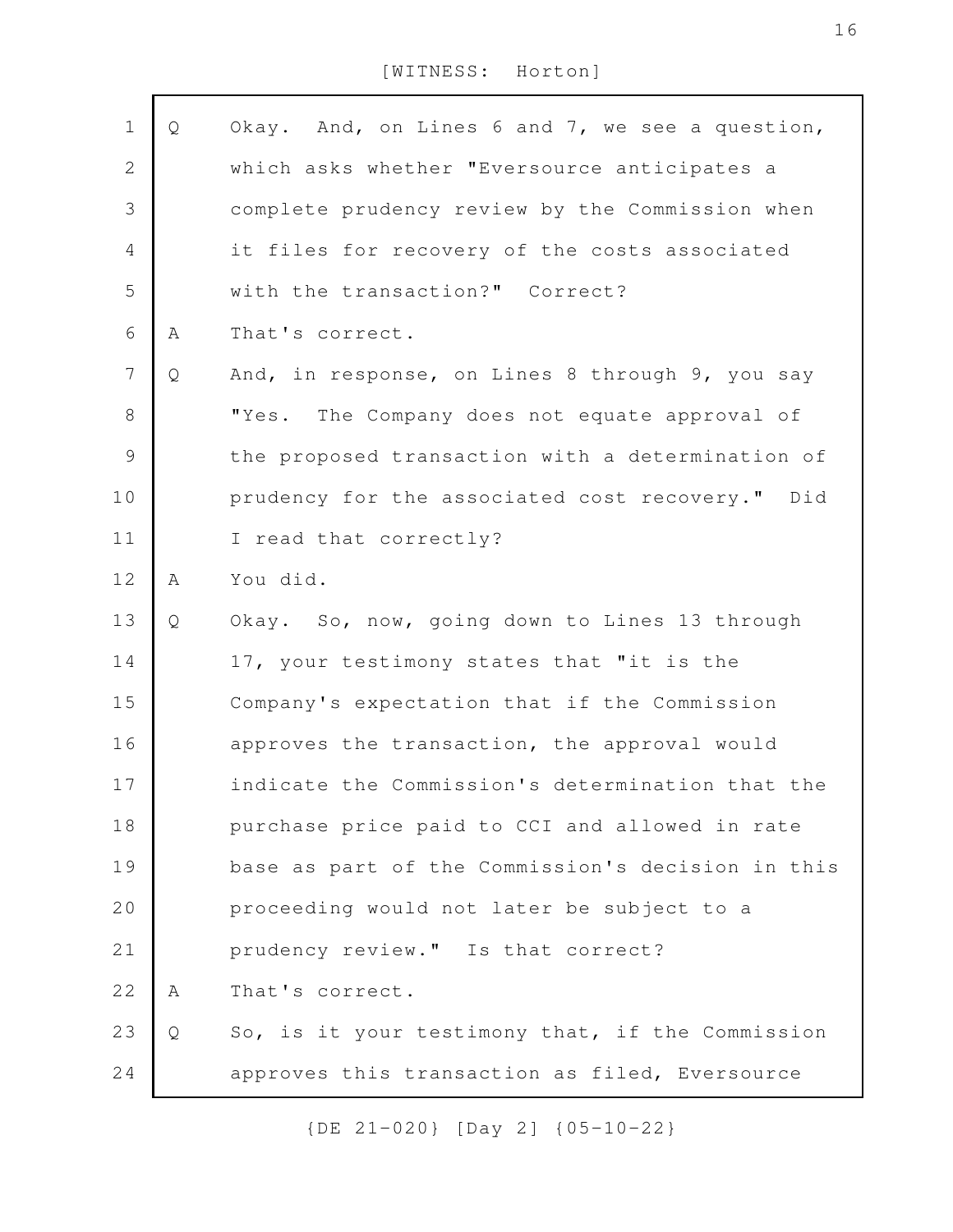[WITNESS: Horton]

Q Okay. And, on Lines 6 and 7, we see a question, which asks whether "Eversource anticipates a complete prudency review by the Commission when it files for recovery of the costs associated with the transaction?" Correct?

A That's correct.

Q And, in response, on Lines 8 through 9, you say "Yes. The Company does not equate approval of the proposed transaction with a determination of prudency for the associated cost recovery." Did I read that correctly?

A You did.

Q Okay. So, now, going down to Lines 13 through 17, your testimony states that "it is the Company's expectation that if the Commission approves the transaction, the approval would indicate the Commission's determination that the purchase price paid to CCI and allowed in rate base as part of the Commission's decision in this proceeding would not later be subject to a prudency review." Is that correct?

A That's correct.

Q So, is it your testimony that, if the Commission approves this transaction as filed, Eversource

{DE 21-020} [Day 2] {05-10-22}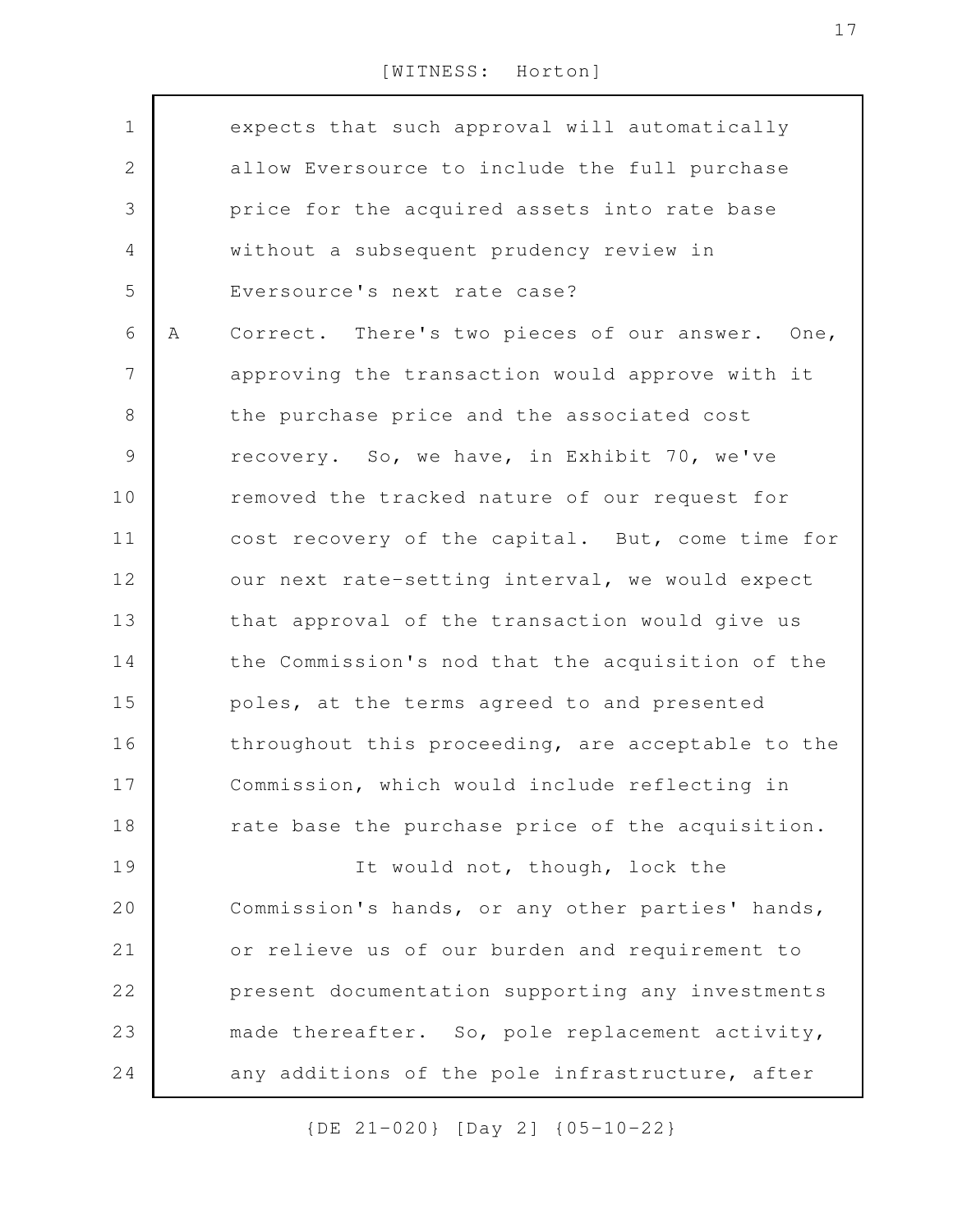expects that such approval will automatically allow Eversource to include the full purchase price for the acquired assets into rate base without a subsequent prudency review in Eversource's next rate case?

A Correct. There's two pieces of our answer. One, approving the transaction would approve with it the purchase price and the associated cost recovery. So, we have, in Exhibit 70, we've removed the tracked nature of our request for cost recovery of the capital. But, come time for our next rate-setting interval, we would expect that approval of the transaction would give us the Commission's nod that the acquisition of the poles, at the terms agreed to and presented throughout this proceeding, are acceptable to the Commission, which would include reflecting in rate base the purchase price of the acquisition.

It would not, though, lock the Commission's hands, or any other parties' hands, or relieve us of our burden and requirement to present documentation supporting any investments made thereafter. So, pole replacement activity, any additions of the pole infrastructure, after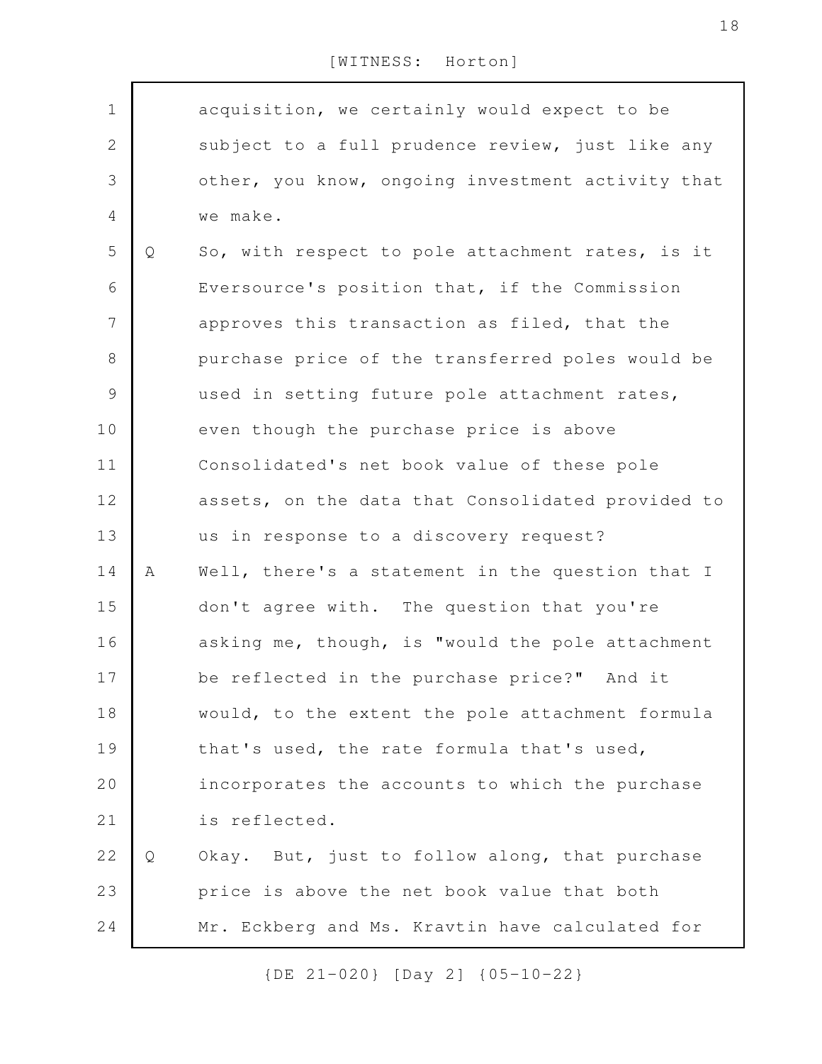acquisition, we certainly would expect to be subject to a full prudence review, just like any other, you know, ongoing investment activity that we make.

Q So, with respect to pole attachment rates, is it Eversource's position that, if the Commission approves this transaction as filed, that the purchase price of the transferred poles would be used in setting future pole attachment rates, even though the purchase price is above Consolidated's net book value of these pole assets, on the data that Consolidated provided to us in response to a discovery request?

A Well, there's a statement in the question that I don't agree with. The question that you're asking me, though, is "would the pole attachment be reflected in the purchase price?" And it would, to the extent the pole attachment formula that's used, the rate formula that's used, incorporates the accounts to which the purchase is reflected.

Q Okay. But, just to follow along, that purchase price is above the net book value that both Mr. Eckberg and Ms. Kravtin have calculated for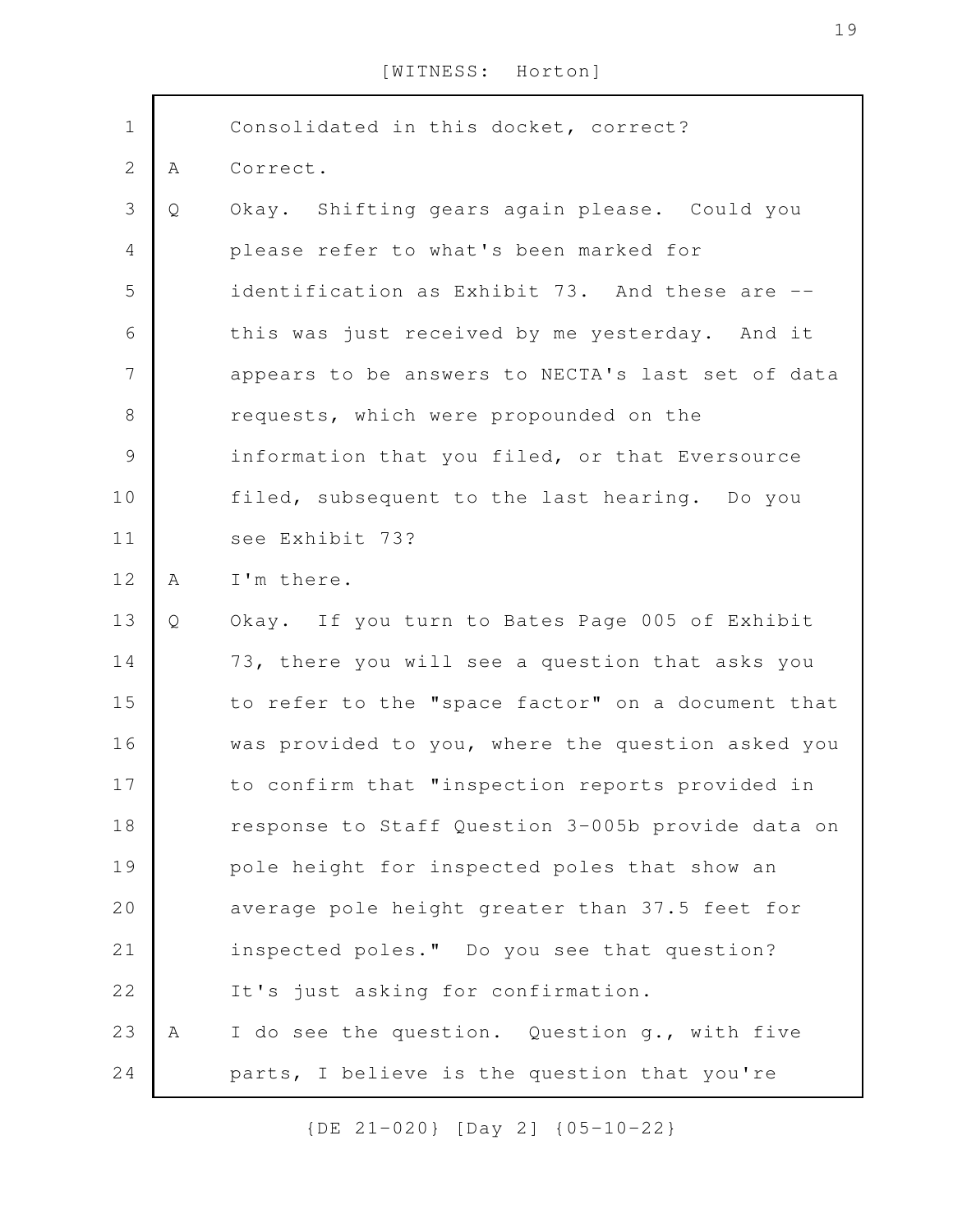[WITNESS: Horton]

1 Consolidated in this docket, correct?

2 A Correct.

3 Q Okay. Shifting gears again please. Could you

4 please refer to what's been marked for

5 identification as Exhibit 73. And these are --

6 this was just received by me yesterday. And it

7 appears to be answers to NECTA's last set of data

8 requests, which were propounded on the

9 information that you filed, or that Eversource

10 filed, subsequent to the last hearing. Do you

11 see Exhibit 73?

12 A I'm there.

13 Q Okay. If you turn to Bates Page 005 of Exhibit

14 73, there you will see a question that asks you

15 to refer to the "space factor" on a document that

16 was provided to you, where the question asked you

17 to confirm that "inspection reports provided in

18 response to Staff Question 3-005b provide data on

19 pole height for inspected poles that show an

20 average pole height greater than 37.5 feet for

21 inspected poles." Do you see that question?

22 It's just asking for confirmation.

23 A I do see the question. Question g., with five

24 parts, I believe is the question that you're

{DE 21-020} [Day 2] {05-10-22}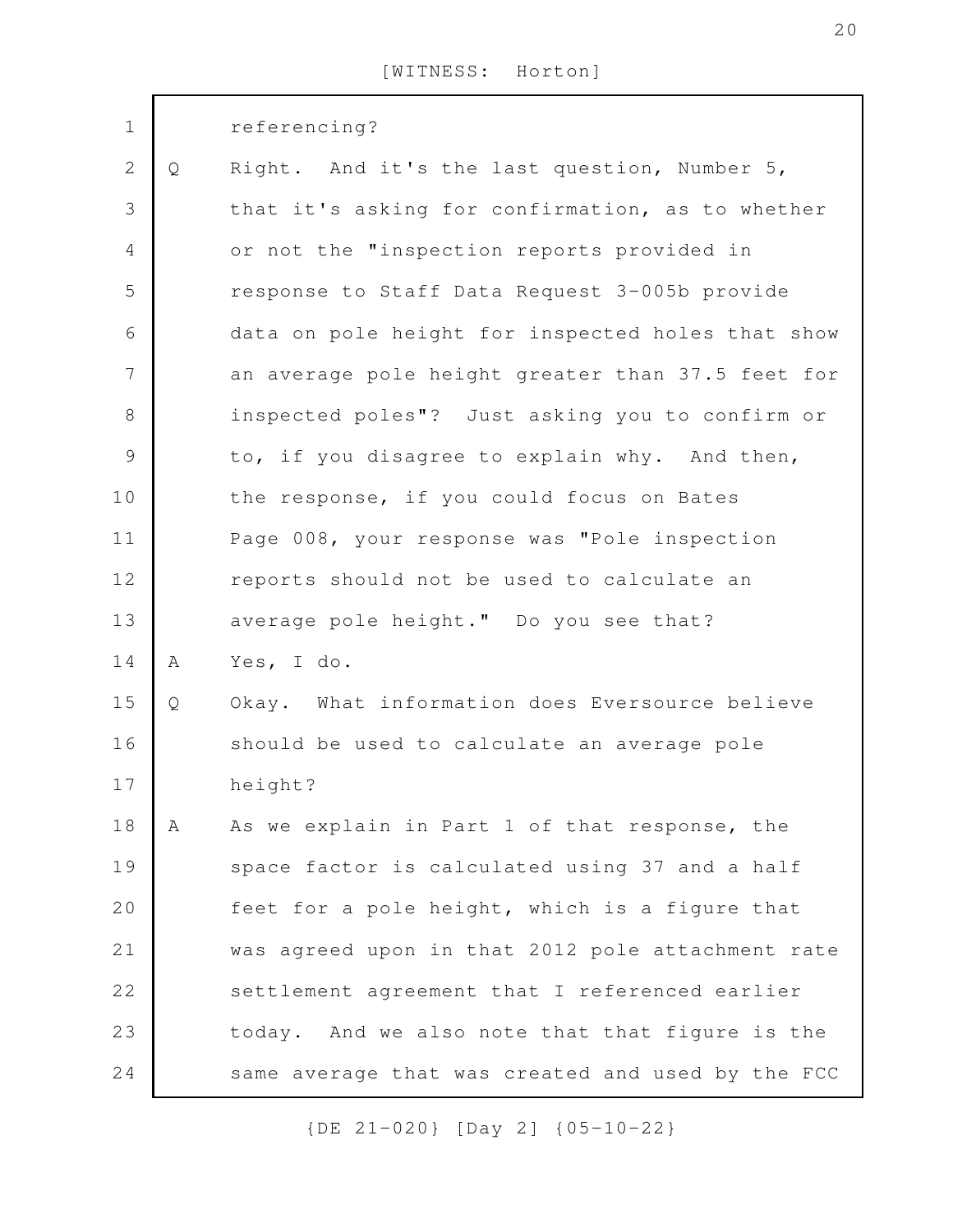referencing?

Q Right. And it's the last question, Number 5, that it's asking for confirmation, as to whether or not the "inspection reports provided in response to Staff Data Request 3-005b provide data on pole height for inspected holes that show an average pole height greater than 37.5 feet for inspected poles"? Just asking you to confirm or to, if you disagree to explain why. And then, the response, if you could focus on Bates Page 008, your response was "Pole inspection reports should not be used to calculate an average pole height." Do you see that?

A Yes, I do.

Q Okay. What information does Eversource believe should be used to calculate an average pole height?

A As we explain in Part 1 of that response, the space factor is calculated using 37 and a half feet for a pole height, which is a figure that was agreed upon in that 2012 pole attachment rate settlement agreement that I referenced earlier today. And we also note that that figure is the same average that was created and used by the FCC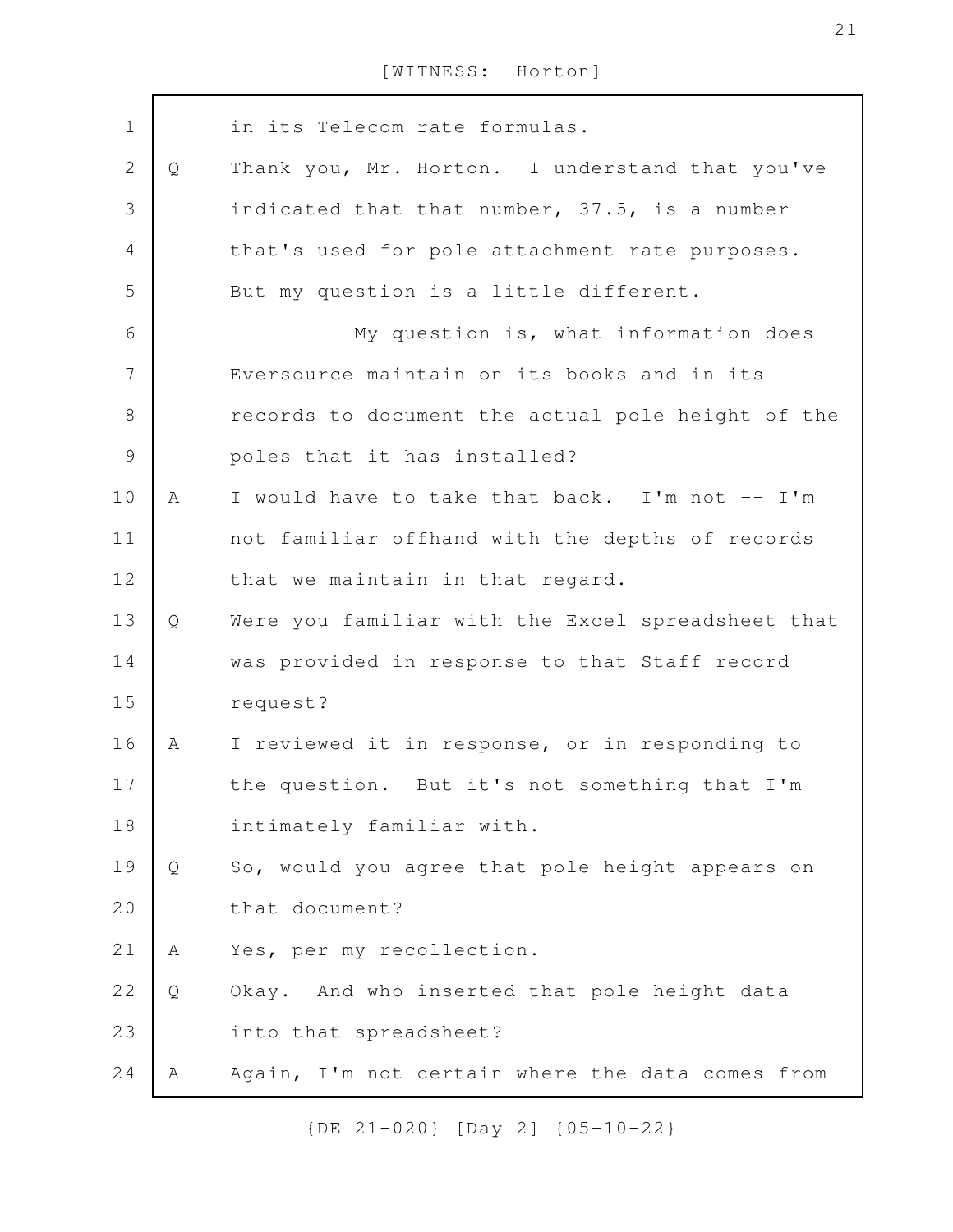in its Telecom rate formulas.

Q Thank you, Mr. Horton. I understand that you've indicated that that number, 37.5, is a number that's used for pole attachment rate purposes. But my question is a little different.

My question is, what information does Eversource maintain on its books and in its records to document the actual pole height of the poles that it has installed?

A I would have to take that back. I'm not -- I'm not familiar offhand with the depths of records that we maintain in that regard.

Q Were you familiar with the Excel spreadsheet that was provided in response to that Staff record request?

A I reviewed it in response, or in responding to the question. But it's not something that I'm intimately familiar with.

Q So, would you agree that pole height appears on that document?

A Yes, per my recollection.

Q Okay. And who inserted that pole height data into that spreadsheet?

A Again, I'm not certain where the data comes from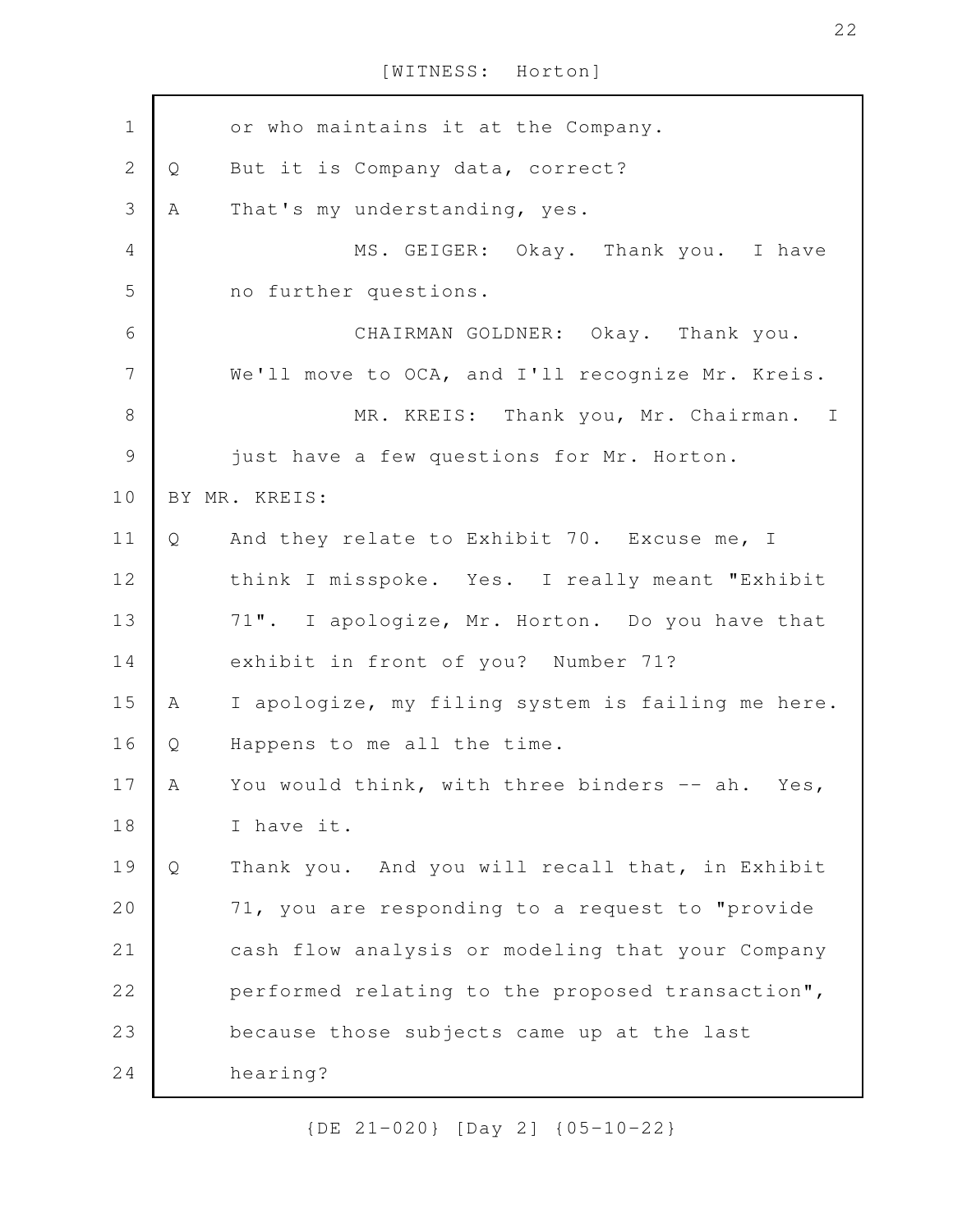or who maintains it at the Company.

Q But it is Company data, correct?

A That's my understanding, yes.

MS. GEIGER: Okay. Thank you. I have no further questions.

CHAIRMAN GOLDNER: Okay. Thank you. We'll move to OCA, and I'll recognize Mr. Kreis.

MR. KREIS: Thank you, Mr. Chairman. I just have a few questions for Mr. Horton.

BY MR. KREIS:

Q And they relate to Exhibit 70. Excuse me, I think I misspoke. Yes. I really meant "Exhibit 71". I apologize, Mr. Horton. Do you have that exhibit in front of you? Number 71?

A I apologize, my filing system is failing me here.

Q Happens to me all the time.

A You would think, with three binders -- ah. Yes, I have it.

Q Thank you. And you will recall that, in Exhibit 71, you are responding to a request to "provide cash flow analysis or modeling that your Company performed relating to the proposed transaction", because those subjects came up at the last hearing?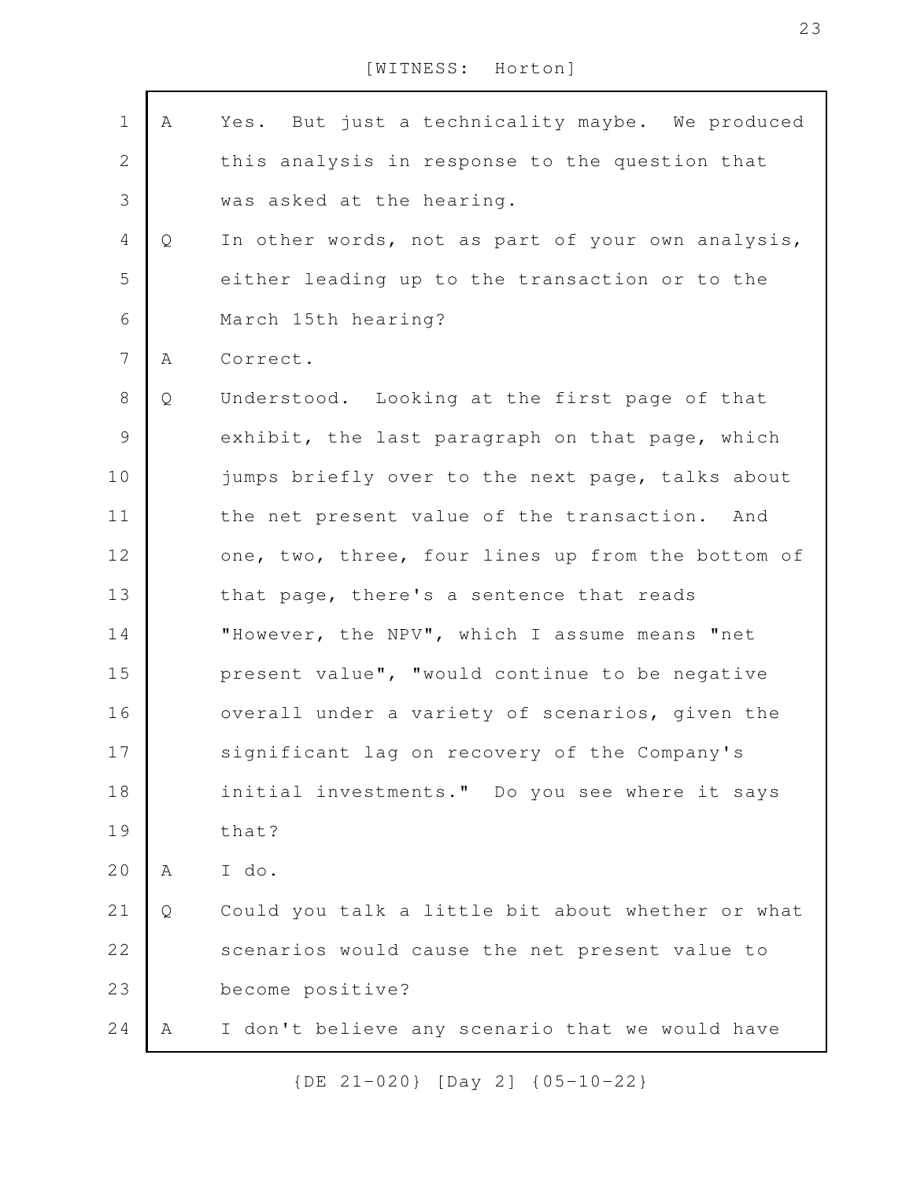A Yes. But just a technicality maybe. We produced this analysis in response to the question that was asked at the hearing.

Q In other words, not as part of your own analysis, either leading up to the transaction or to the March 15th hearing?

A Correct.

Q Understood. Looking at the first page of that exhibit, the last paragraph on that page, which jumps briefly over to the next page, talks about the net present value of the transaction. And one, two, three, four lines up from the bottom of that page, there's a sentence that reads "However, the NPV", which I assume means "net present value", "would continue to be negative overall under a variety of scenarios, given the significant lag on recovery of the Company's initial investments." Do you see where it says that?

A I do.

Q Could you talk a little bit about whether or what scenarios would cause the net present value to become positive?

A I don't believe any scenario that we would have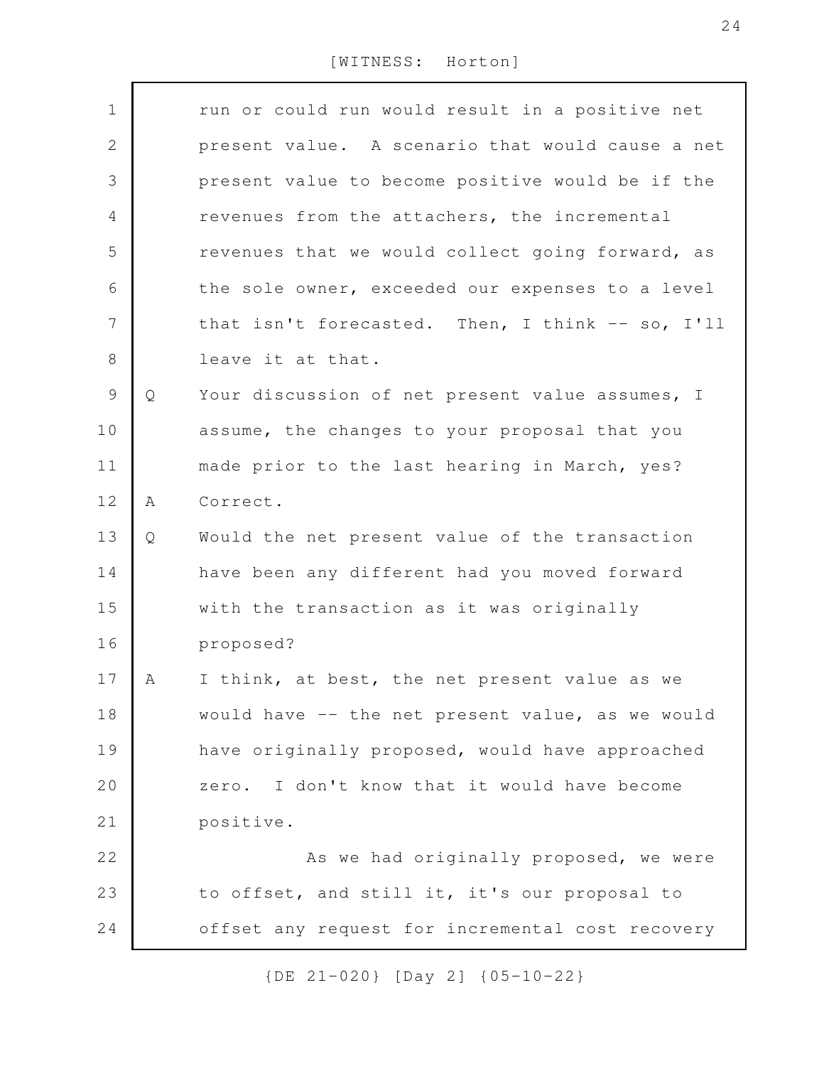run or could run would result in a positive net present value. A scenario that would cause a net present value to become positive would be if the revenues from the attachers, the incremental revenues that we would collect going forward, as the sole owner, exceeded our expenses to a level that isn't forecasted. Then, I think -- so, I'll leave it at that.

Q Your discussion of net present value assumes, I assume, the changes to your proposal that you made prior to the last hearing in March, yes?

A Correct.

Q Would the net present value of the transaction have been any different had you moved forward with the transaction as it was originally proposed?

A I think, at best, the net present value as we would have -- the net present value, as we would have originally proposed, would have approached zero. I don't know that it would have become positive.

As we had originally proposed, we were to offset, and still it, it's our proposal to offset any request for incremental cost recovery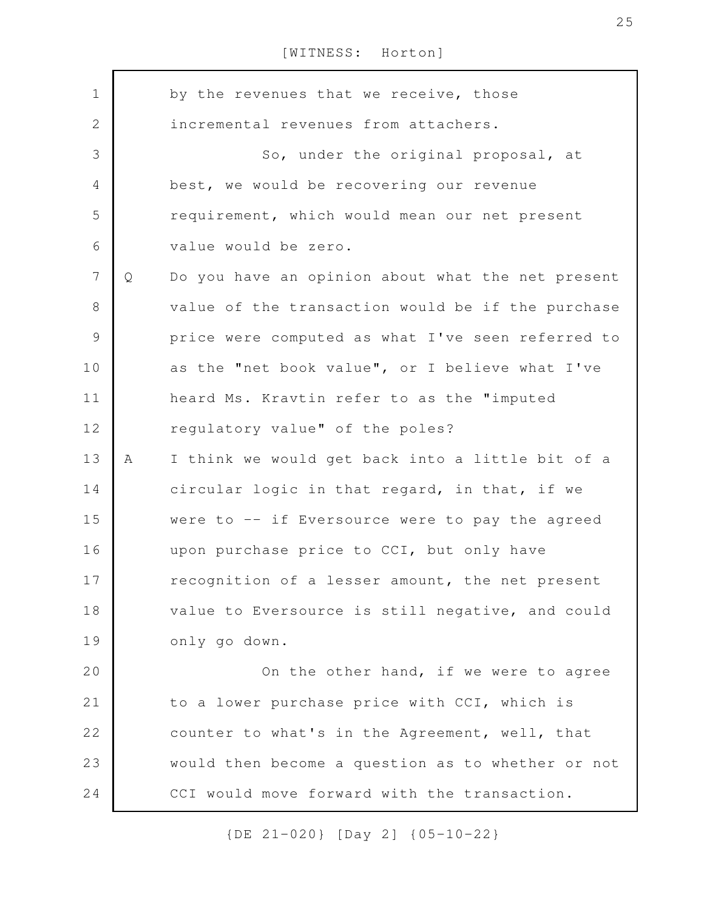by the revenues that we receive, those incremental revenues from attachers.

So, under the original proposal, at best, we would be recovering our revenue requirement, which would mean our net present value would be zero.

Q Do you have an opinion about what the net present value of the transaction would be if the purchase price were computed as what I've seen referred to as the "net book value", or I believe what I've heard Ms. Kravtin refer to as the "imputed regulatory value" of the poles?

A I think we would get back into a little bit of a circular logic in that regard, in that, if we were to -- if Eversource were to pay the agreed upon purchase price to CCI, but only have recognition of a lesser amount, the net present value to Eversource is still negative, and could only go down.

On the other hand, if we were to agree to a lower purchase price with CCI, which is counter to what's in the Agreement, well, that would then become a question as to whether or not CCI would move forward with the transaction.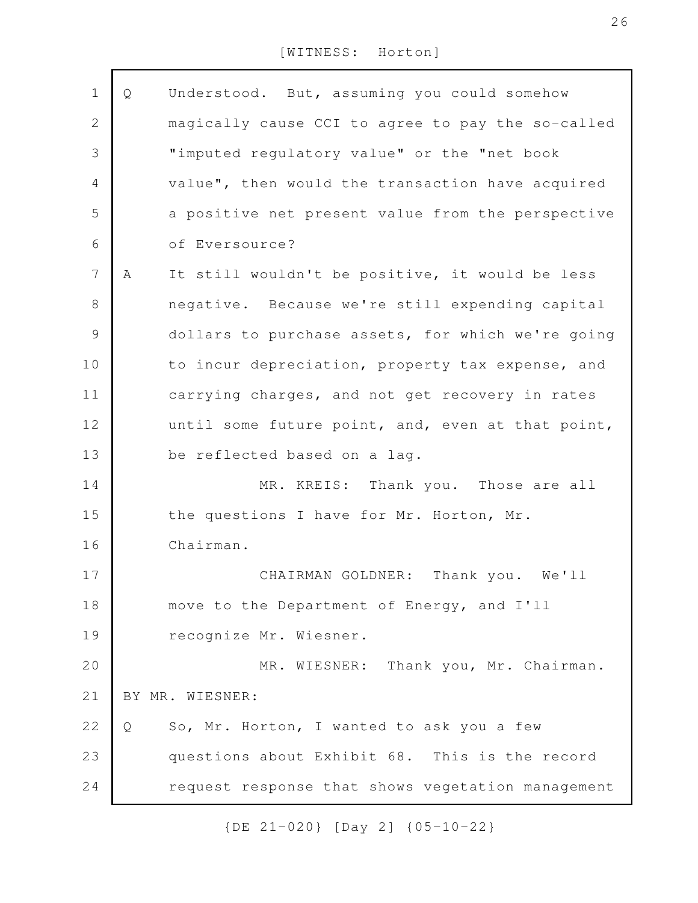Q Understood. But, assuming you could somehow magically cause CCI to agree to pay the so-called "imputed regulatory value" or the "net book value", then would the transaction have acquired a positive net present value from the perspective of Eversource?

A It still wouldn't be positive, it would be less negative. Because we're still expending capital dollars to purchase assets, for which we're going to incur depreciation, property tax expense, and carrying charges, and not get recovery in rates until some future point, and, even at that point, be reflected based on a lag.

MR. KREIS: Thank you. Those are all the questions I have for Mr. Horton, Mr. Chairman.

CHAIRMAN GOLDNER: Thank you. We'll move to the Department of Energy, and I'll recognize Mr. Wiesner.

MR. WIESNER: Thank you, Mr. Chairman.

BY MR. WIESNER:

Q So, Mr. Horton, I wanted to ask you a few questions about Exhibit 68. This is the record request response that shows vegetation management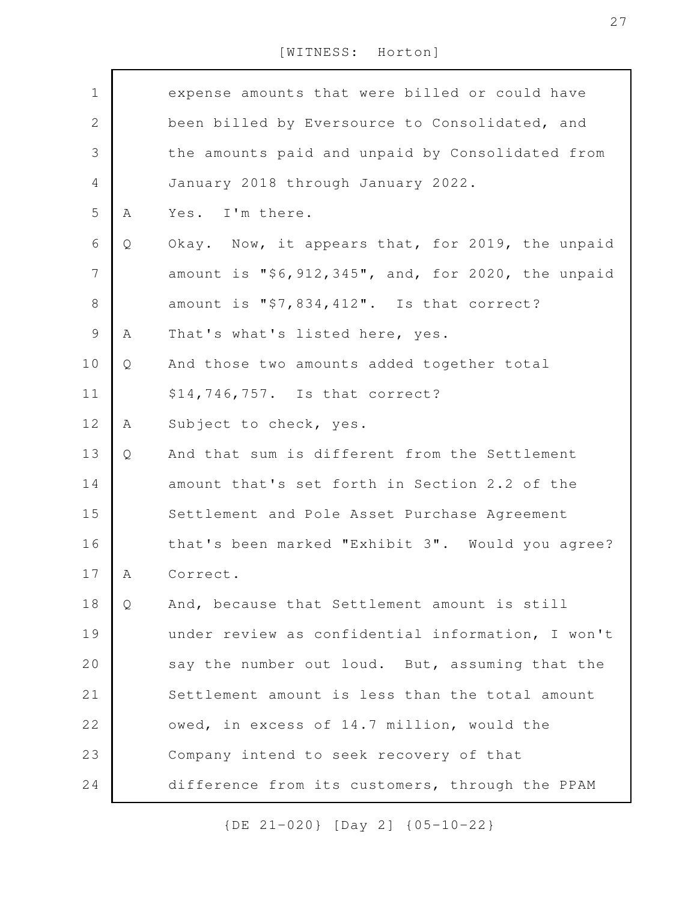1 expense amounts that were billed or could have
2 been billed by Eversource to Consolidated, and
3 the amounts paid and unpaid by Consolidated from
4 January 2018 through January 2022.

5 A Yes. I'm there.

6 Q Okay. Now, it appears that, for 2019, the unpaid
7 amount is "$6,912,345", and, for 2020, the unpaid
8 amount is "$7,834,412". Is that correct?

9 A That's what's listed here, yes.

10 Q And those two amounts added together total
11 $14,746,757. Is that correct?

12 A Subject to check, yes.

13 Q And that sum is different from the Settlement
14 amount that's set forth in Section 2.2 of the
15 Settlement and Pole Asset Purchase Agreement
16 that's been marked "Exhibit 3". Would you agree?

17 A Correct.

18 Q And, because that Settlement amount is still
19 under review as confidential information, I won't
20 say the number out loud. But, assuming that the
21 Settlement amount is less than the total amount
22 owed, in excess of 14.7 million, would the
23 Company intend to seek recovery of that
24 difference from its customers, through the PPAM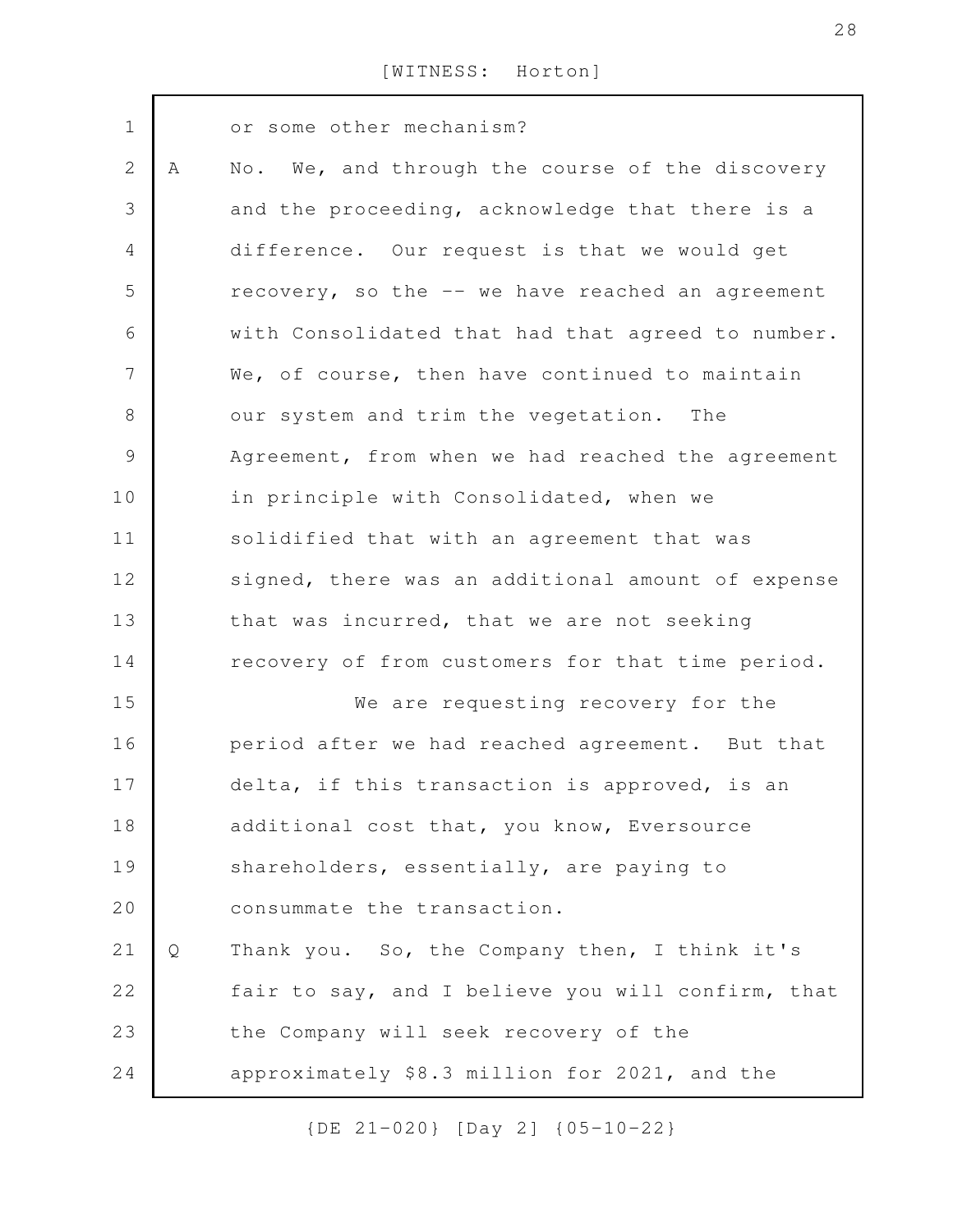or some other mechanism?

A No. We, and through the course of the discovery and the proceeding, acknowledge that there is a difference. Our request is that we would get recovery, so the -- we have reached an agreement with Consolidated that had that agreed to number. We, of course, then have continued to maintain our system and trim the vegetation. The Agreement, from when we had reached the agreement in principle with Consolidated, when we solidified that with an agreement that was signed, there was an additional amount of expense that was incurred, that we are not seeking recovery of from customers for that time period.

We are requesting recovery for the period after we had reached agreement. But that delta, if this transaction is approved, is an additional cost that, you know, Eversource shareholders, essentially, are paying to consummate the transaction.

Q Thank you. So, the Company then, I think it's fair to say, and I believe you will confirm, that the Company will seek recovery of the approximately $8.3 million for 2021, and the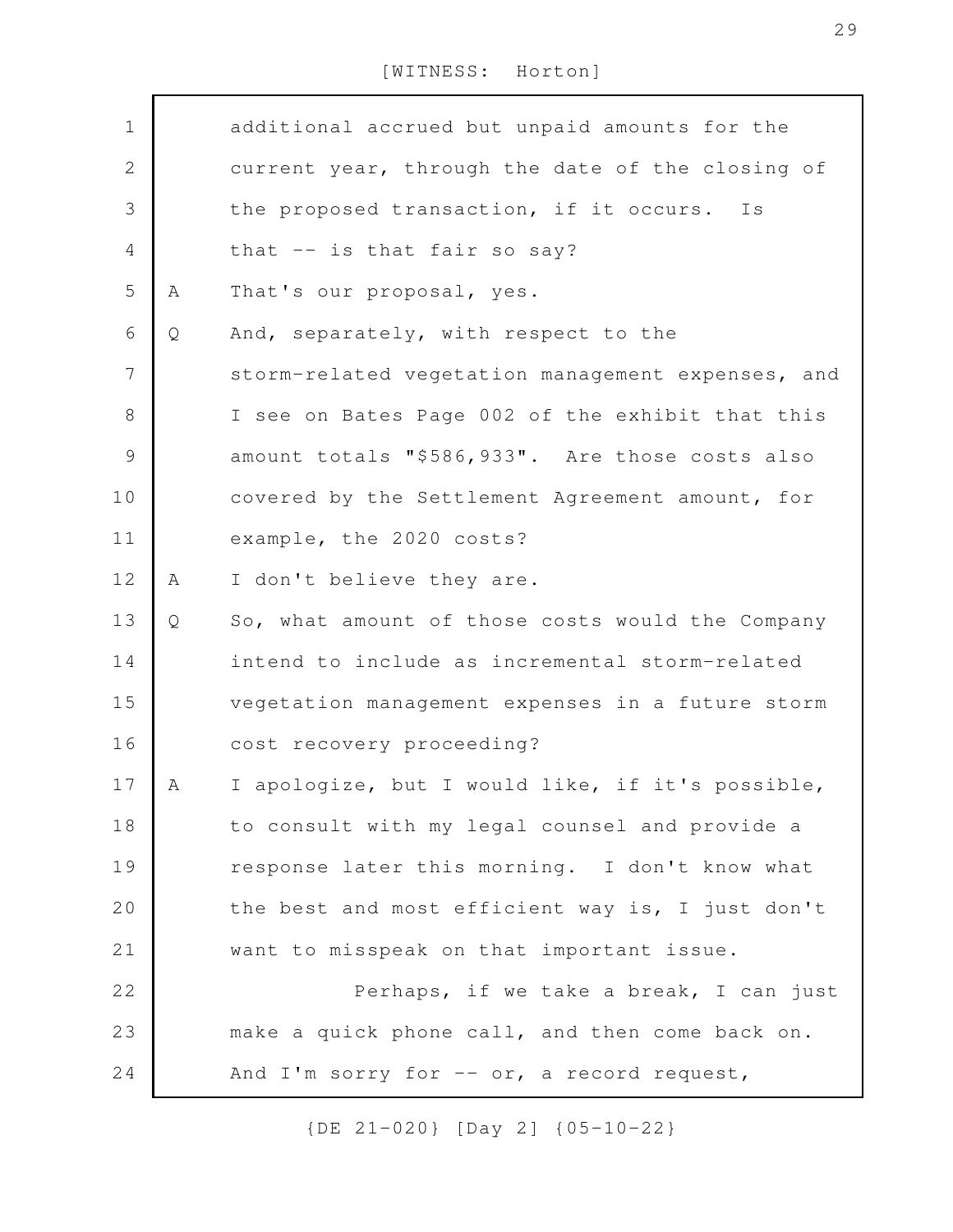additional accrued but unpaid amounts for the current year, through the date of the closing of the proposed transaction, if it occurs. Is that -- is that fair so say?

A That's our proposal, yes.

Q And, separately, with respect to the storm-related vegetation management expenses, and I see on Bates Page 002 of the exhibit that this amount totals "$586,933". Are those costs also covered by the Settlement Agreement amount, for example, the 2020 costs?

A I don't believe they are.

Q So, what amount of those costs would the Company intend to include as incremental storm-related vegetation management expenses in a future storm cost recovery proceeding?

A I apologize, but I would like, if it's possible, to consult with my legal counsel and provide a response later this morning. I don't know what the best and most efficient way is, I just don't want to misspeak on that important issue.

Perhaps, if we take a break, I can just make a quick phone call, and then come back on. And I'm sorry for -- or, a record request,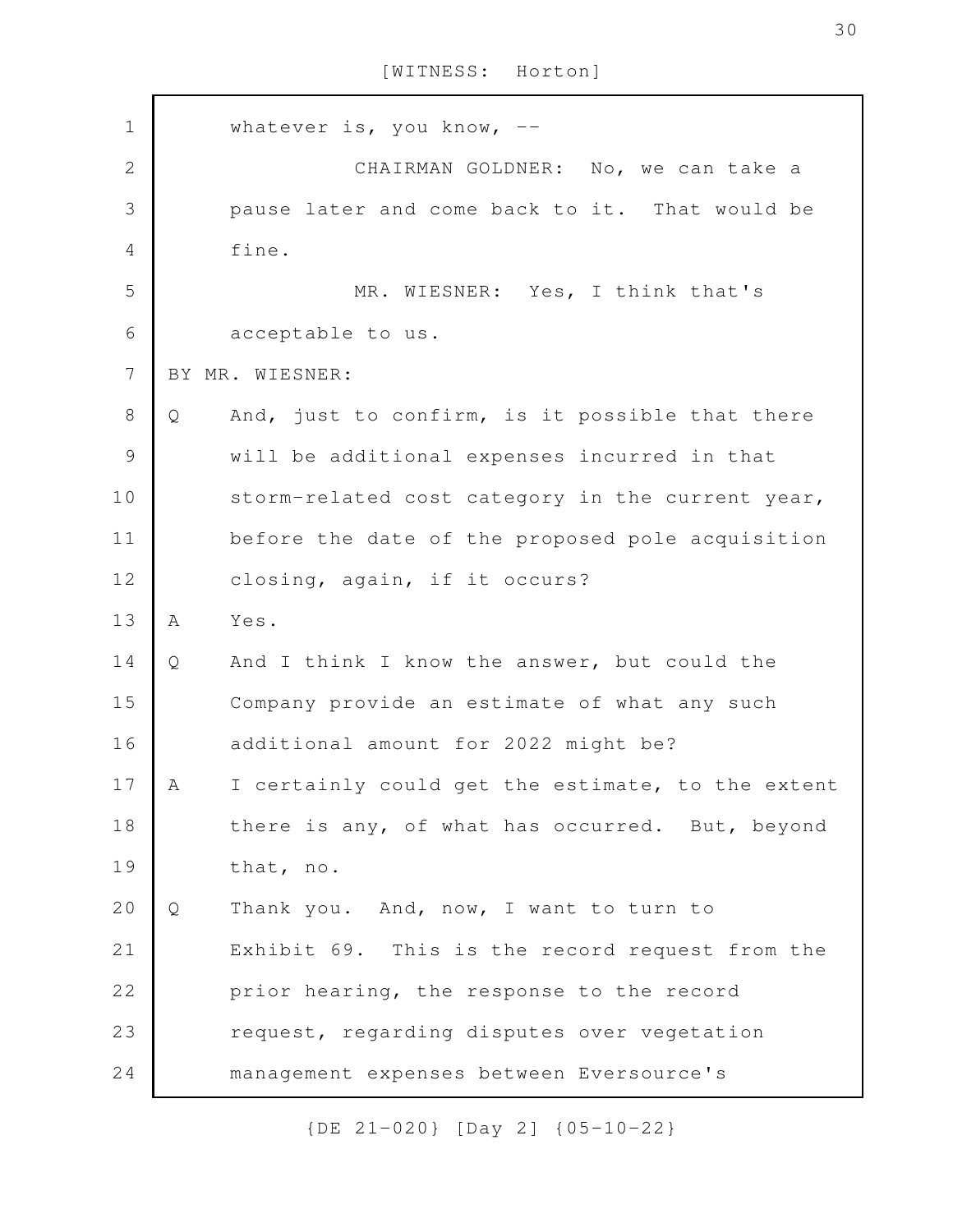whatever is, you know, --

CHAIRMAN GOLDNER: No, we can take a pause later and come back to it. That would be fine.

MR. WIESNER: Yes, I think that's acceptable to us.

BY MR. WIESNER:

Q And, just to confirm, is it possible that there will be additional expenses incurred in that storm-related cost category in the current year, before the date of the proposed pole acquisition closing, again, if it occurs?

A Yes.

Q And I think I know the answer, but could the Company provide an estimate of what any such additional amount for 2022 might be?

A I certainly could get the estimate, to the extent there is any, of what has occurred. But, beyond that, no.

Q Thank you. And, now, I want to turn to Exhibit 69. This is the record request from the prior hearing, the response to the record request, regarding disputes over vegetation management expenses between Eversource's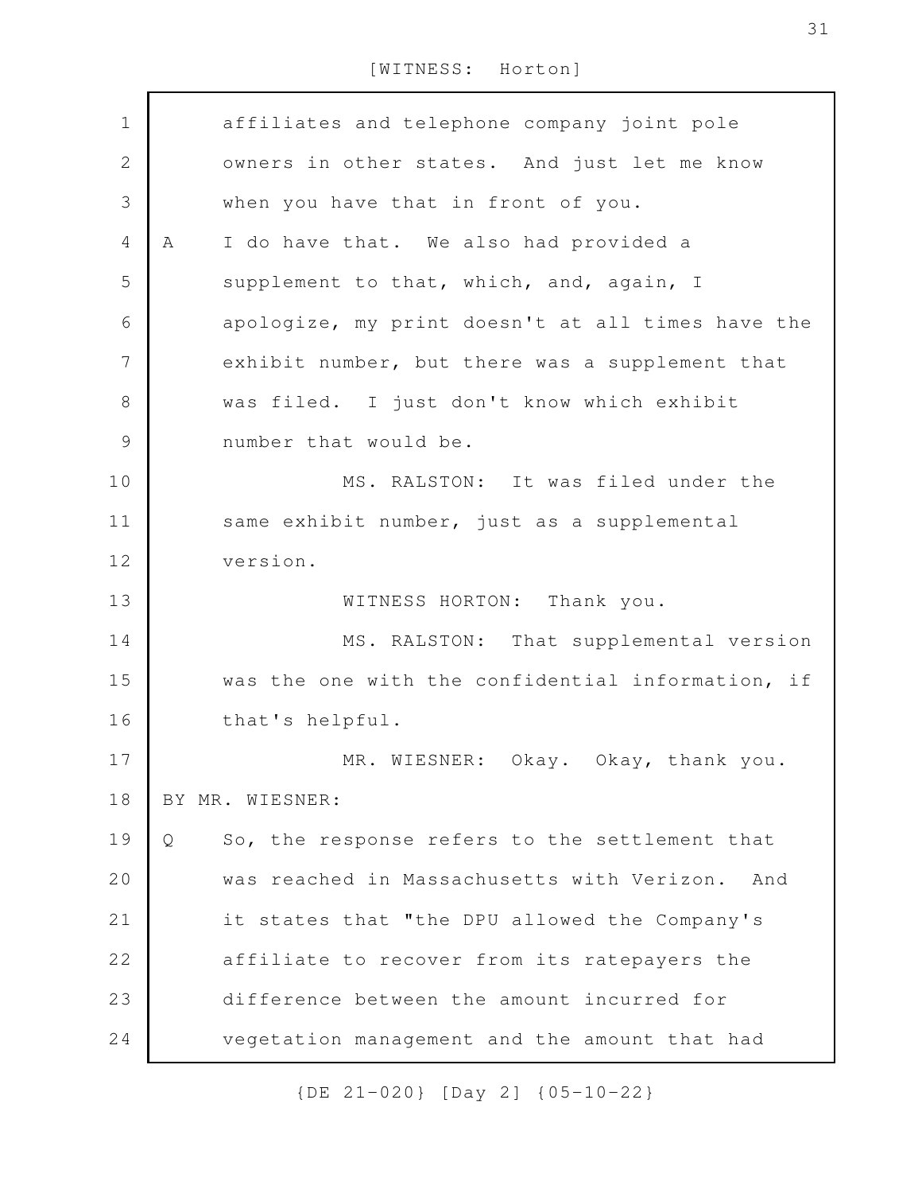affiliates and telephone company joint pole owners in other states. And just let me know when you have that in front of you.

A I do have that. We also had provided a supplement to that, which, and, again, I apologize, my print doesn't at all times have the exhibit number, but there was a supplement that was filed. I just don't know which exhibit number that would be.

MS. RALSTON: It was filed under the same exhibit number, just as a supplemental version.

WITNESS HORTON: Thank you.

MS. RALSTON: That supplemental version was the one with the confidential information, if that's helpful.

MR. WIESNER: Okay. Okay, thank you.

BY MR. WIESNER:

Q So, the response refers to the settlement that was reached in Massachusetts with Verizon. And it states that "the DPU allowed the Company's affiliate to recover from its ratepayers the difference between the amount incurred for vegetation management and the amount that had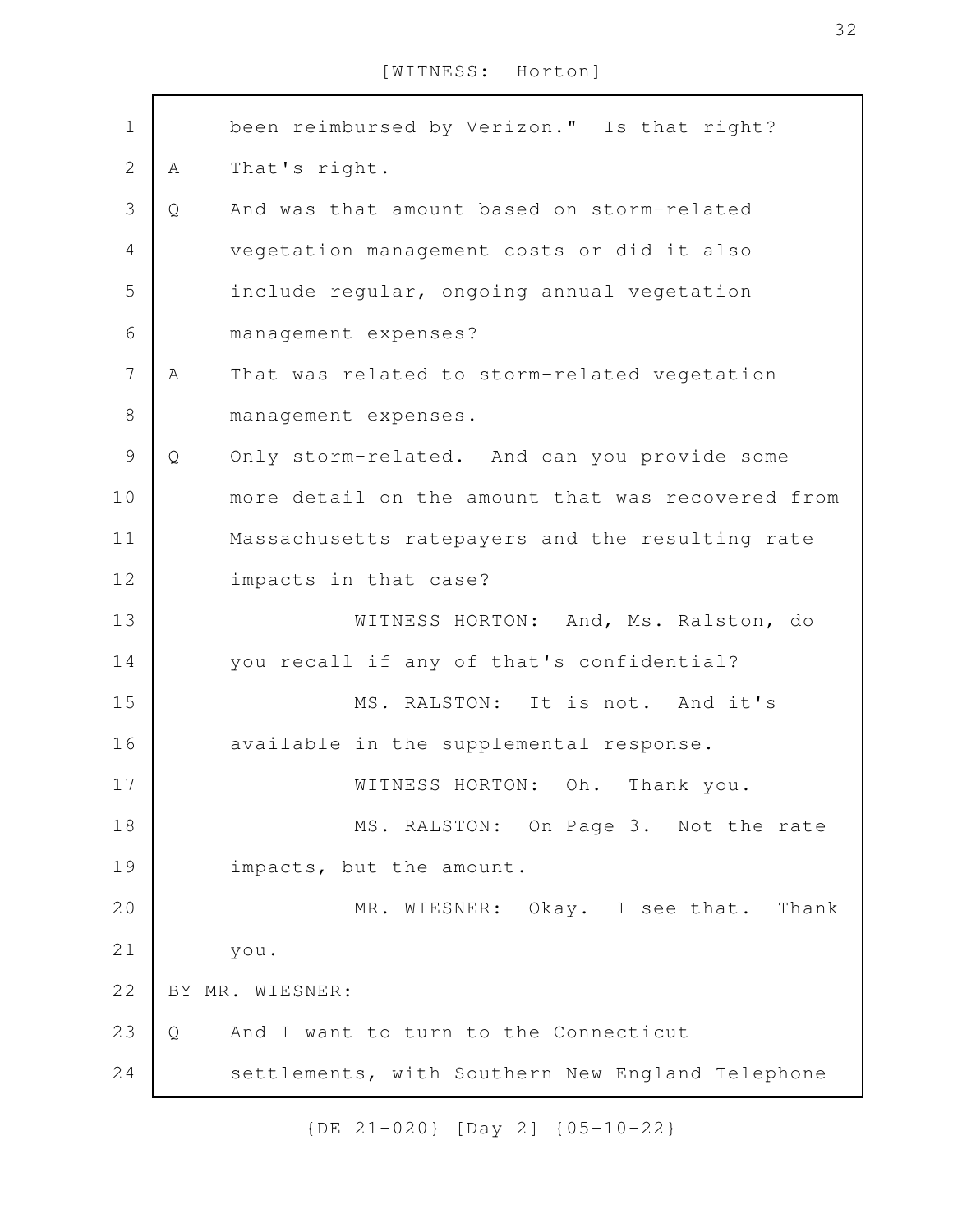been reimbursed by Verizon." Is that right?

A That's right.

Q And was that amount based on storm-related vegetation management costs or did it also include regular, ongoing annual vegetation management expenses?

A That was related to storm-related vegetation management expenses.

Q Only storm-related. And can you provide some more detail on the amount that was recovered from Massachusetts ratepayers and the resulting rate impacts in that case?

WITNESS HORTON: And, Ms. Ralston, do you recall if any of that's confidential?

MS. RALSTON: It is not. And it's available in the supplemental response.

WITNESS HORTON: Oh. Thank you.

MS. RALSTON: On Page 3. Not the rate impacts, but the amount.

MR. WIESNER: Okay. I see that. Thank you.

BY MR. WIESNER:

Q And I want to turn to the Connecticut settlements, with Southern New England Telephone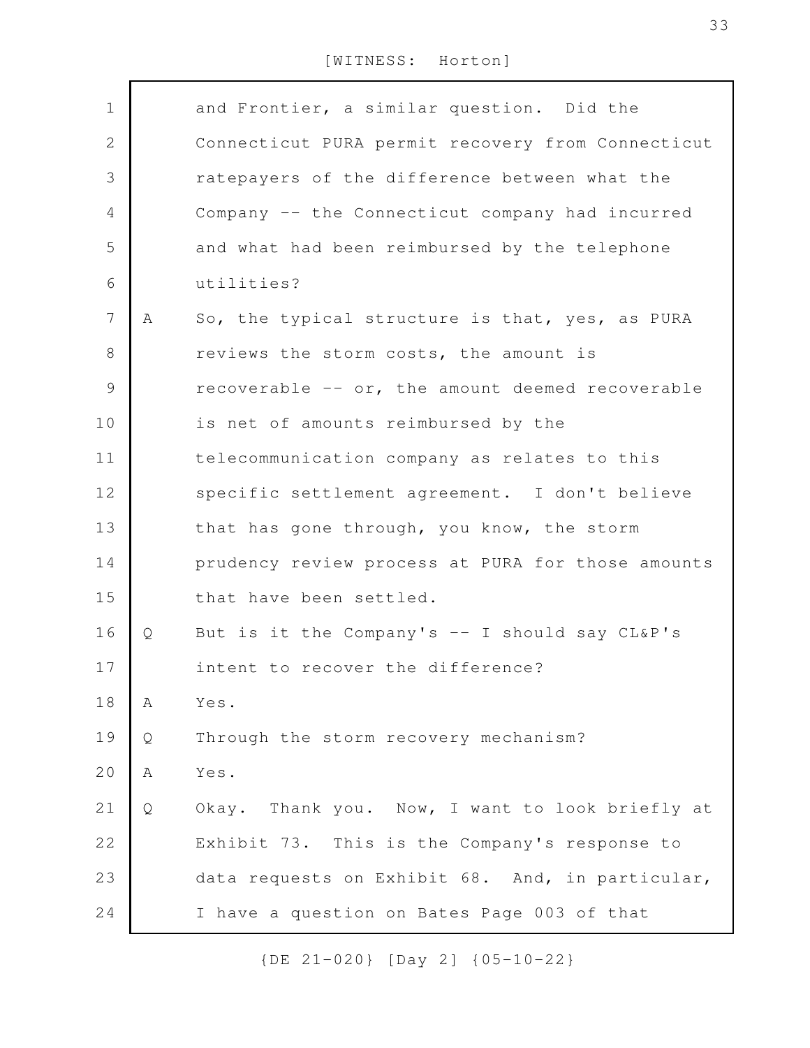[WITNESS: Horton]

and Frontier, a similar question. Did the Connecticut PURA permit recovery from Connecticut ratepayers of the difference between what the Company -- the Connecticut company had incurred and what had been reimbursed by the telephone utilities?

A So, the typical structure is that, yes, as PURA reviews the storm costs, the amount is recoverable -- or, the amount deemed recoverable is net of amounts reimbursed by the telecommunication company as relates to this specific settlement agreement. I don't believe that has gone through, you know, the storm prudency review process at PURA for those amounts that have been settled.

Q But is it the Company's -- I should say CL&P's intent to recover the difference?

A Yes.

Q Through the storm recovery mechanism?

A Yes.

Q Okay. Thank you. Now, I want to look briefly at Exhibit 73. This is the Company's response to data requests on Exhibit 68. And, in particular, I have a question on Bates Page 003 of that

{DE 21-020} [Day 2] {05-10-22}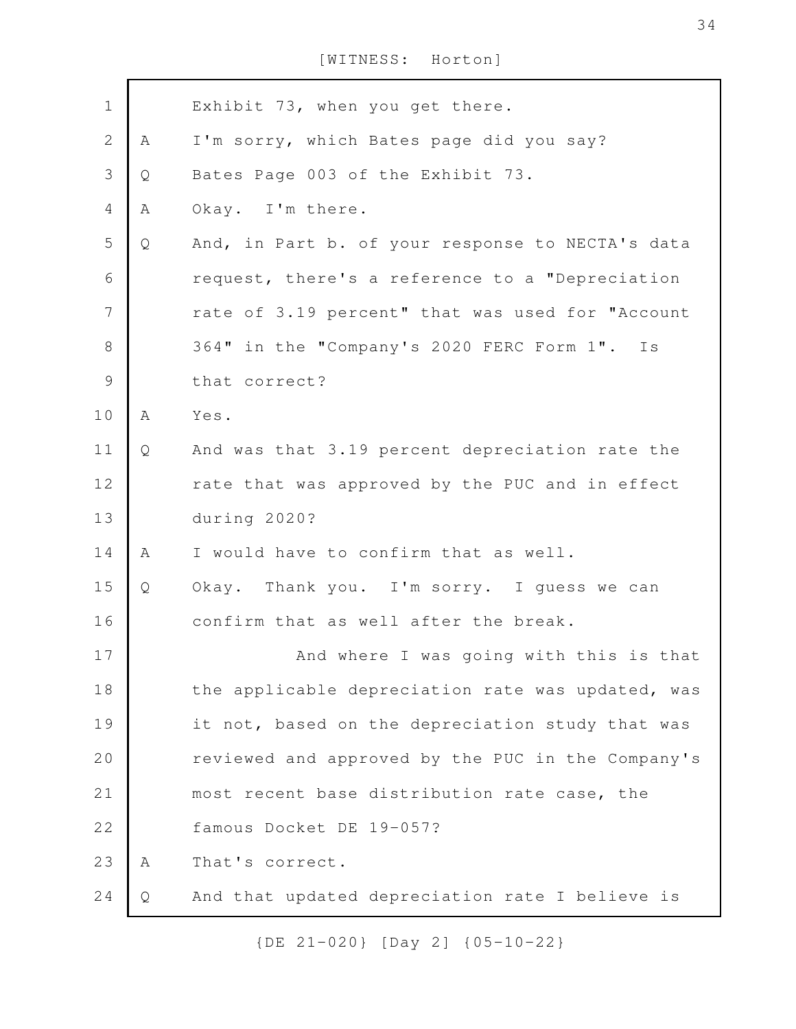Exhibit 73, when you get there.

A I'm sorry, which Bates page did you say?

Q Bates Page 003 of the Exhibit 73.

A Okay. I'm there.

Q And, in Part b. of your response to NECTA's data request, there's a reference to a "Depreciation rate of 3.19 percent" that was used for "Account 364" in the "Company's 2020 FERC Form 1". Is that correct?

A Yes.

Q And was that 3.19 percent depreciation rate the rate that was approved by the PUC and in effect during 2020?

A I would have to confirm that as well.

Q Okay. Thank you. I'm sorry. I guess we can confirm that as well after the break.

And where I was going with this is that the applicable depreciation rate was updated, was it not, based on the depreciation study that was reviewed and approved by the PUC in the Company's most recent base distribution rate case, the famous Docket DE 19-057?

A That's correct.

Q And that updated depreciation rate I believe is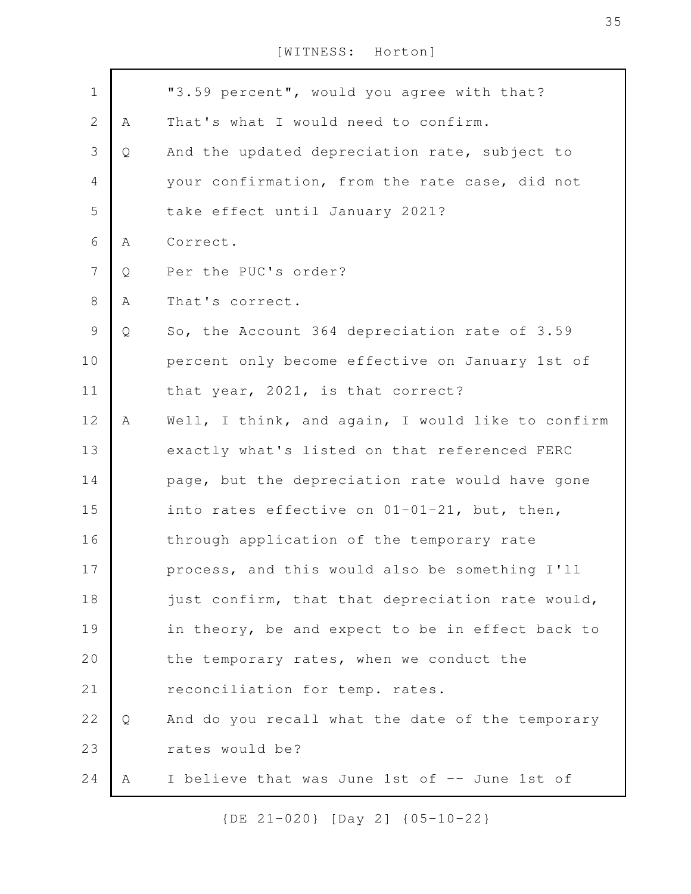"3.59 percent", would you agree with that?

A That's what I would need to confirm.

Q And the updated depreciation rate, subject to your confirmation, from the rate case, did not take effect until January 2021?

A Correct.

Q Per the PUC's order?

A That's correct.

Q So, the Account 364 depreciation rate of 3.59 percent only become effective on January 1st of that year, 2021, is that correct?

A Well, I think, and again, I would like to confirm exactly what's listed on that referenced FERC page, but the depreciation rate would have gone into rates effective on 01-01-21, but, then, through application of the temporary rate process, and this would also be something I'll just confirm, that that depreciation rate would, in theory, be and expect to be in effect back to the temporary rates, when we conduct the reconciliation for temp. rates.

Q And do you recall what the date of the temporary rates would be?

A I believe that was June 1st of -- June 1st of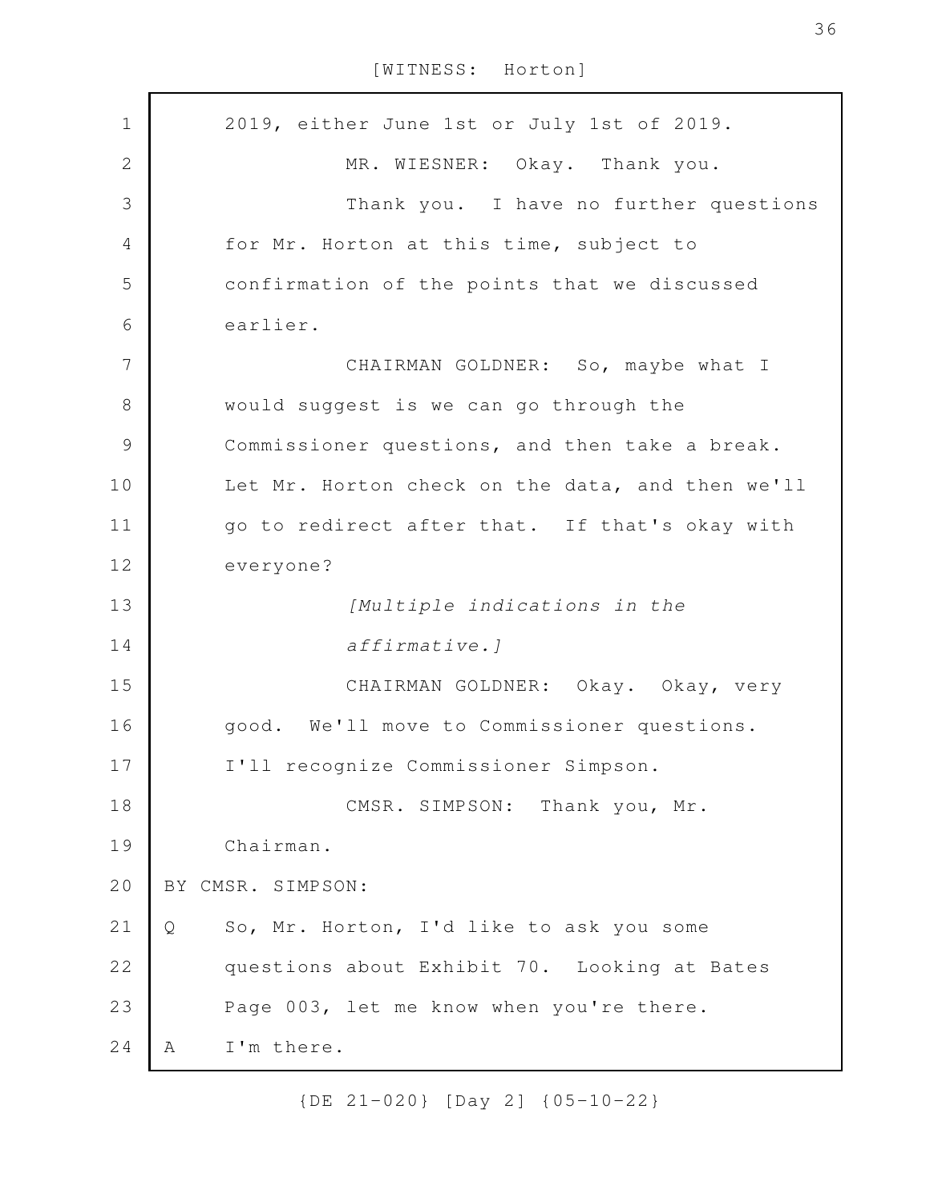2019, either June 1st or July 1st of 2019.

MR. WIESNER: Okay. Thank you.

Thank you. I have no further questions for Mr. Horton at this time, subject to confirmation of the points that we discussed earlier.

CHAIRMAN GOLDNER: So, maybe what I would suggest is we can go through the Commissioner questions, and then take a break. Let Mr. Horton check on the data, and then we'll go to redirect after that. If that's okay with everyone?

*[Multiple indications in the affirmative.]*

CHAIRMAN GOLDNER: Okay. Okay, very good. We'll move to Commissioner questions. I'll recognize Commissioner Simpson.

CMSR. SIMPSON: Thank you, Mr. Chairman.

BY CMSR. SIMPSON:

Q So, Mr. Horton, I'd like to ask you some questions about Exhibit 70. Looking at Bates Page 003, let me know when you're there.

A I'm there.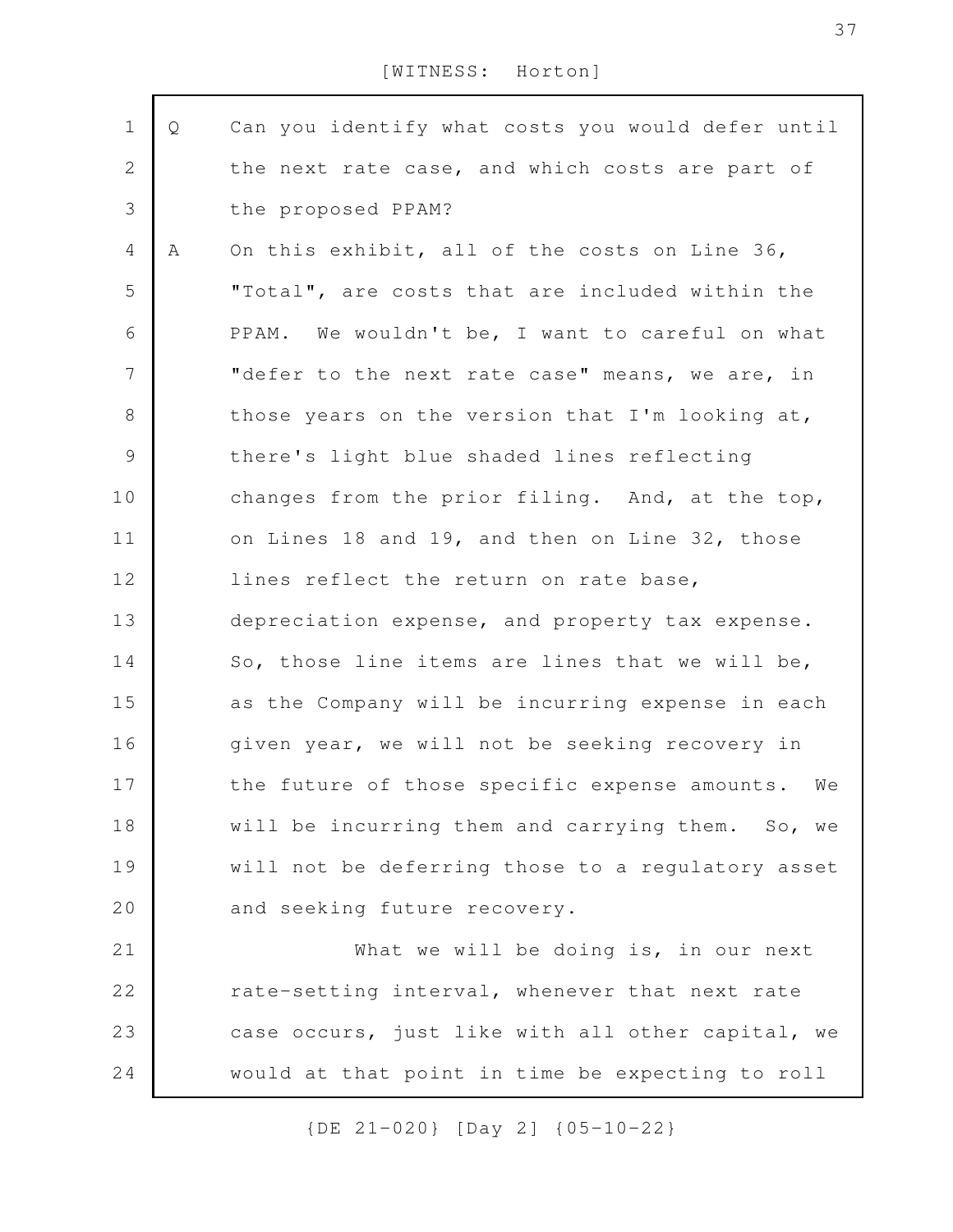Q Can you identify what costs you would defer until the next rate case, and which costs are part of the proposed PPAM?

A On this exhibit, all of the costs on Line 36, "Total", are costs that are included within the PPAM. We wouldn't be, I want to careful on what "defer to the next rate case" means, we are, in those years on the version that I'm looking at, there's light blue shaded lines reflecting changes from the prior filing. And, at the top, on Lines 18 and 19, and then on Line 32, those lines reflect the return on rate base, depreciation expense, and property tax expense. So, those line items are lines that we will be, as the Company will be incurring expense in each given year, we will not be seeking recovery in the future of those specific expense amounts. We will be incurring them and carrying them. So, we will not be deferring those to a regulatory asset and seeking future recovery.

What we will be doing is, in our next rate-setting interval, whenever that next rate case occurs, just like with all other capital, we would at that point in time be expecting to roll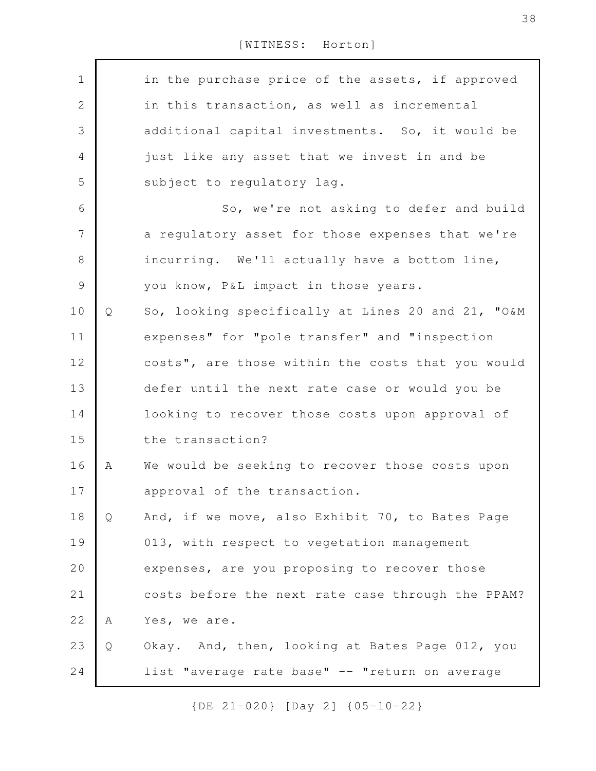in the purchase price of the assets, if approved in this transaction, as well as incremental additional capital investments. So, it would be just like any asset that we invest in and be subject to regulatory lag.

So, we're not asking to defer and build a regulatory asset for those expenses that we're incurring. We'll actually have a bottom line, you know, P&L impact in those years.

Q So, looking specifically at Lines 20 and 21, "O&M expenses" for "pole transfer" and "inspection costs", are those within the costs that you would defer until the next rate case or would you be looking to recover those costs upon approval of the transaction?

A We would be seeking to recover those costs upon approval of the transaction.

Q And, if we move, also Exhibit 70, to Bates Page 013, with respect to vegetation management expenses, are you proposing to recover those costs before the next rate case through the PPAM?

A Yes, we are.

Q Okay. And, then, looking at Bates Page 012, you list "average rate base" -- "return on average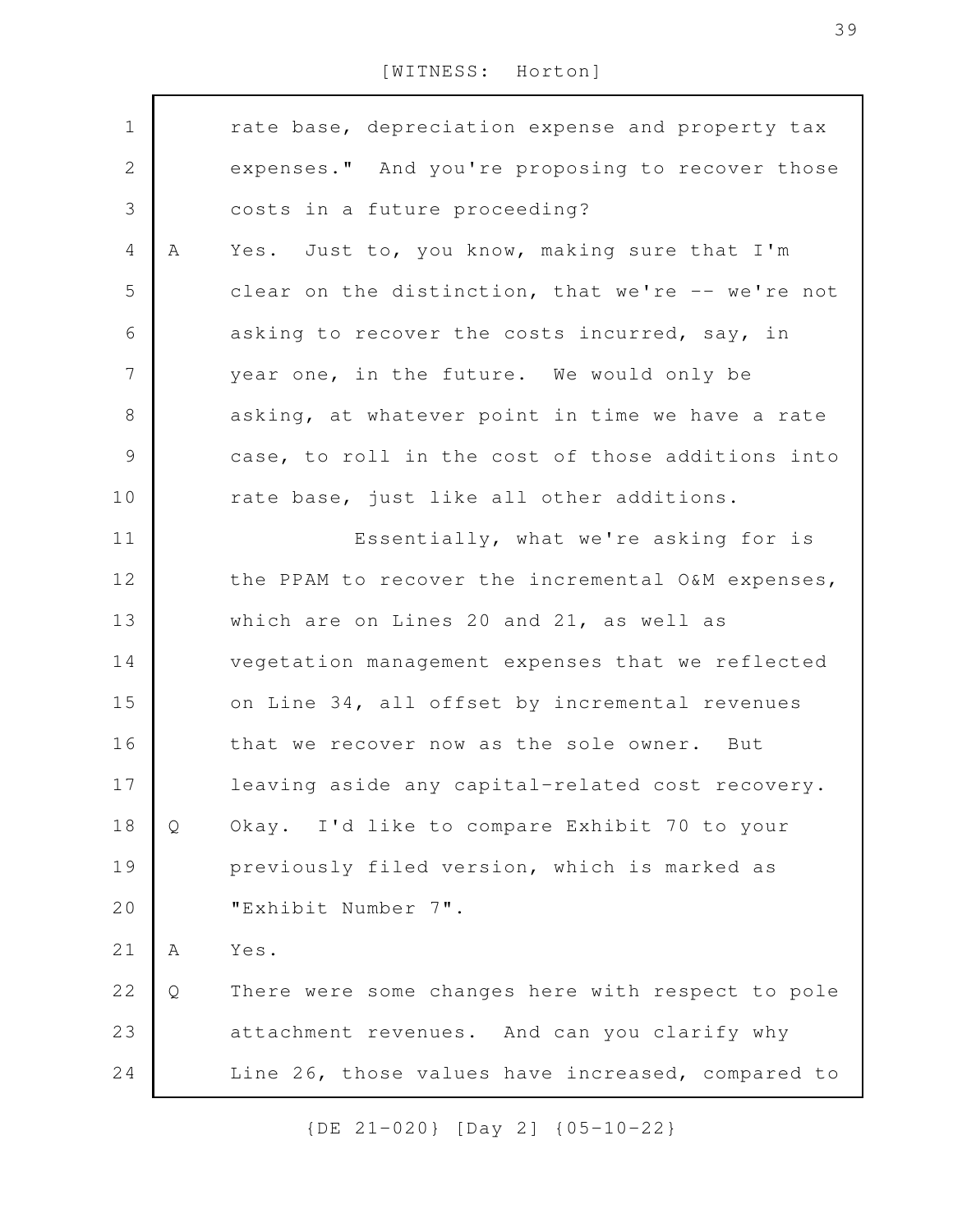rate base, depreciation expense and property tax expenses." And you're proposing to recover those costs in a future proceeding?

A Yes. Just to, you know, making sure that I'm clear on the distinction, that we're -- we're not asking to recover the costs incurred, say, in year one, in the future. We would only be asking, at whatever point in time we have a rate case, to roll in the cost of those additions into rate base, just like all other additions.

Essentially, what we're asking for is the PPAM to recover the incremental O&M expenses, which are on Lines 20 and 21, as well as vegetation management expenses that we reflected on Line 34, all offset by incremental revenues that we recover now as the sole owner. But leaving aside any capital-related cost recovery.

Q Okay. I'd like to compare Exhibit 70 to your previously filed version, which is marked as "Exhibit Number 7".

A Yes.

Q There were some changes here with respect to pole attachment revenues. And can you clarify why Line 26, those values have increased, compared to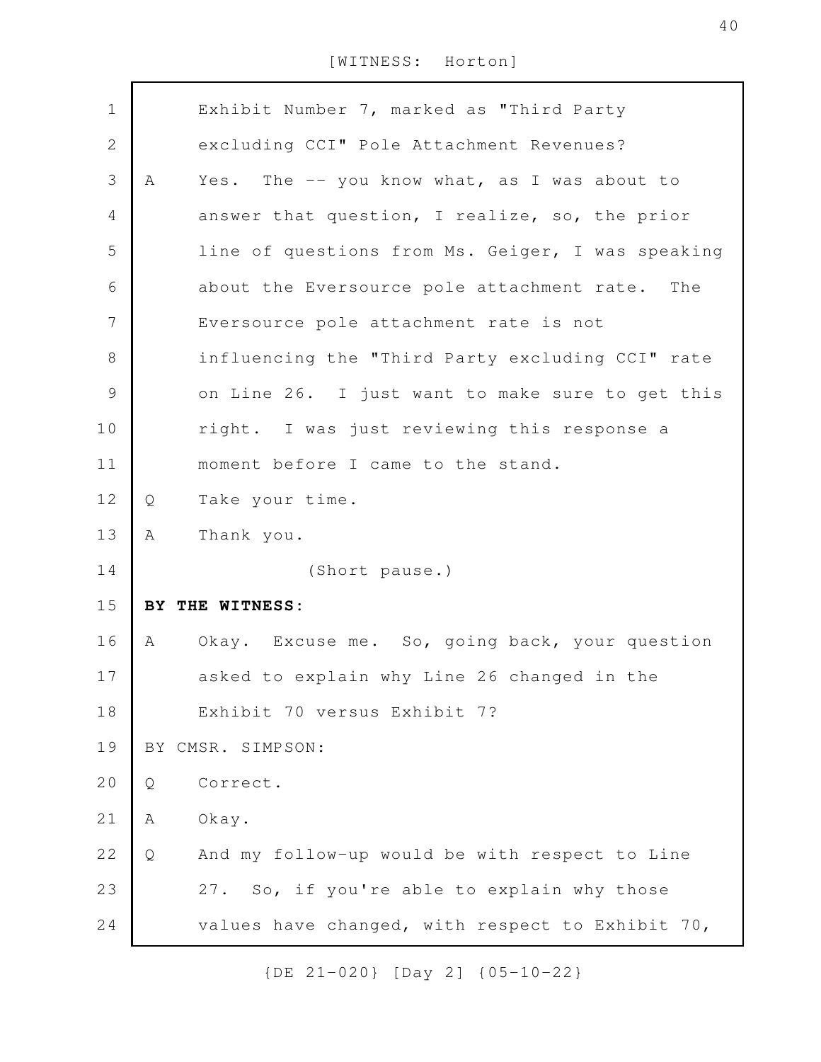Exhibit Number 7, marked as "Third Party excluding CCI" Pole Attachment Revenues?

A Yes. The -- you know what, as I was about to answer that question, I realize, so, the prior line of questions from Ms. Geiger, I was speaking about the Eversource pole attachment rate. The Eversource pole attachment rate is not influencing the "Third Party excluding CCI" rate on Line 26. I just want to make sure to get this right. I was just reviewing this response a moment before I came to the stand.

Q Take your time.

A Thank you.

(Short pause.)

**BY THE WITNESS:**

A Okay. Excuse me. So, going back, your question asked to explain why Line 26 changed in the Exhibit 70 versus Exhibit 7?

BY CMSR. SIMPSON:

Q Correct.

A Okay.

Q And my follow-up would be with respect to Line 27. So, if you're able to explain why those values have changed, with respect to Exhibit 70,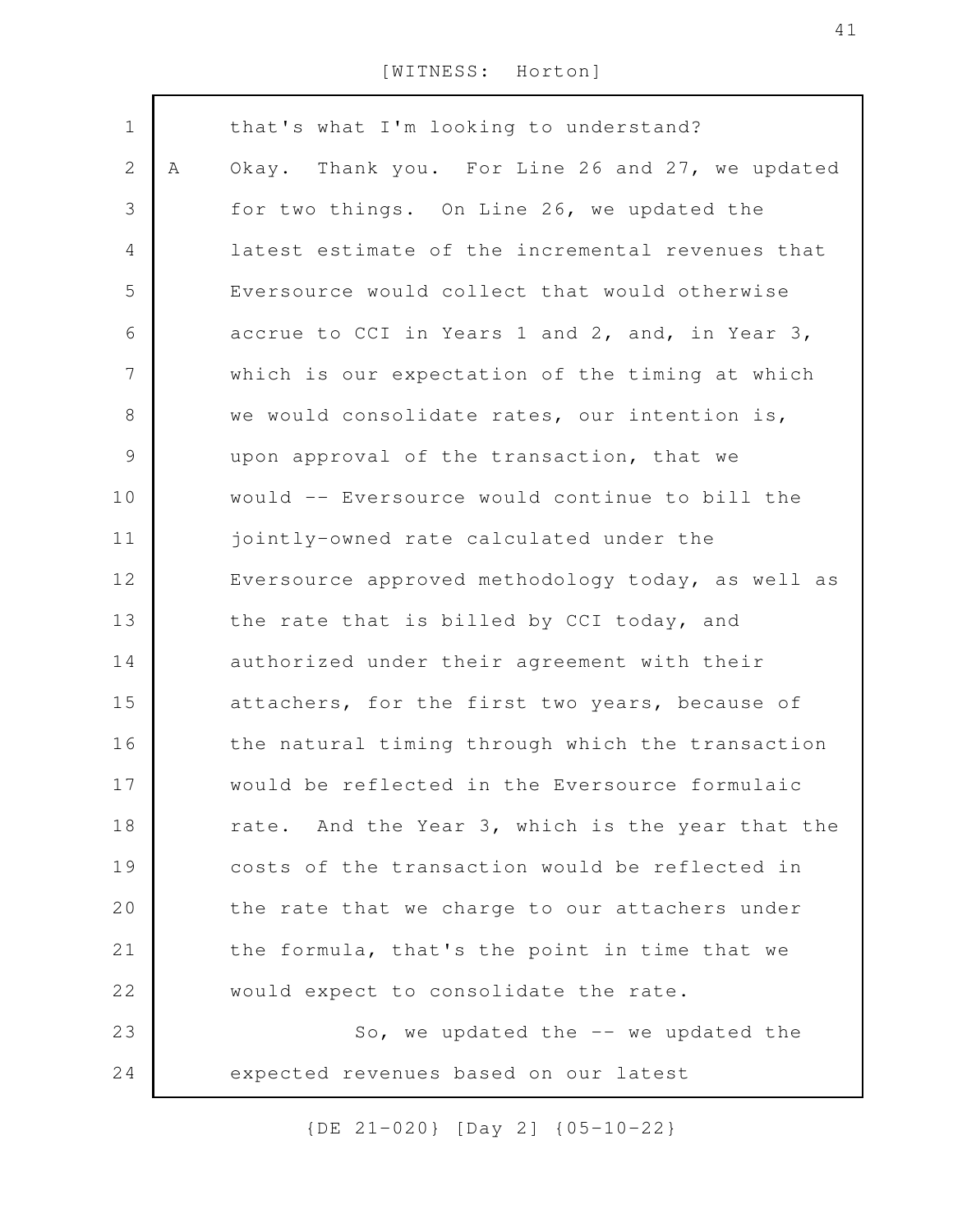that's what I'm looking to understand?

A Okay. Thank you. For Line 26 and 27, we updated for two things. On Line 26, we updated the latest estimate of the incremental revenues that Eversource would collect that would otherwise accrue to CCI in Years 1 and 2, and, in Year 3, which is our expectation of the timing at which we would consolidate rates, our intention is, upon approval of the transaction, that we would -- Eversource would continue to bill the jointly-owned rate calculated under the Eversource approved methodology today, as well as the rate that is billed by CCI today, and authorized under their agreement with their attachers, for the first two years, because of the natural timing through which the transaction would be reflected in the Eversource formulaic rate. And the Year 3, which is the year that the costs of the transaction would be reflected in the rate that we charge to our attachers under the formula, that's the point in time that we would expect to consolidate the rate.

So, we updated the -- we updated the expected revenues based on our latest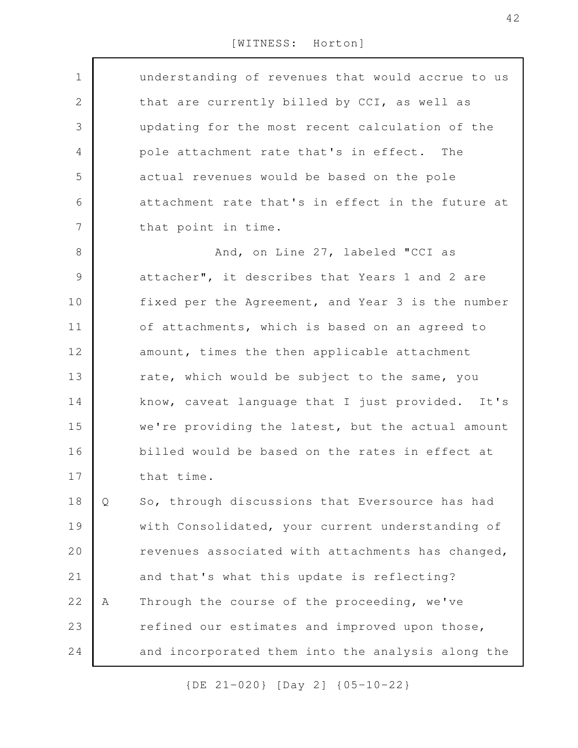understanding of revenues that would accrue to us that are currently billed by CCI, as well as updating for the most recent calculation of the pole attachment rate that's in effect. The actual revenues would be based on the pole attachment rate that's in effect in the future at that point in time.

And, on Line 27, labeled "CCI as attacher", it describes that Years 1 and 2 are fixed per the Agreement, and Year 3 is the number of attachments, which is based on an agreed to amount, times the then applicable attachment rate, which would be subject to the same, you know, caveat language that I just provided. It's we're providing the latest, but the actual amount billed would be based on the rates in effect at that time.

Q So, through discussions that Eversource has had with Consolidated, your current understanding of revenues associated with attachments has changed, and that's what this update is reflecting?

A Through the course of the proceeding, we've refined our estimates and improved upon those, and incorporated them into the analysis along the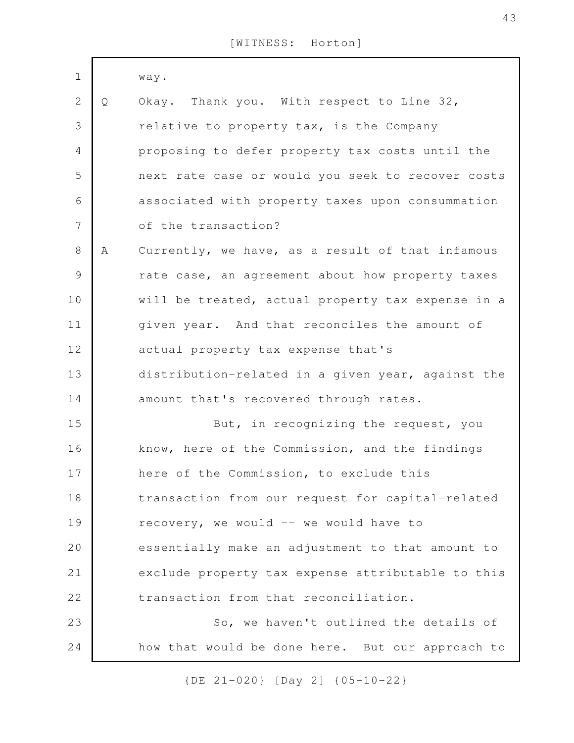way.

Q Okay. Thank you. With respect to Line 32, relative to property tax, is the Company proposing to defer property tax costs until the next rate case or would you seek to recover costs associated with property taxes upon consummation of the transaction?

A Currently, we have, as a result of that infamous rate case, an agreement about how property taxes will be treated, actual property tax expense in a given year. And that reconciles the amount of actual property tax expense that's distribution-related in a given year, against the amount that's recovered through rates.

But, in recognizing the request, you know, here of the Commission, and the findings here of the Commission, to exclude this transaction from our request for capital-related recovery, we would -- we would have to essentially make an adjustment to that amount to exclude property tax expense attributable to this transaction from that reconciliation.

So, we haven't outlined the details of how that would be done here. But our approach to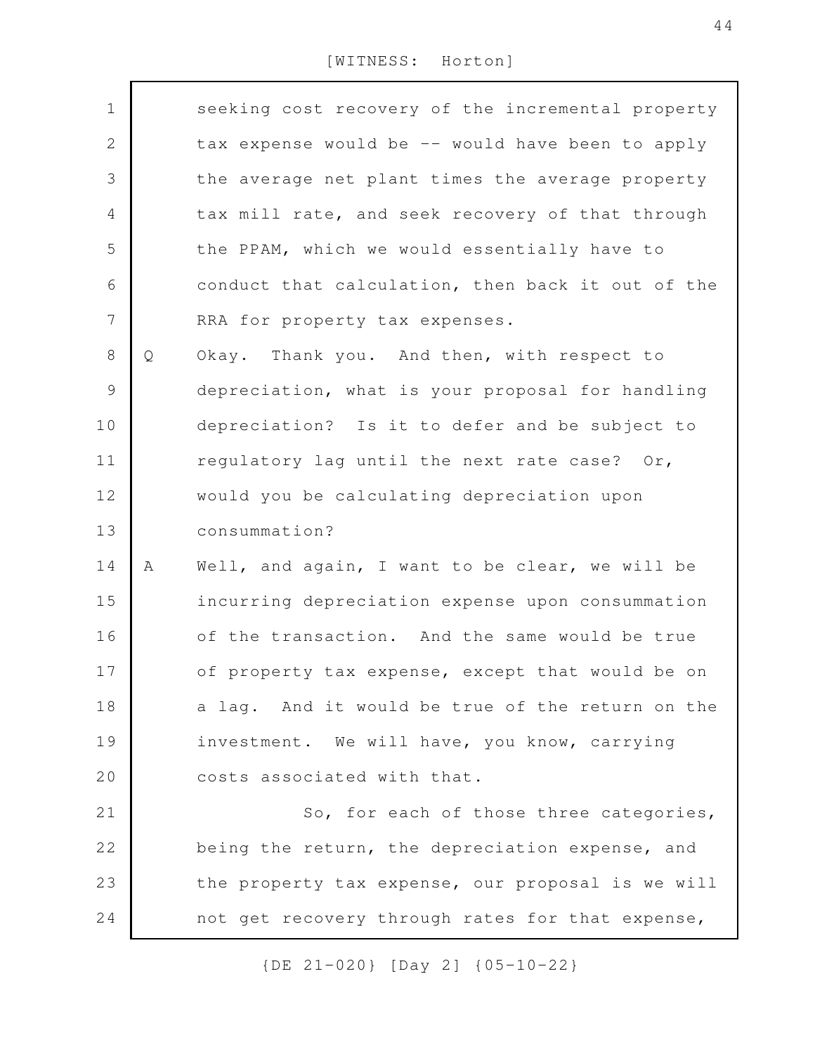seeking cost recovery of the incremental property tax expense would be -- would have been to apply the average net plant times the average property tax mill rate, and seek recovery of that through the PPAM, which we would essentially have to conduct that calculation, then back it out of the RRA for property tax expenses.

Q Okay. Thank you. And then, with respect to depreciation, what is your proposal for handling depreciation? Is it to defer and be subject to regulatory lag until the next rate case? Or, would you be calculating depreciation upon consummation?

A Well, and again, I want to be clear, we will be incurring depreciation expense upon consummation of the transaction. And the same would be true of property tax expense, except that would be on a lag. And it would be true of the return on the investment. We will have, you know, carrying costs associated with that.

So, for each of those three categories, being the return, the depreciation expense, and the property tax expense, our proposal is we will not get recovery through rates for that expense,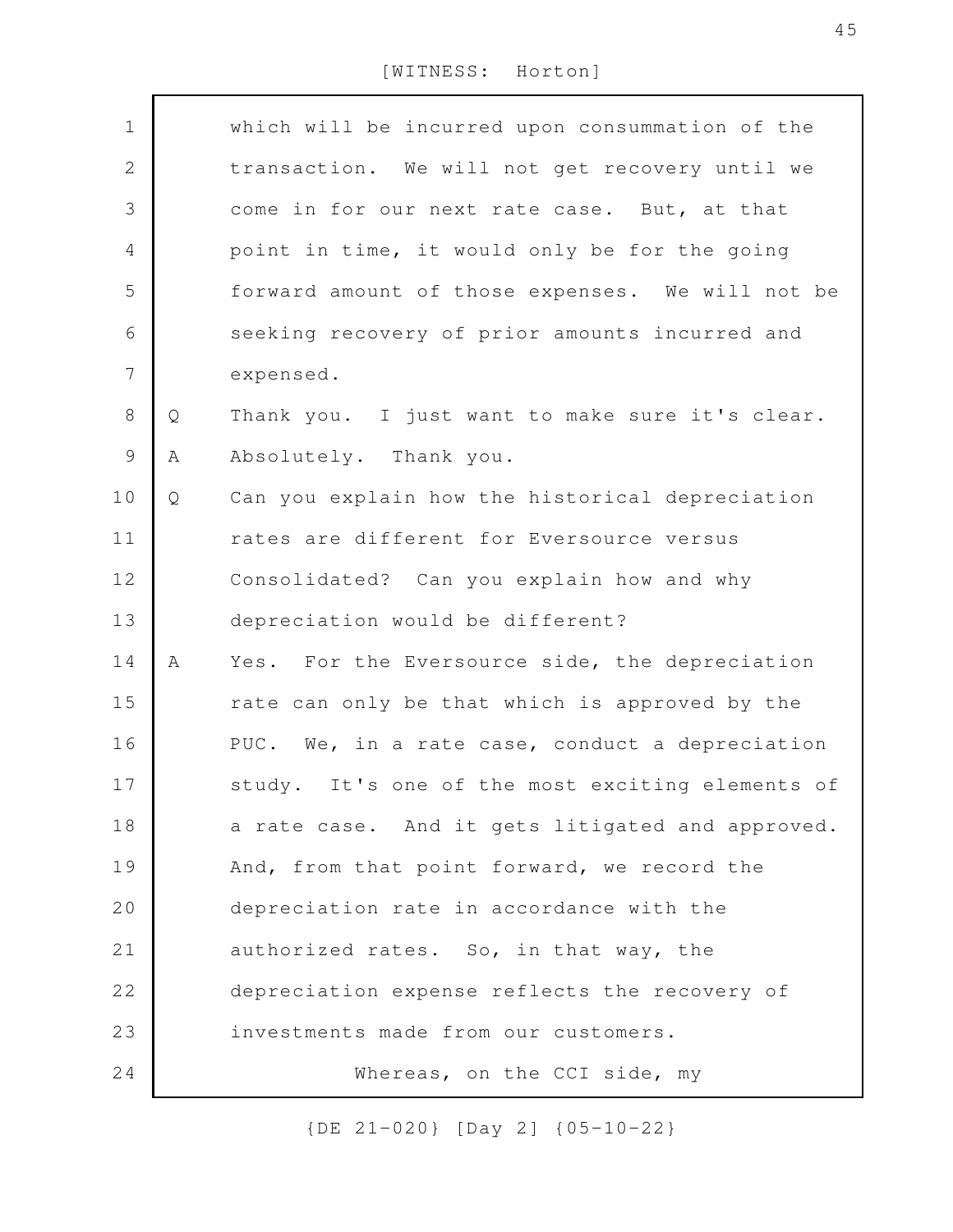which will be incurred upon consummation of the transaction. We will not get recovery until we come in for our next rate case. But, at that point in time, it would only be for the going forward amount of those expenses. We will not be seeking recovery of prior amounts incurred and expensed.

Q Thank you. I just want to make sure it's clear.

A Absolutely. Thank you.

Q Can you explain how the historical depreciation rates are different for Eversource versus Consolidated? Can you explain how and why depreciation would be different?

A Yes. For the Eversource side, the depreciation rate can only be that which is approved by the PUC. We, in a rate case, conduct a depreciation study. It's one of the most exciting elements of a rate case. And it gets litigated and approved. And, from that point forward, we record the depreciation rate in accordance with the authorized rates. So, in that way, the depreciation expense reflects the recovery of investments made from our customers.

Whereas, on the CCI side, my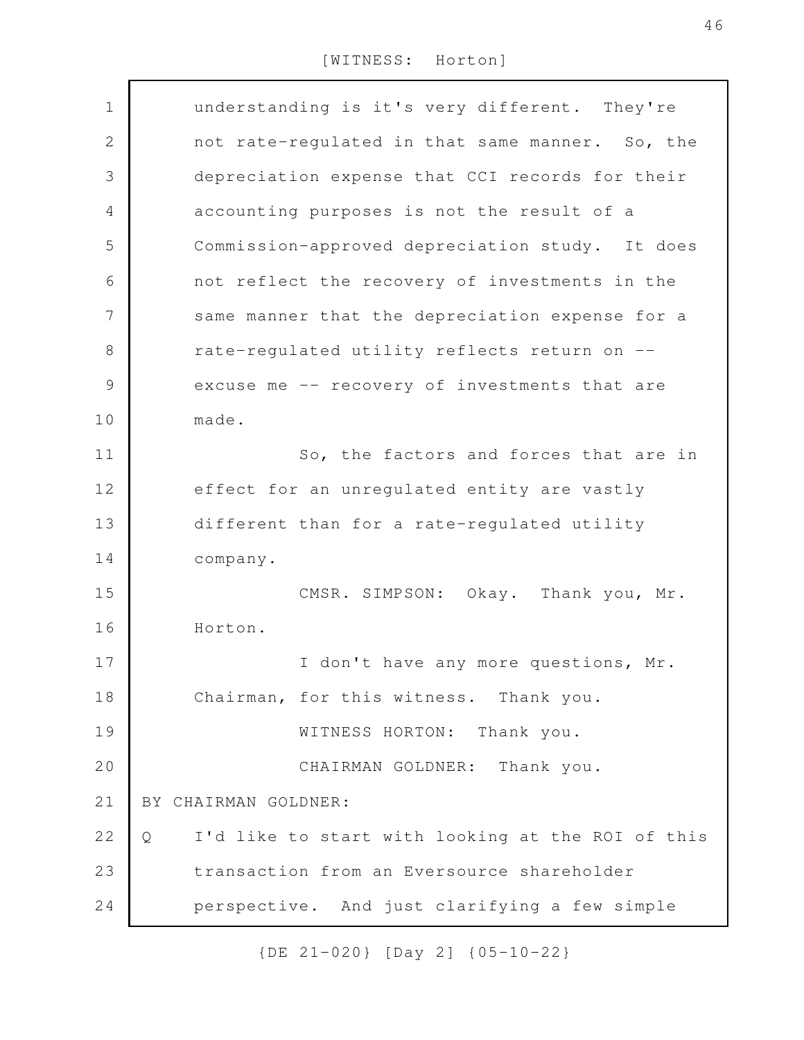understanding is it's very different. They're not rate-regulated in that same manner. So, the depreciation expense that CCI records for their accounting purposes is not the result of a Commission-approved depreciation study. It does not reflect the recovery of investments in the same manner that the depreciation expense for a rate-regulated utility reflects return on -- excuse me -- recovery of investments that are made.

So, the factors and forces that are in effect for an unregulated entity are vastly different than for a rate-regulated utility company.

CMSR. SIMPSON: Okay. Thank you, Mr. Horton.

I don't have any more questions, Mr. Chairman, for this witness. Thank you.

WITNESS HORTON: Thank you.

CHAIRMAN GOLDNER: Thank you.

BY CHAIRMAN GOLDNER:

Q I'd like to start with looking at the ROI of this transaction from an Eversource shareholder perspective. And just clarifying a few simple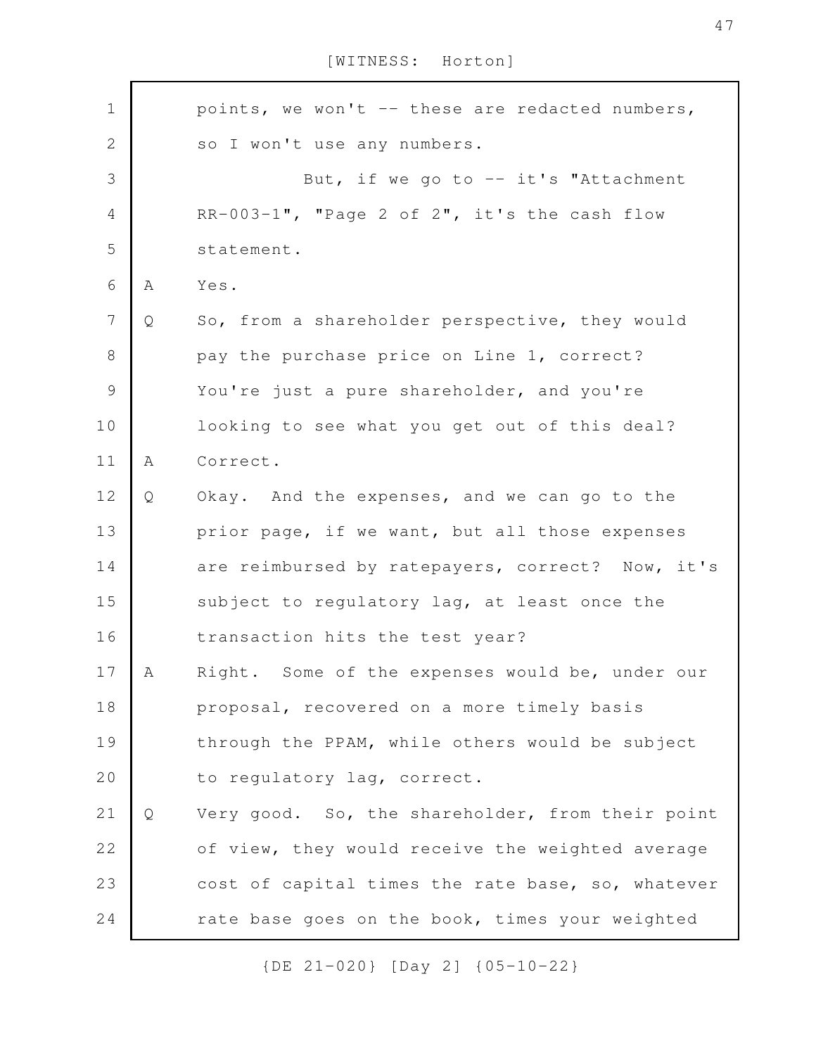points, we won't -- these are redacted numbers, so I won't use any numbers.

But, if we go to -- it's "Attachment RR-003-1", "Page 2 of 2", it's the cash flow statement.

A Yes.

Q So, from a shareholder perspective, they would pay the purchase price on Line 1, correct? You're just a pure shareholder, and you're looking to see what you get out of this deal?

A Correct.

Q Okay. And the expenses, and we can go to the prior page, if we want, but all those expenses are reimbursed by ratepayers, correct? Now, it's subject to regulatory lag, at least once the transaction hits the test year?

A Right. Some of the expenses would be, under our proposal, recovered on a more timely basis through the PPAM, while others would be subject to regulatory lag, correct.

Q Very good. So, the shareholder, from their point of view, they would receive the weighted average cost of capital times the rate base, so, whatever rate base goes on the book, times your weighted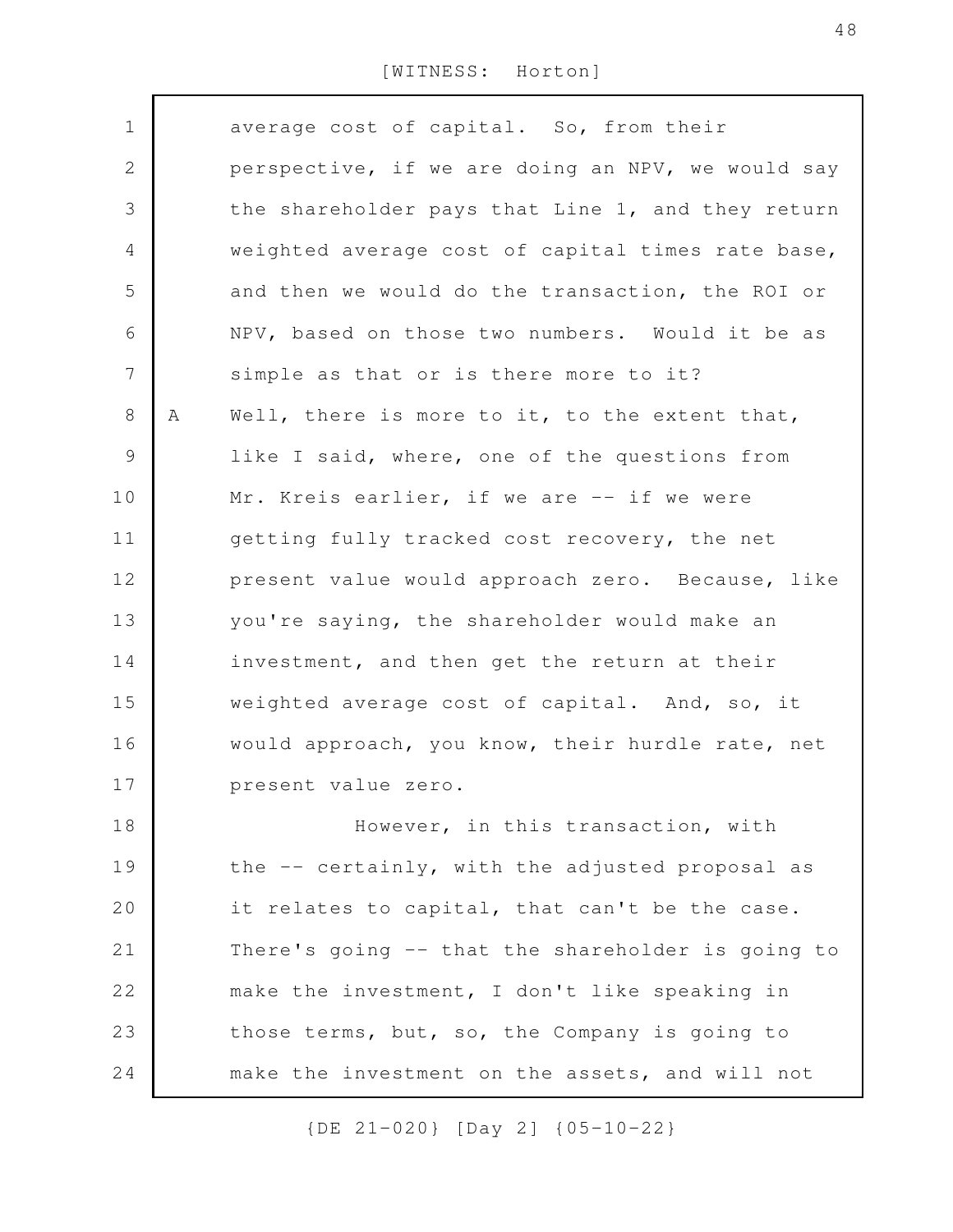average cost of capital. So, from their perspective, if we are doing an NPV, we would say the shareholder pays that Line 1, and they return weighted average cost of capital times rate base, and then we would do the transaction, the ROI or NPV, based on those two numbers. Would it be as simple as that or is there more to it?

A Well, there is more to it, to the extent that, like I said, where, one of the questions from Mr. Kreis earlier, if we are -- if we were getting fully tracked cost recovery, the net present value would approach zero. Because, like you're saying, the shareholder would make an investment, and then get the return at their weighted average cost of capital. And, so, it would approach, you know, their hurdle rate, net present value zero.

However, in this transaction, with the -- certainly, with the adjusted proposal as it relates to capital, that can't be the case. There's going -- that the shareholder is going to make the investment, I don't like speaking in those terms, but, so, the Company is going to make the investment on the assets, and will not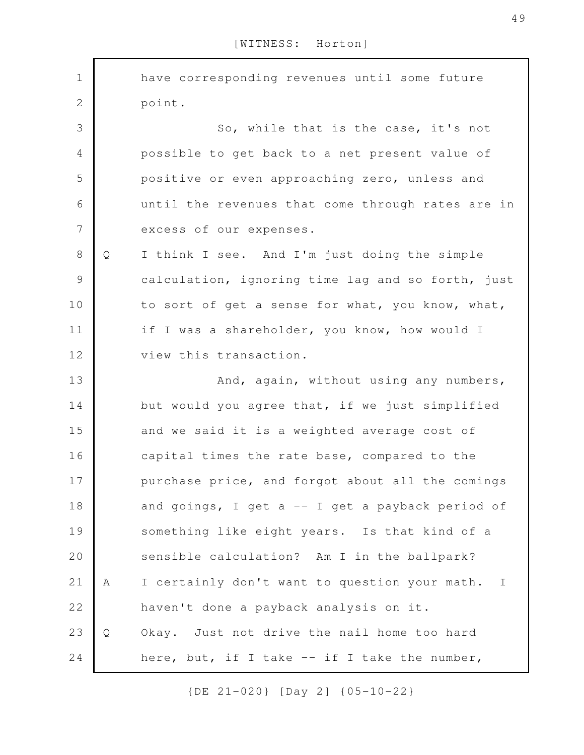have corresponding revenues until some future point.

So, while that is the case, it's not possible to get back to a net present value of positive or even approaching zero, unless and until the revenues that come through rates are in excess of our expenses.

Q I think I see. And I'm just doing the simple calculation, ignoring time lag and so forth, just to sort of get a sense for what, you know, what, if I was a shareholder, you know, how would I view this transaction.

And, again, without using any numbers, but would you agree that, if we just simplified and we said it is a weighted average cost of capital times the rate base, compared to the purchase price, and forgot about all the comings and goings, I get a -- I get a payback period of something like eight years. Is that kind of a sensible calculation? Am I in the ballpark?

A I certainly don't want to question your math. I haven't done a payback analysis on it.

Q Okay. Just not drive the nail home too hard here, but, if I take -- if I take the number,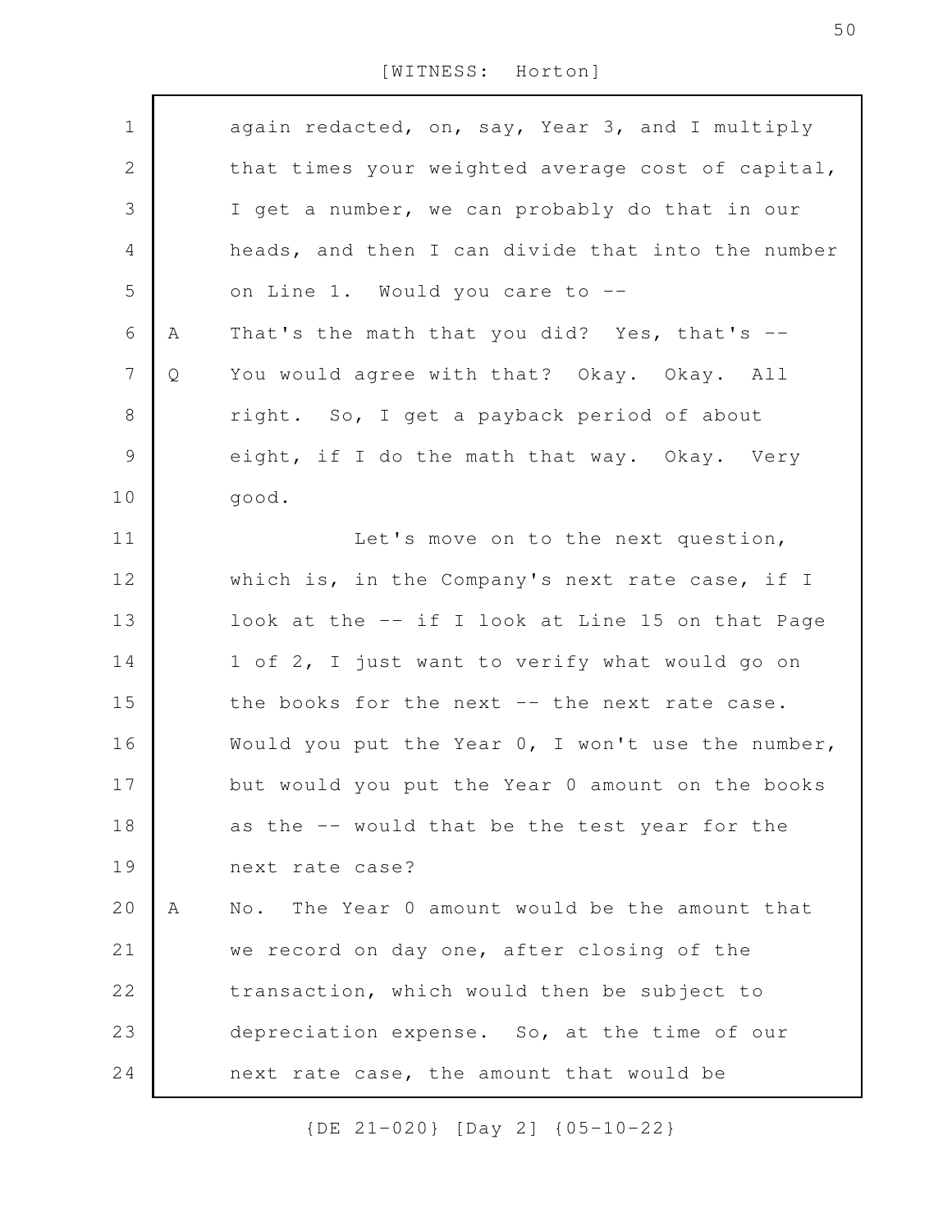again redacted, on, say, Year 3, and I multiply that times your weighted average cost of capital, I get a number, we can probably do that in our heads, and then I can divide that into the number on Line 1. Would you care to --

A That's the math that you did? Yes, that's --

Q You would agree with that? Okay. Okay. All right. So, I get a payback period of about eight, if I do the math that way. Okay. Very good.

Let's move on to the next question, which is, in the Company's next rate case, if I look at the -- if I look at Line 15 on that Page 1 of 2, I just want to verify what would go on the books for the next -- the next rate case. Would you put the Year 0, I won't use the number, but would you put the Year 0 amount on the books as the -- would that be the test year for the next rate case?

A No. The Year 0 amount would be the amount that we record on day one, after closing of the transaction, which would then be subject to depreciation expense. So, at the time of our next rate case, the amount that would be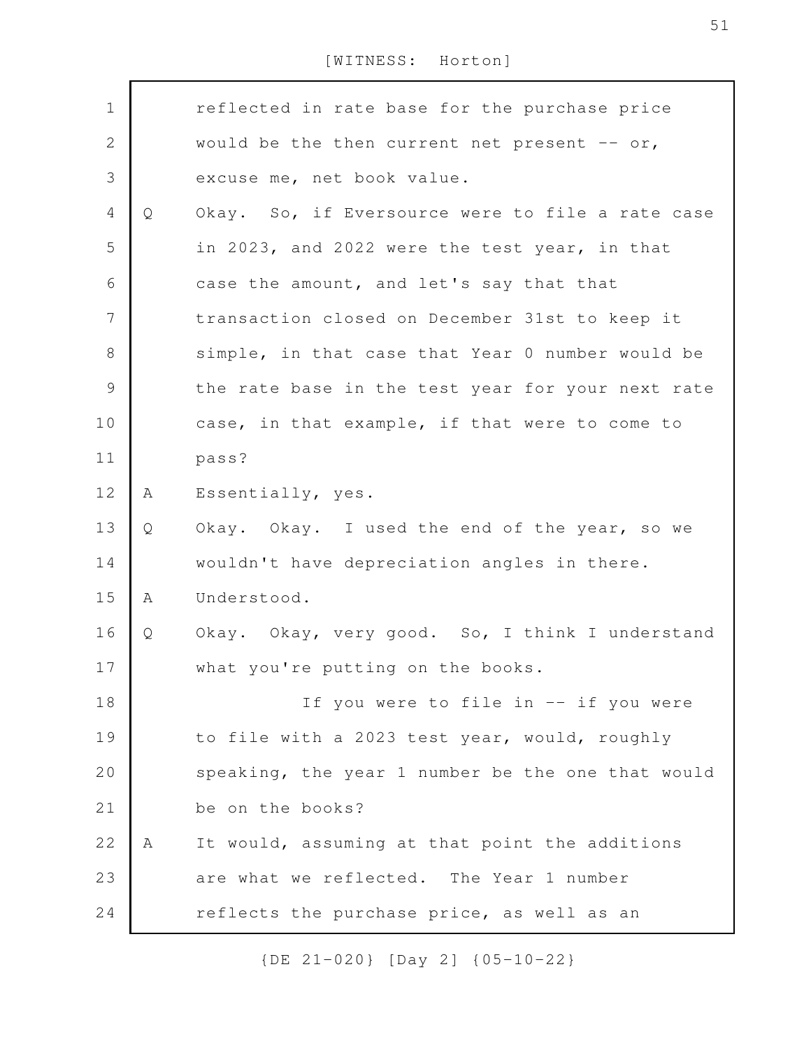reflected in rate base for the purchase price would be the then current net present -- or, excuse me, net book value.

Q Okay. So, if Eversource were to file a rate case in 2023, and 2022 were the test year, in that case the amount, and let's say that that transaction closed on December 31st to keep it simple, in that case that Year 0 number would be the rate base in the test year for your next rate case, in that example, if that were to come to pass?

A Essentially, yes.

Q Okay. Okay. I used the end of the year, so we wouldn't have depreciation angles in there.

A Understood.

Q Okay. Okay, very good. So, I think I understand what you're putting on the books.

If you were to file in -- if you were to file with a 2023 test year, would, roughly speaking, the year 1 number be the one that would be on the books?

A It would, assuming at that point the additions are what we reflected. The Year 1 number reflects the purchase price, as well as an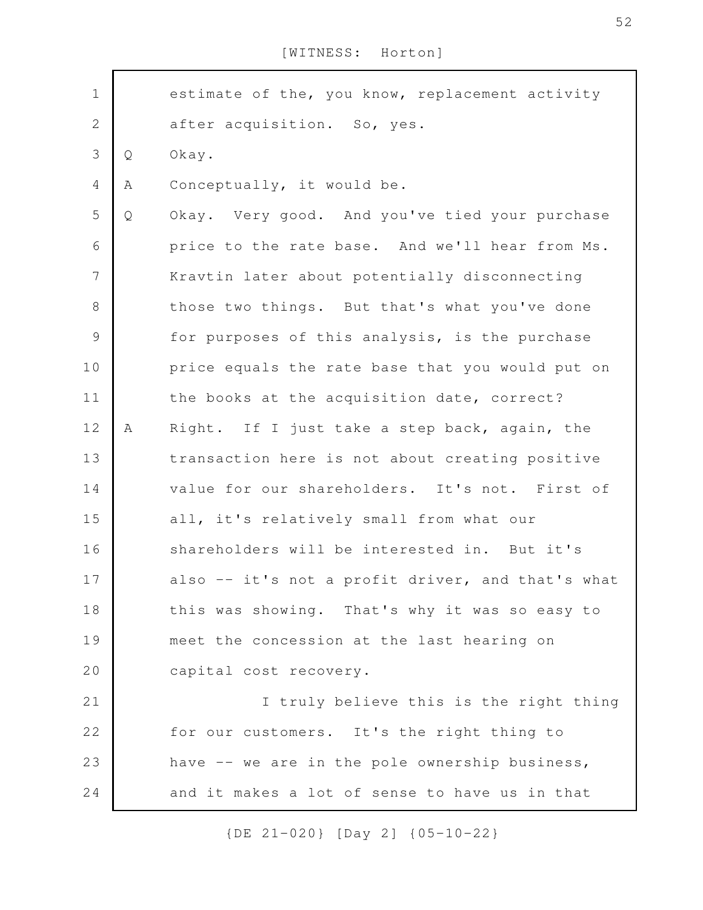estimate of the, you know, replacement activity after acquisition. So, yes.

Q Okay.

A Conceptually, it would be.

Q Okay. Very good. And you've tied your purchase price to the rate base. And we'll hear from Ms. Kravtin later about potentially disconnecting those two things. But that's what you've done for purposes of this analysis, is the purchase price equals the rate base that you would put on the books at the acquisition date, correct?

A Right. If I just take a step back, again, the transaction here is not about creating positive value for our shareholders. It's not. First of all, it's relatively small from what our shareholders will be interested in. But it's also -- it's not a profit driver, and that's what this was showing. That's why it was so easy to meet the concession at the last hearing on capital cost recovery.

I truly believe this is the right thing for our customers. It's the right thing to have -- we are in the pole ownership business, and it makes a lot of sense to have us in that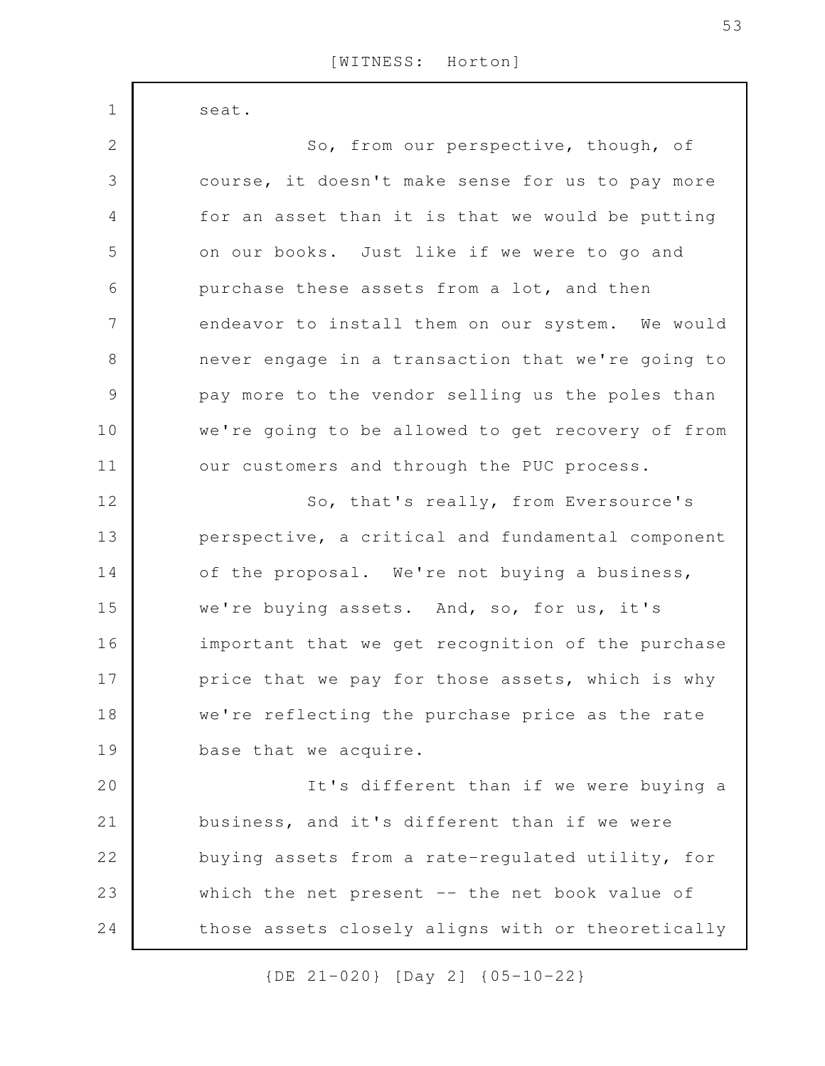seat.

So, from our perspective, though, of course, it doesn't make sense for us to pay more for an asset than it is that we would be putting on our books. Just like if we were to go and purchase these assets from a lot, and then endeavor to install them on our system. We would never engage in a transaction that we're going to pay more to the vendor selling us the poles than we're going to be allowed to get recovery of from our customers and through the PUC process.

So, that's really, from Eversource's perspective, a critical and fundamental component of the proposal. We're not buying a business, we're buying assets. And, so, for us, it's important that we get recognition of the purchase price that we pay for those assets, which is why we're reflecting the purchase price as the rate base that we acquire.

It's different than if we were buying a business, and it's different than if we were buying assets from a rate-regulated utility, for which the net present -- the net book value of those assets closely aligns with or theoretically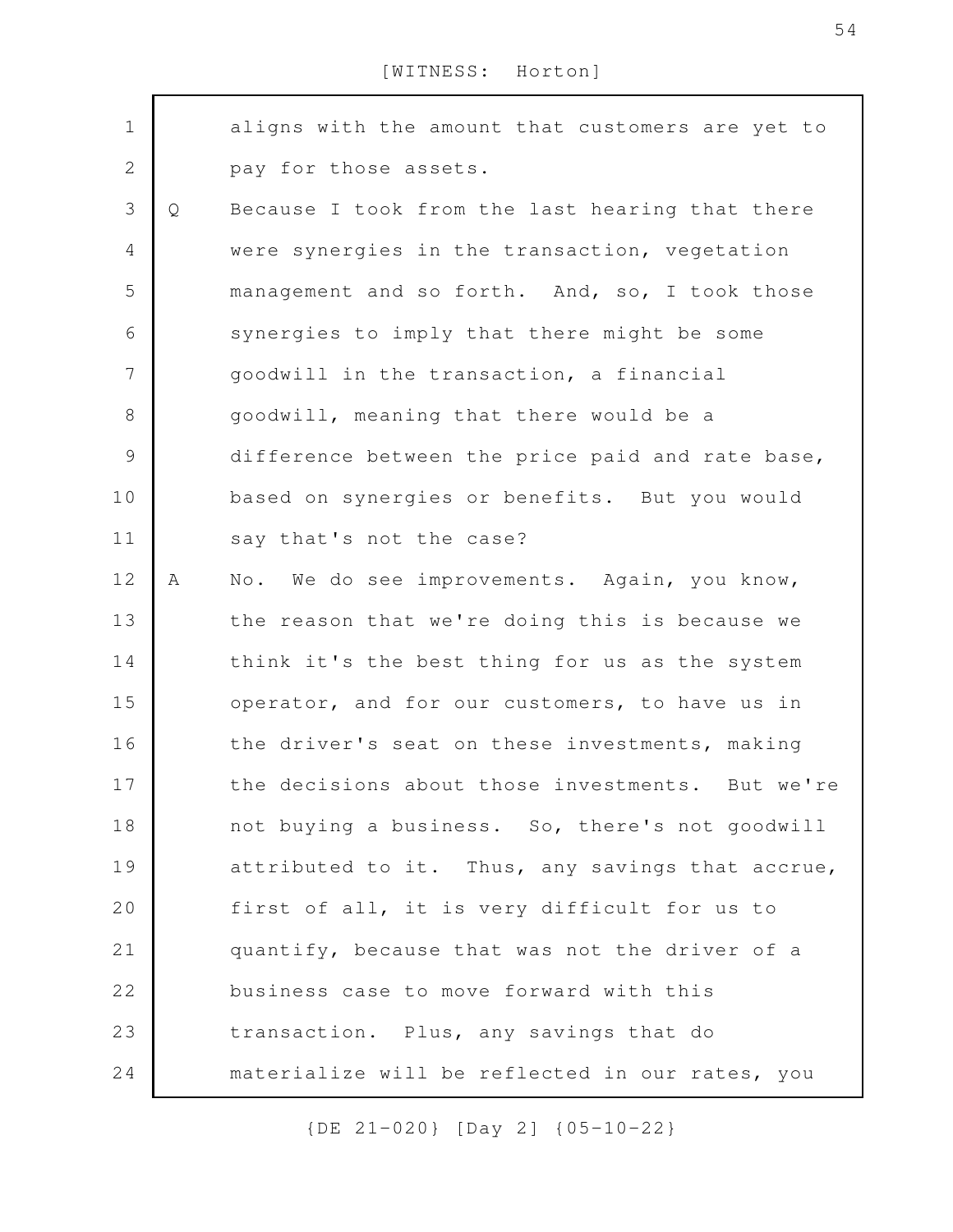aligns with the amount that customers are yet to pay for those assets.

Q Because I took from the last hearing that there were synergies in the transaction, vegetation management and so forth. And, so, I took those synergies to imply that there might be some goodwill in the transaction, a financial goodwill, meaning that there would be a difference between the price paid and rate base, based on synergies or benefits. But you would say that's not the case?

A No. We do see improvements. Again, you know, the reason that we're doing this is because we think it's the best thing for us as the system operator, and for our customers, to have us in the driver's seat on these investments, making the decisions about those investments. But we're not buying a business. So, there's not goodwill attributed to it. Thus, any savings that accrue, first of all, it is very difficult for us to quantify, because that was not the driver of a business case to move forward with this transaction. Plus, any savings that do materialize will be reflected in our rates, you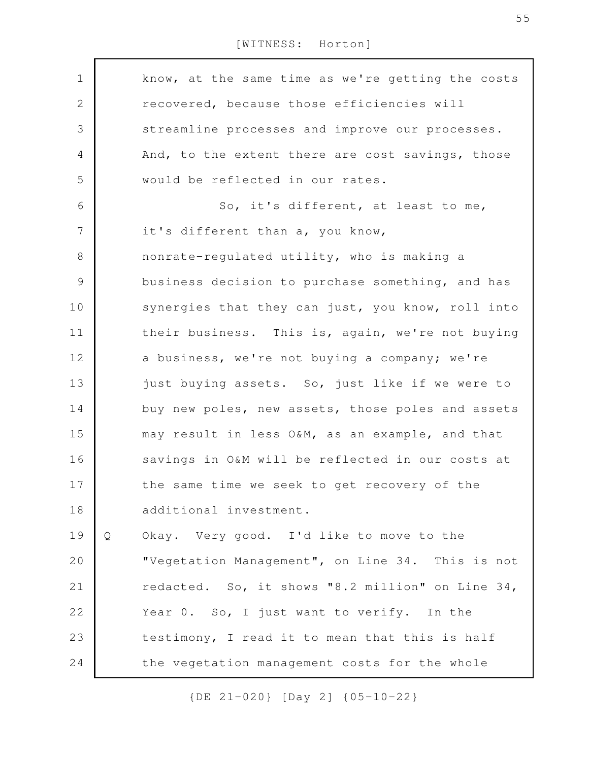know, at the same time as we're getting the costs recovered, because those efficiencies will streamline processes and improve our processes. And, to the extent there are cost savings, those would be reflected in our rates.

So, it's different, at least to me, it's different than a, you know, nonrate-regulated utility, who is making a business decision to purchase something, and has synergies that they can just, you know, roll into their business. This is, again, we're not buying a business, we're not buying a company; we're just buying assets. So, just like if we were to buy new poles, new assets, those poles and assets may result in less O&M, as an example, and that savings in O&M will be reflected in our costs at the same time we seek to get recovery of the additional investment.

Q Okay. Very good. I'd like to move to the "Vegetation Management", on Line 34. This is not redacted. So, it shows "8.2 million" on Line 34, Year 0. So, I just want to verify. In the testimony, I read it to mean that this is half the vegetation management costs for the whole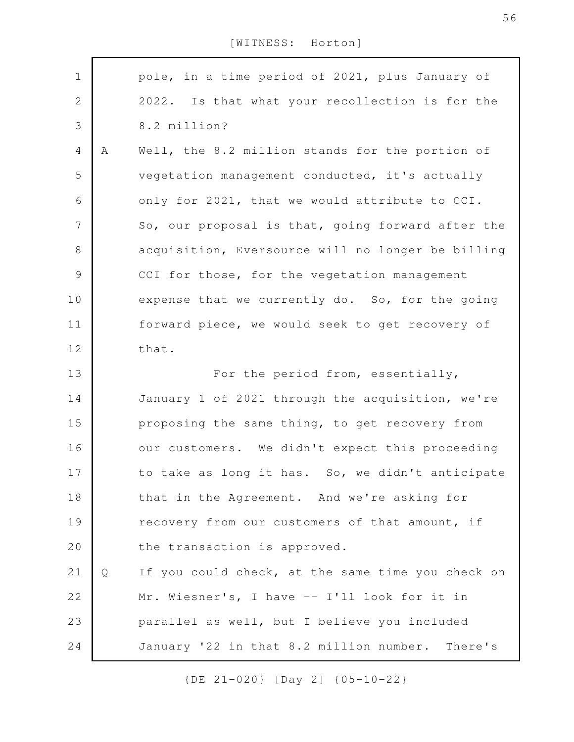pole, in a time period of 2021, plus January of 2022. Is that what your recollection is for the 8.2 million?

A Well, the 8.2 million stands for the portion of vegetation management conducted, it's actually only for 2021, that we would attribute to CCI. So, our proposal is that, going forward after the acquisition, Eversource will no longer be billing CCI for those, for the vegetation management expense that we currently do. So, for the going forward piece, we would seek to get recovery of that.

For the period from, essentially, January 1 of 2021 through the acquisition, we're proposing the same thing, to get recovery from our customers. We didn't expect this proceeding to take as long it has. So, we didn't anticipate that in the Agreement. And we're asking for recovery from our customers of that amount, if the transaction is approved.

Q If you could check, at the same time you check on Mr. Wiesner's, I have -- I'll look for it in parallel as well, but I believe you included January '22 in that 8.2 million number. There's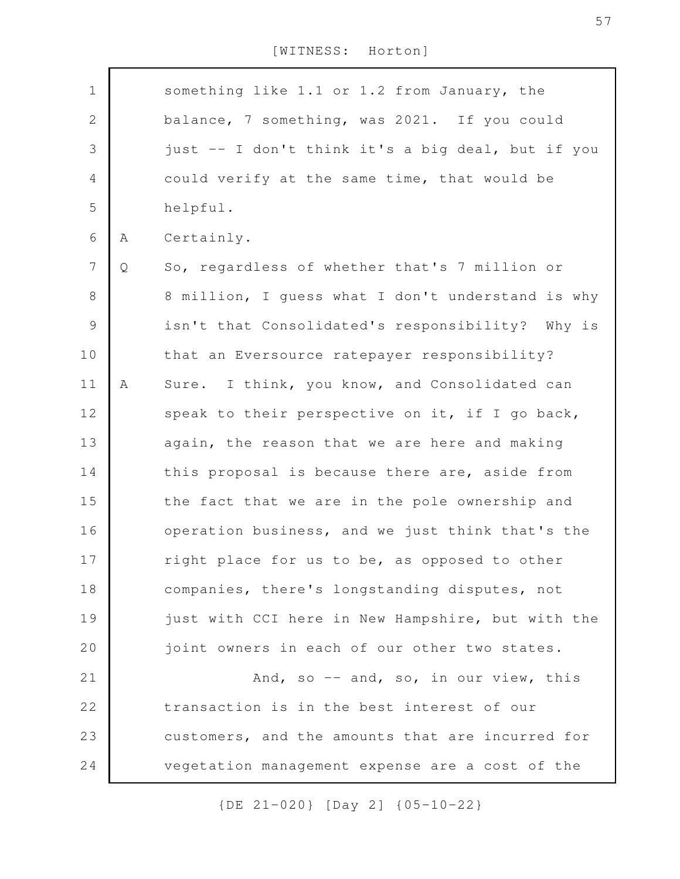something like 1.1 or 1.2 from January, the balance, 7 something, was 2021. If you could just -- I don't think it's a big deal, but if you could verify at the same time, that would be helpful.

A Certainly.

Q So, regardless of whether that's 7 million or 8 million, I guess what I don't understand is why isn't that Consolidated's responsibility? Why is that an Eversource ratepayer responsibility?

A Sure. I think, you know, and Consolidated can speak to their perspective on it, if I go back, again, the reason that we are here and making this proposal is because there are, aside from the fact that we are in the pole ownership and operation business, and we just think that's the right place for us to be, as opposed to other companies, there's longstanding disputes, not just with CCI here in New Hampshire, but with the joint owners in each of our other two states.

And, so -- and, so, in our view, this transaction is in the best interest of our customers, and the amounts that are incurred for vegetation management expense are a cost of the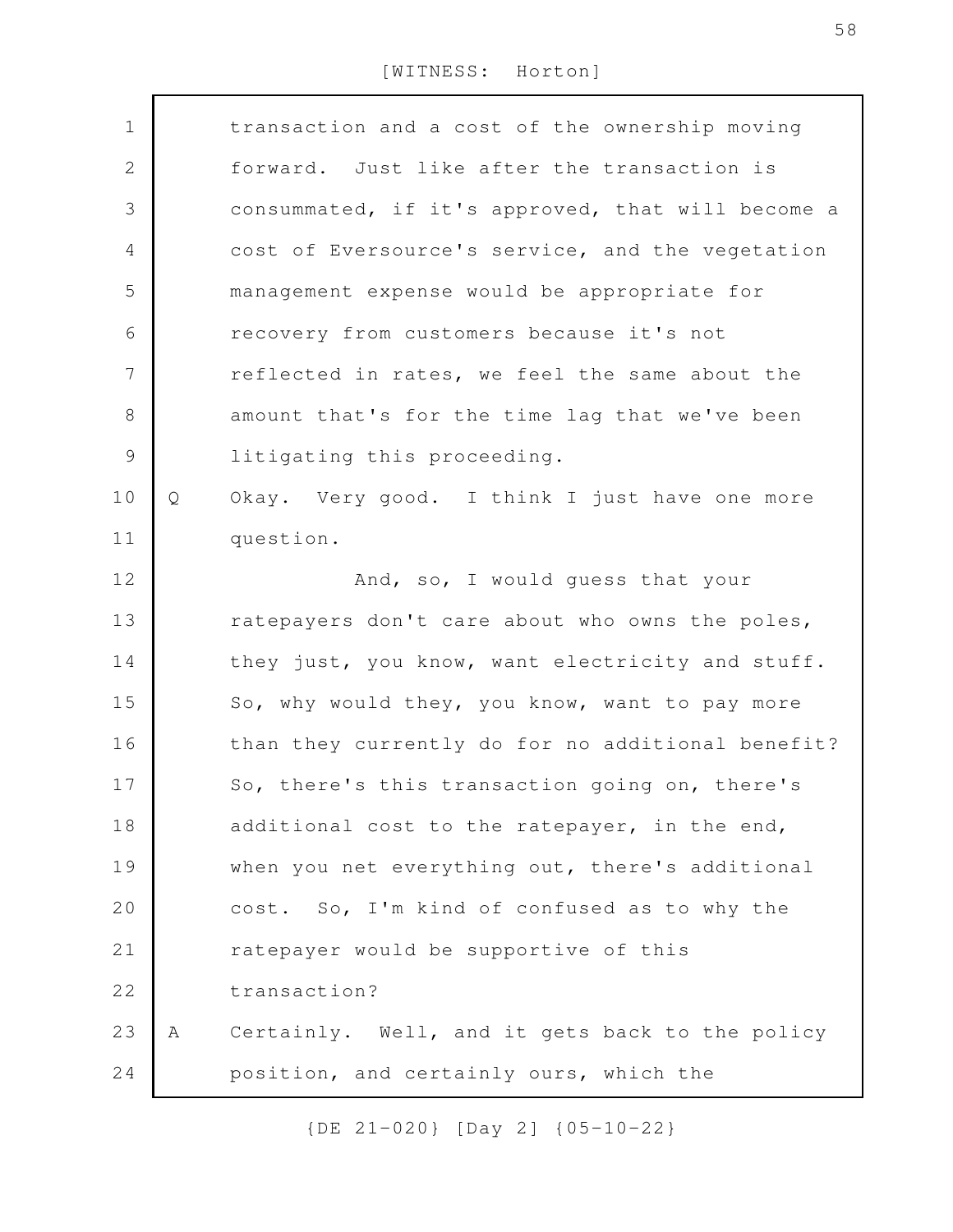transaction and a cost of the ownership moving forward. Just like after the transaction is consummated, if it's approved, that will become a cost of Eversource's service, and the vegetation management expense would be appropriate for recovery from customers because it's not reflected in rates, we feel the same about the amount that's for the time lag that we've been litigating this proceeding.

Q Okay. Very good. I think I just have one more question.

And, so, I would guess that your ratepayers don't care about who owns the poles, they just, you know, want electricity and stuff. So, why would they, you know, want to pay more than they currently do for no additional benefit? So, there's this transaction going on, there's additional cost to the ratepayer, in the end, when you net everything out, there's additional cost. So, I'm kind of confused as to why the ratepayer would be supportive of this transaction?

A Certainly. Well, and it gets back to the policy position, and certainly ours, which the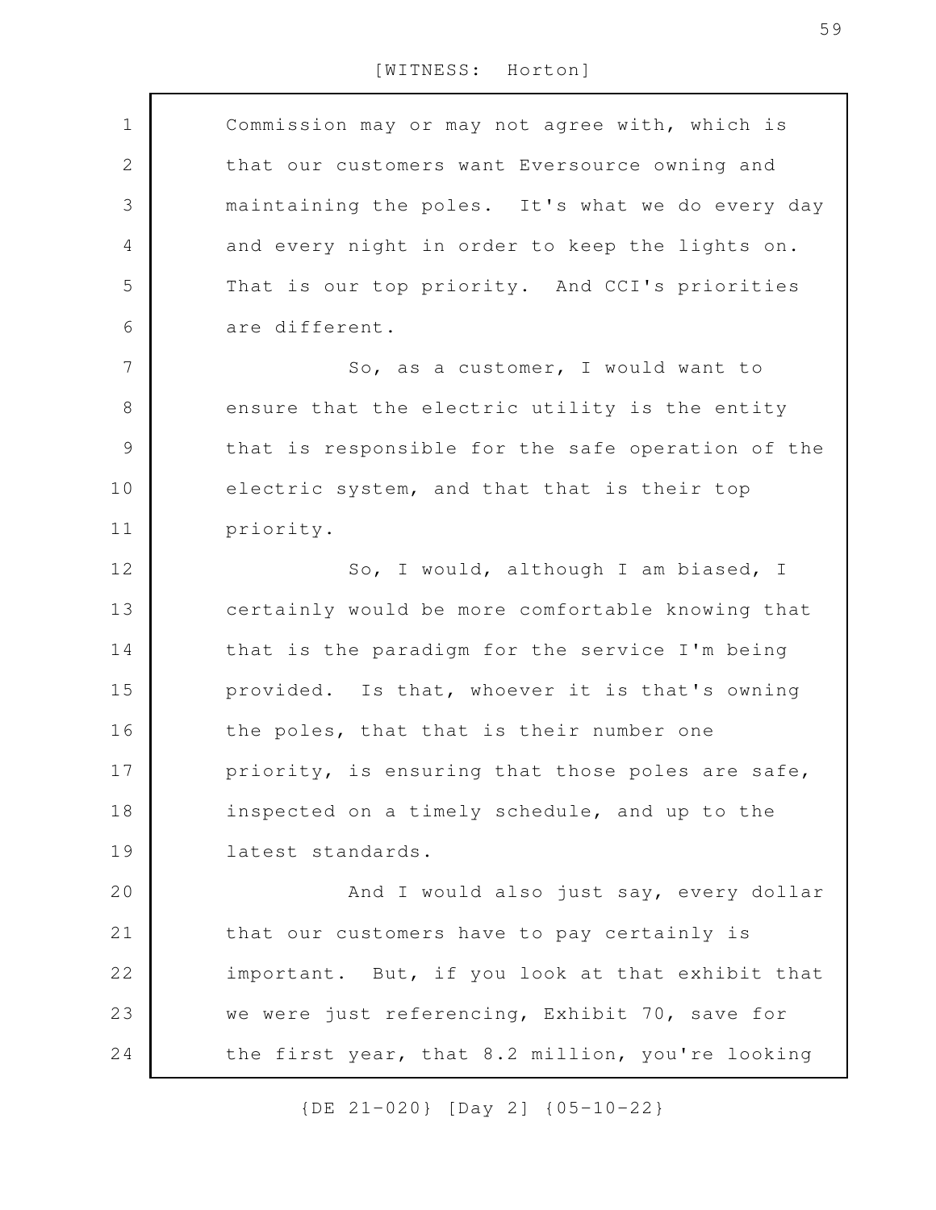Commission may or may not agree with, which is that our customers want Eversource owning and maintaining the poles. It's what we do every day and every night in order to keep the lights on. That is our top priority. And CCI's priorities are different.

So, as a customer, I would want to ensure that the electric utility is the entity that is responsible for the safe operation of the electric system, and that that is their top priority.

So, I would, although I am biased, I certainly would be more comfortable knowing that that is the paradigm for the service I'm being provided. Is that, whoever it is that's owning the poles, that that is their number one priority, is ensuring that those poles are safe, inspected on a timely schedule, and up to the latest standards.

And I would also just say, every dollar that our customers have to pay certainly is important. But, if you look at that exhibit that we were just referencing, Exhibit 70, save for the first year, that 8.2 million, you're looking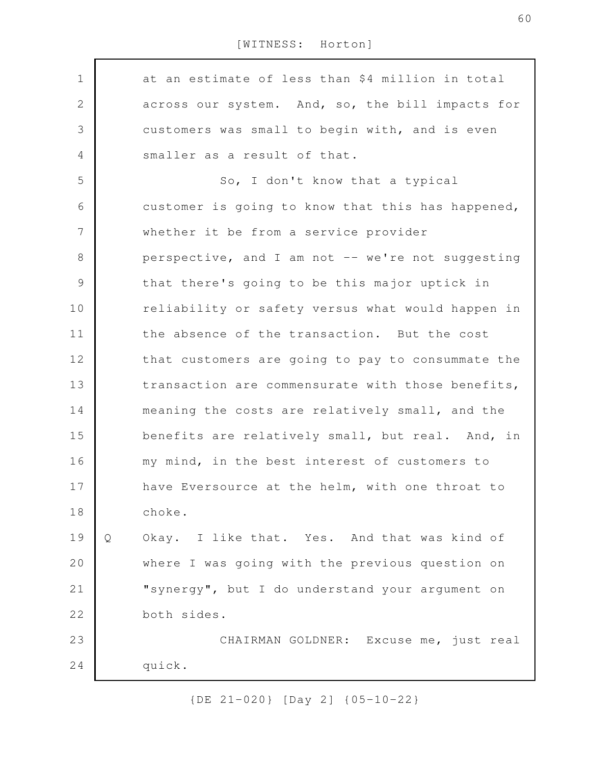at an estimate of less than $4 million in total across our system. And, so, the bill impacts for customers was small to begin with, and is even smaller as a result of that.

So, I don't know that a typical customer is going to know that this has happened, whether it be from a service provider perspective, and I am not -- we're not suggesting that there's going to be this major uptick in reliability or safety versus what would happen in the absence of the transaction. But the cost that customers are going to pay to consummate the transaction are commensurate with those benefits, meaning the costs are relatively small, and the benefits are relatively small, but real. And, in my mind, in the best interest of customers to have Eversource at the helm, with one throat to choke.

Q Okay. I like that. Yes. And that was kind of where I was going with the previous question on "synergy", but I do understand your argument on both sides.

CHAIRMAN GOLDNER: Excuse me, just real quick.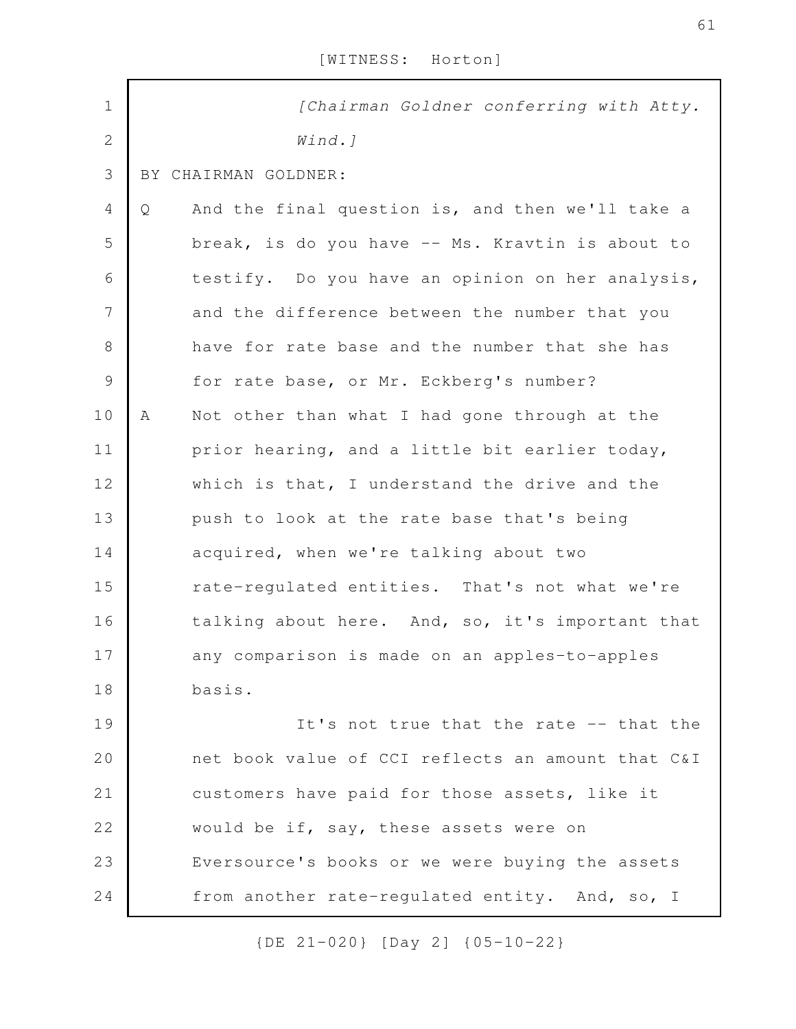*[Chairman Goldner conferring with Atty. Wind.]*

BY CHAIRMAN GOLDNER:

Q And the final question is, and then we'll take a break, is do you have -- Ms. Kravtin is about to testify. Do you have an opinion on her analysis, and the difference between the number that you have for rate base and the number that she has for rate base, or Mr. Eckberg's number?

A Not other than what I had gone through at the prior hearing, and a little bit earlier today, which is that, I understand the drive and the push to look at the rate base that's being acquired, when we're talking about two rate-regulated entities. That's not what we're talking about here. And, so, it's important that any comparison is made on an apples-to-apples basis.

It's not true that the rate -- that the net book value of CCI reflects an amount that C&I customers have paid for those assets, like it would be if, say, these assets were on Eversource's books or we were buying the assets from another rate-regulated entity. And, so, I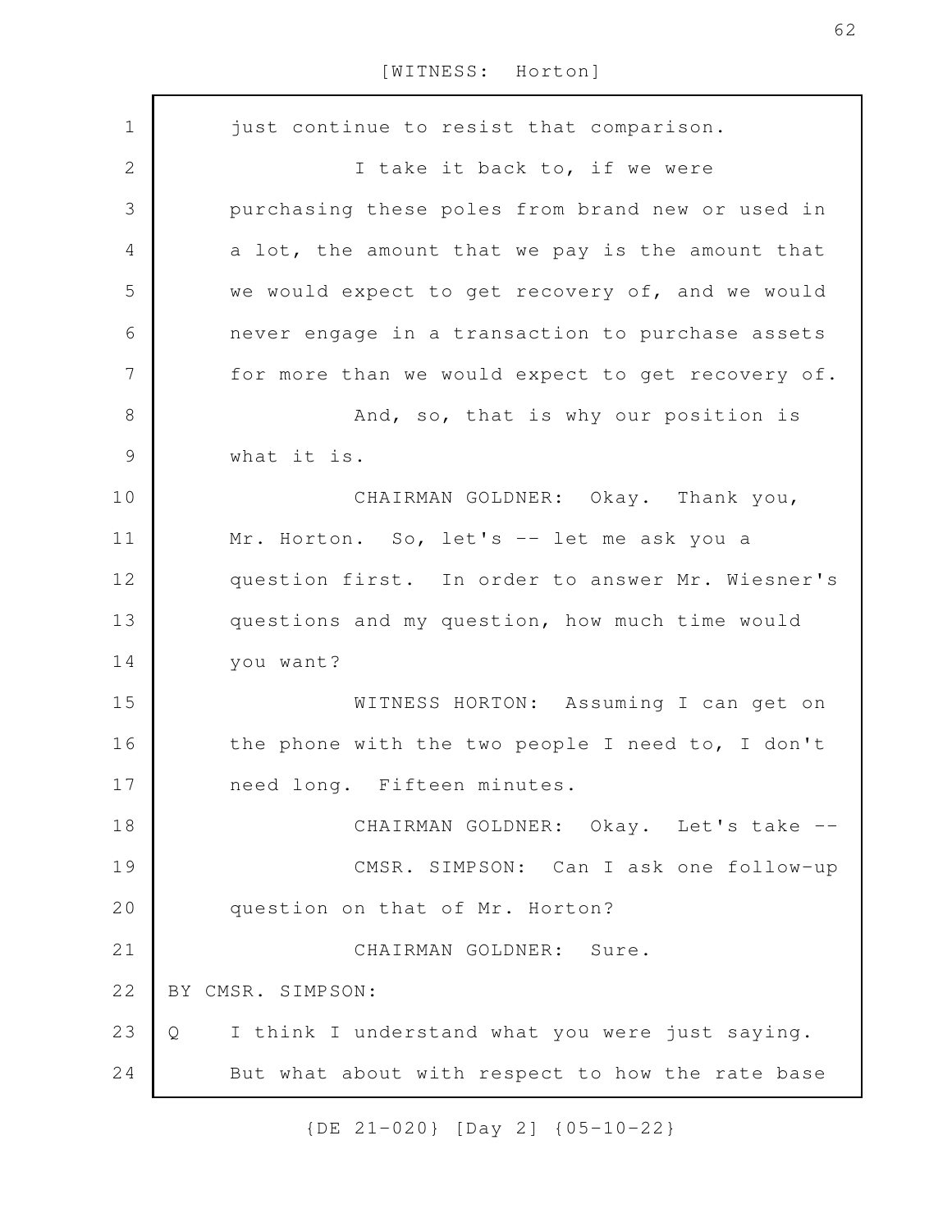just continue to resist that comparison.

I take it back to, if we were purchasing these poles from brand new or used in a lot, the amount that we pay is the amount that we would expect to get recovery of, and we would never engage in a transaction to purchase assets for more than we would expect to get recovery of.

And, so, that is why our position is what it is.

CHAIRMAN GOLDNER: Okay. Thank you, Mr. Horton. So, let's -- let me ask you a question first. In order to answer Mr. Wiesner's questions and my question, how much time would you want?

WITNESS HORTON: Assuming I can get on the phone with the two people I need to, I don't need long. Fifteen minutes.

CHAIRMAN GOLDNER: Okay. Let's take --

CMSR. SIMPSON: Can I ask one follow-up question on that of Mr. Horton?

CHAIRMAN GOLDNER: Sure.

BY CMSR. SIMPSON:

Q I think I understand what you were just saying. But what about with respect to how the rate base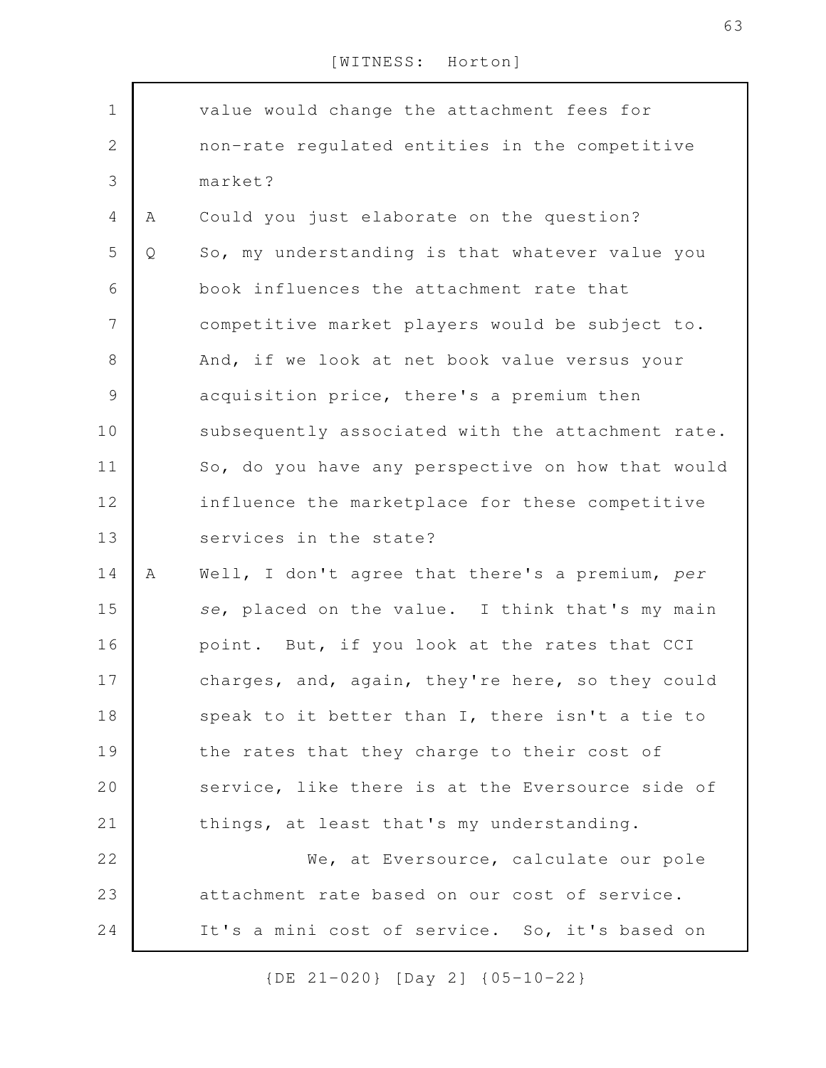value would change the attachment fees for non-rate regulated entities in the competitive market?

A Could you just elaborate on the question?

Q So, my understanding is that whatever value you book influences the attachment rate that competitive market players would be subject to. And, if we look at net book value versus your acquisition price, there's a premium then subsequently associated with the attachment rate. So, do you have any perspective on how that would influence the marketplace for these competitive services in the state?

A Well, I don't agree that there's a premium, *per se*, placed on the value. I think that's my main point. But, if you look at the rates that CCI charges, and, again, they're here, so they could speak to it better than I, there isn't a tie to the rates that they charge to their cost of service, like there is at the Eversource side of things, at least that's my understanding.

We, at Eversource, calculate our pole attachment rate based on our cost of service. It's a mini cost of service. So, it's based on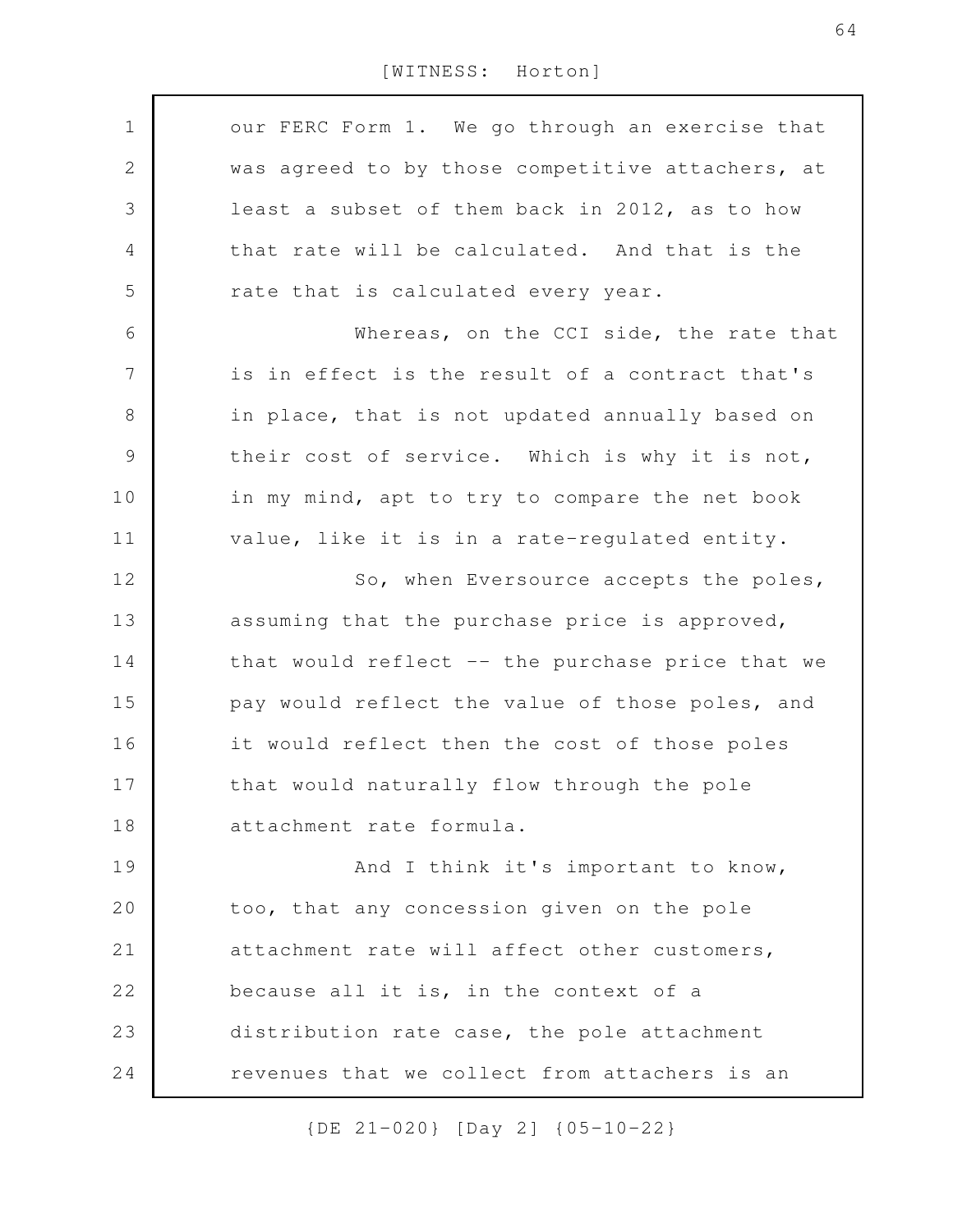our FERC Form 1. We go through an exercise that was agreed to by those competitive attachers, at least a subset of them back in 2012, as to how that rate will be calculated. And that is the rate that is calculated every year.

Whereas, on the CCI side, the rate that is in effect is the result of a contract that's in place, that is not updated annually based on their cost of service. Which is why it is not, in my mind, apt to try to compare the net book value, like it is in a rate-regulated entity.

So, when Eversource accepts the poles, assuming that the purchase price is approved, that would reflect -- the purchase price that we pay would reflect the value of those poles, and it would reflect then the cost of those poles that would naturally flow through the pole attachment rate formula.

And I think it's important to know, too, that any concession given on the pole attachment rate will affect other customers, because all it is, in the context of a distribution rate case, the pole attachment revenues that we collect from attachers is an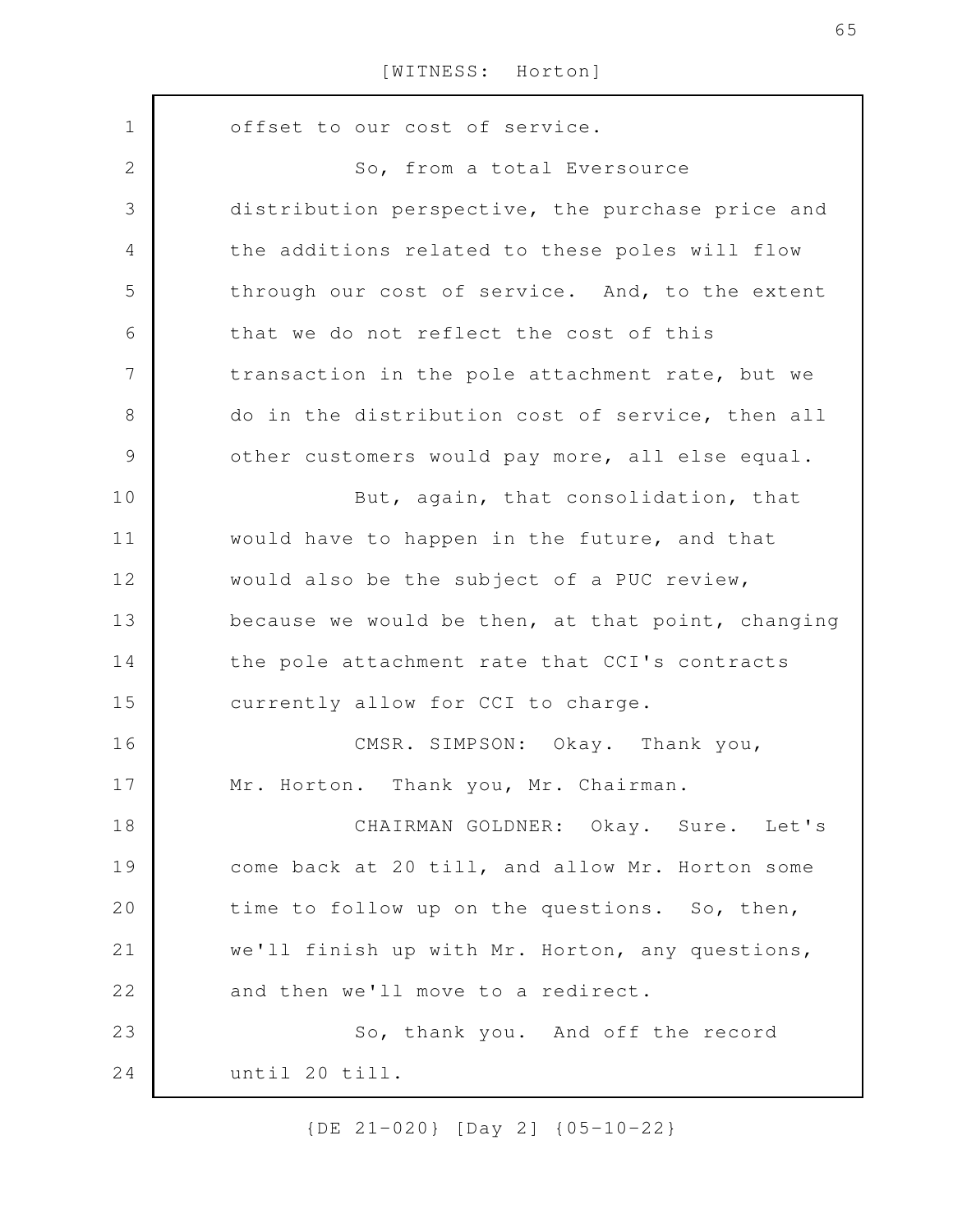offset to our cost of service.

So, from a total Eversource distribution perspective, the purchase price and the additions related to these poles will flow through our cost of service. And, to the extent that we do not reflect the cost of this transaction in the pole attachment rate, but we do in the distribution cost of service, then all other customers would pay more, all else equal.

But, again, that consolidation, that would have to happen in the future, and that would also be the subject of a PUC review, because we would be then, at that point, changing the pole attachment rate that CCI's contracts currently allow for CCI to charge.

CMSR. SIMPSON: Okay. Thank you, Mr. Horton. Thank you, Mr. Chairman.

CHAIRMAN GOLDNER: Okay. Sure. Let's come back at 20 till, and allow Mr. Horton some time to follow up on the questions. So, then, we'll finish up with Mr. Horton, any questions, and then we'll move to a redirect.

So, thank you. And off the record until 20 till.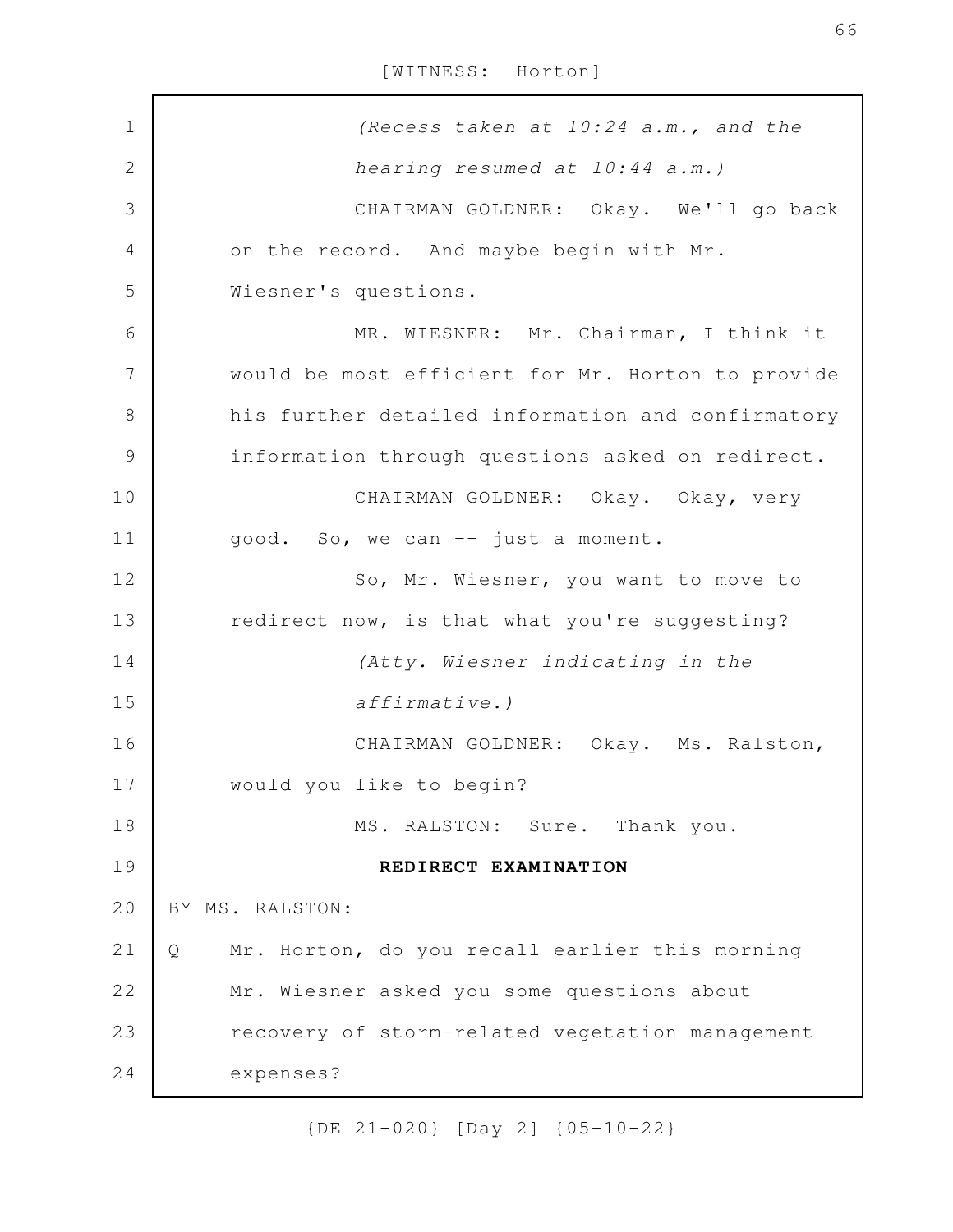*(Recess taken at 10:24 a.m., and the hearing resumed at 10:44 a.m.)*

CHAIRMAN GOLDNER: Okay. We'll go back on the record. And maybe begin with Mr. Wiesner's questions.

MR. WIESNER: Mr. Chairman, I think it would be most efficient for Mr. Horton to provide his further detailed information and confirmatory information through questions asked on redirect.

CHAIRMAN GOLDNER: Okay. Okay, very good. So, we can -- just a moment.

So, Mr. Wiesner, you want to move to redirect now, is that what you're suggesting?

*(Atty. Wiesner indicating in the affirmative.)*

CHAIRMAN GOLDNER: Okay. Ms. Ralston, would you like to begin?

MS. RALSTON: Sure. Thank you.

**REDIRECT EXAMINATION**

BY MS. RALSTON:

Q Mr. Horton, do you recall earlier this morning Mr. Wiesner asked you some questions about recovery of storm-related vegetation management expenses?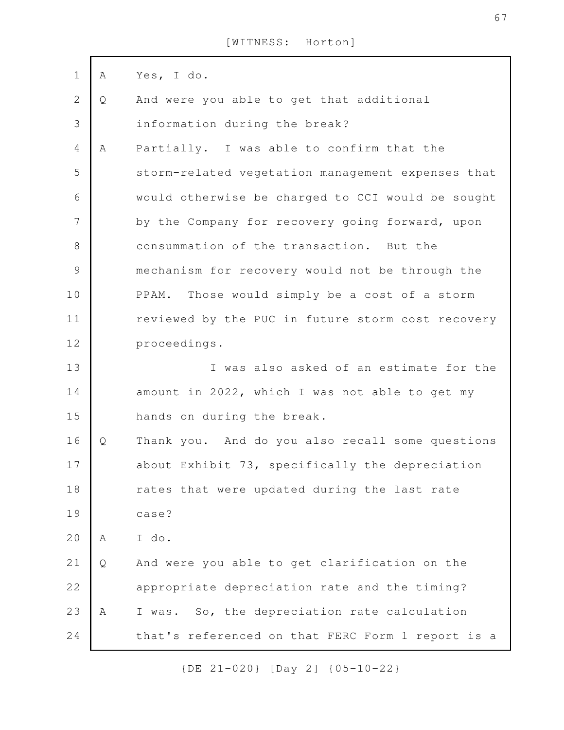A Yes, I do.

Q And were you able to get that additional information during the break?

A Partially. I was able to confirm that the storm-related vegetation management expenses that would otherwise be charged to CCI would be sought by the Company for recovery going forward, upon consummation of the transaction. But the mechanism for recovery would not be through the PPAM. Those would simply be a cost of a storm reviewed by the PUC in future storm cost recovery proceedings.

I was also asked of an estimate for the amount in 2022, which I was not able to get my hands on during the break.

Q Thank you. And do you also recall some questions about Exhibit 73, specifically the depreciation rates that were updated during the last rate case?

A I do.

Q And were you able to get clarification on the appropriate depreciation rate and the timing?

A I was. So, the depreciation rate calculation that's referenced on that FERC Form 1 report is a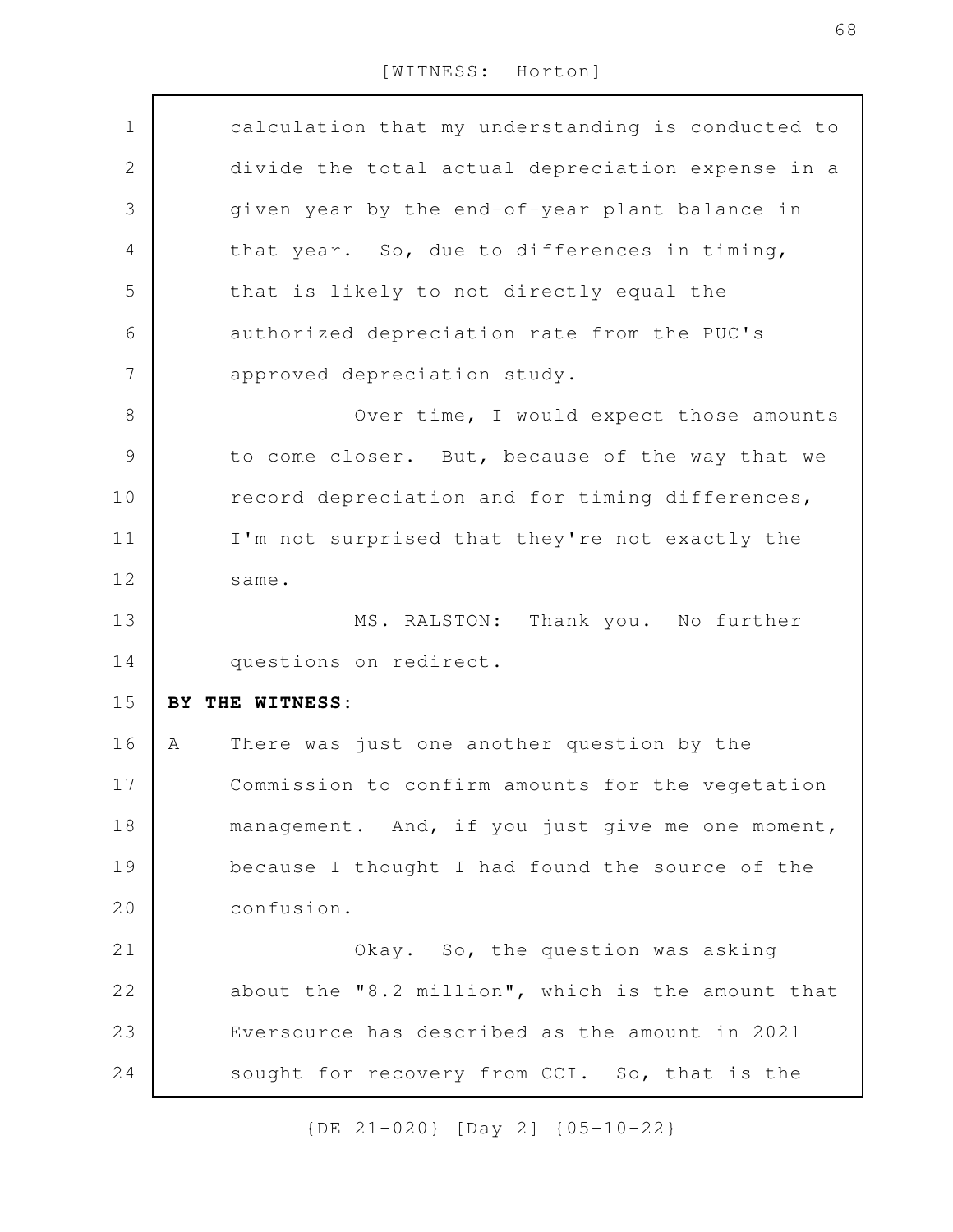calculation that my understanding is conducted to divide the total actual depreciation expense in a given year by the end-of-year plant balance in that year. So, due to differences in timing, that is likely to not directly equal the authorized depreciation rate from the PUC's approved depreciation study.

Over time, I would expect those amounts to come closer. But, because of the way that we record depreciation and for timing differences, I'm not surprised that they're not exactly the same.

MS. RALSTON: Thank you. No further questions on redirect.

**BY THE WITNESS:**

A There was just one another question by the Commission to confirm amounts for the vegetation management. And, if you just give me one moment, because I thought I had found the source of the confusion.

Okay. So, the question was asking about the "8.2 million", which is the amount that Eversource has described as the amount in 2021 sought for recovery from CCI. So, that is the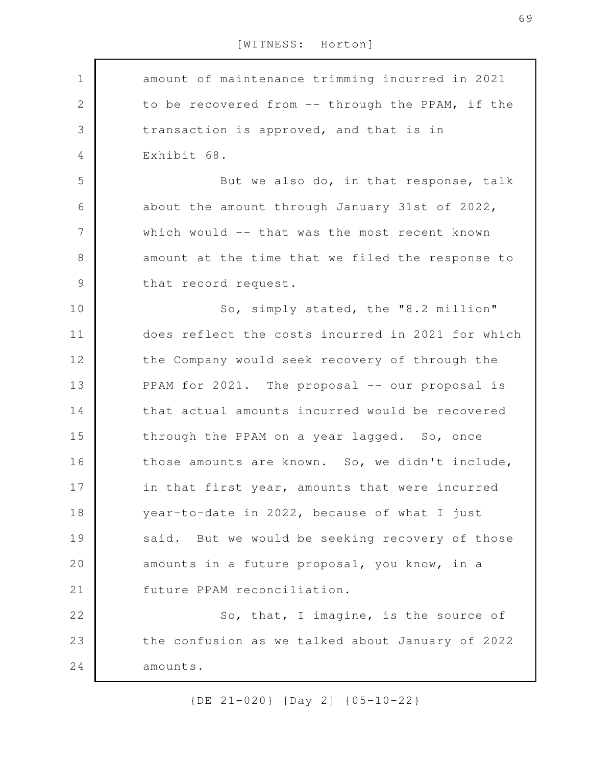amount of maintenance trimming incurred in 2021 to be recovered from -- through the PPAM, if the transaction is approved, and that is in Exhibit 68.

But we also do, in that response, talk about the amount through January 31st of 2022, which would -- that was the most recent known amount at the time that we filed the response to that record request.

So, simply stated, the "8.2 million" does reflect the costs incurred in 2021 for which the Company would seek recovery of through the PPAM for 2021. The proposal -- our proposal is that actual amounts incurred would be recovered through the PPAM on a year lagged. So, once those amounts are known. So, we didn't include, in that first year, amounts that were incurred year-to-date in 2022, because of what I just said. But we would be seeking recovery of those amounts in a future proposal, you know, in a future PPAM reconciliation.

So, that, I imagine, is the source of the confusion as we talked about January of 2022 amounts.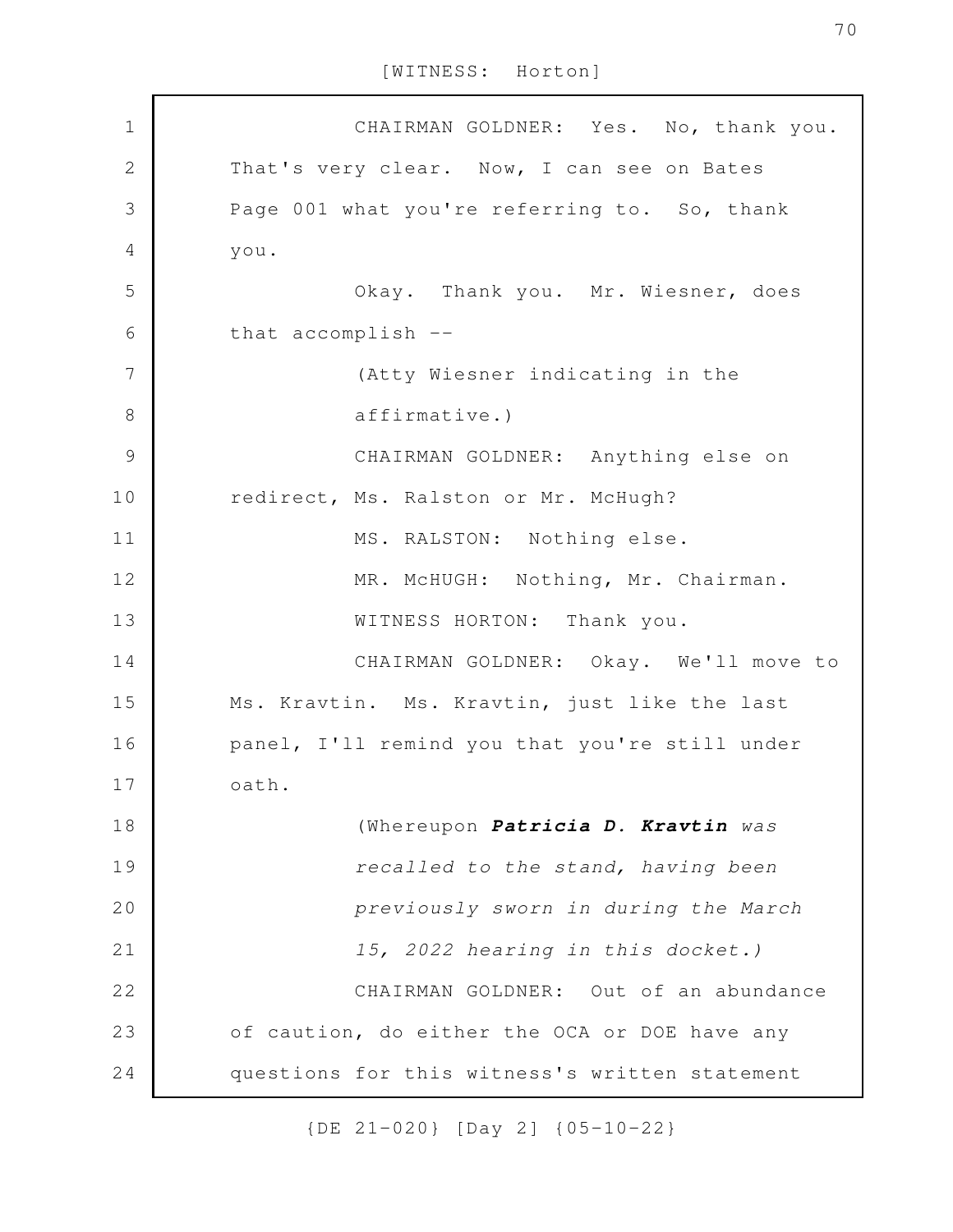CHAIRMAN GOLDNER: Yes. No, thank you. That's very clear. Now, I can see on Bates Page 001 what you're referring to. So, thank you.

Okay. Thank you. Mr. Wiesner, does that accomplish --

(Atty Wiesner indicating in the affirmative.)

CHAIRMAN GOLDNER: Anything else on redirect, Ms. Ralston or Mr. McHugh?

MS. RALSTON: Nothing else.

MR. McHUGH: Nothing, Mr. Chairman.

WITNESS HORTON: Thank you.

CHAIRMAN GOLDNER: Okay. We'll move to Ms. Kravtin. Ms. Kravtin, just like the last panel, I'll remind you that you're still under oath.

*(Whereupon* ***Patricia D. Kravtin*** *was recalled to the stand, having been previously sworn in during the March 15, 2022 hearing in this docket.)*

CHAIRMAN GOLDNER: Out of an abundance of caution, do either the OCA or DOE have any questions for this witness's written statement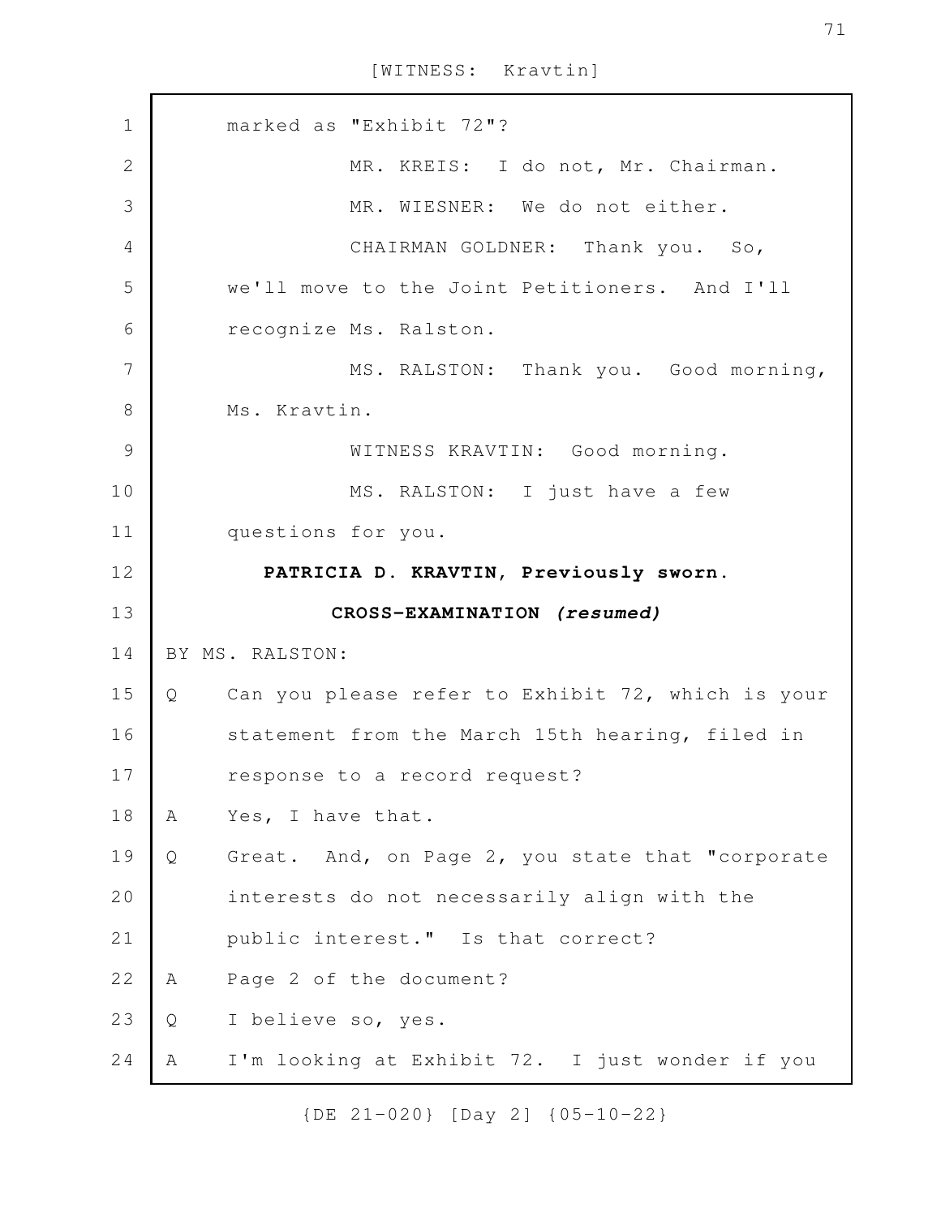marked as "Exhibit 72"?

MR. KREIS: I do not, Mr. Chairman.

MR. WIESNER: We do not either.

CHAIRMAN GOLDNER: Thank you. So, we'll move to the Joint Petitioners. And I'll recognize Ms. Ralston.

MS. RALSTON: Thank you. Good morning, Ms. Kravtin.

WITNESS KRAVTIN: Good morning.

MS. RALSTON: I just have a few questions for you.

**PATRICIA D. KRAVTIN, Previously sworn.**

**CROSS-EXAMINATION *(resumed)***

BY MS. RALSTON:

Q Can you please refer to Exhibit 72, which is your statement from the March 15th hearing, filed in response to a record request?

A Yes, I have that.

Q Great. And, on Page 2, you state that "corporate interests do not necessarily align with the public interest." Is that correct?

A Page 2 of the document?

Q I believe so, yes.

A I'm looking at Exhibit 72. I just wonder if you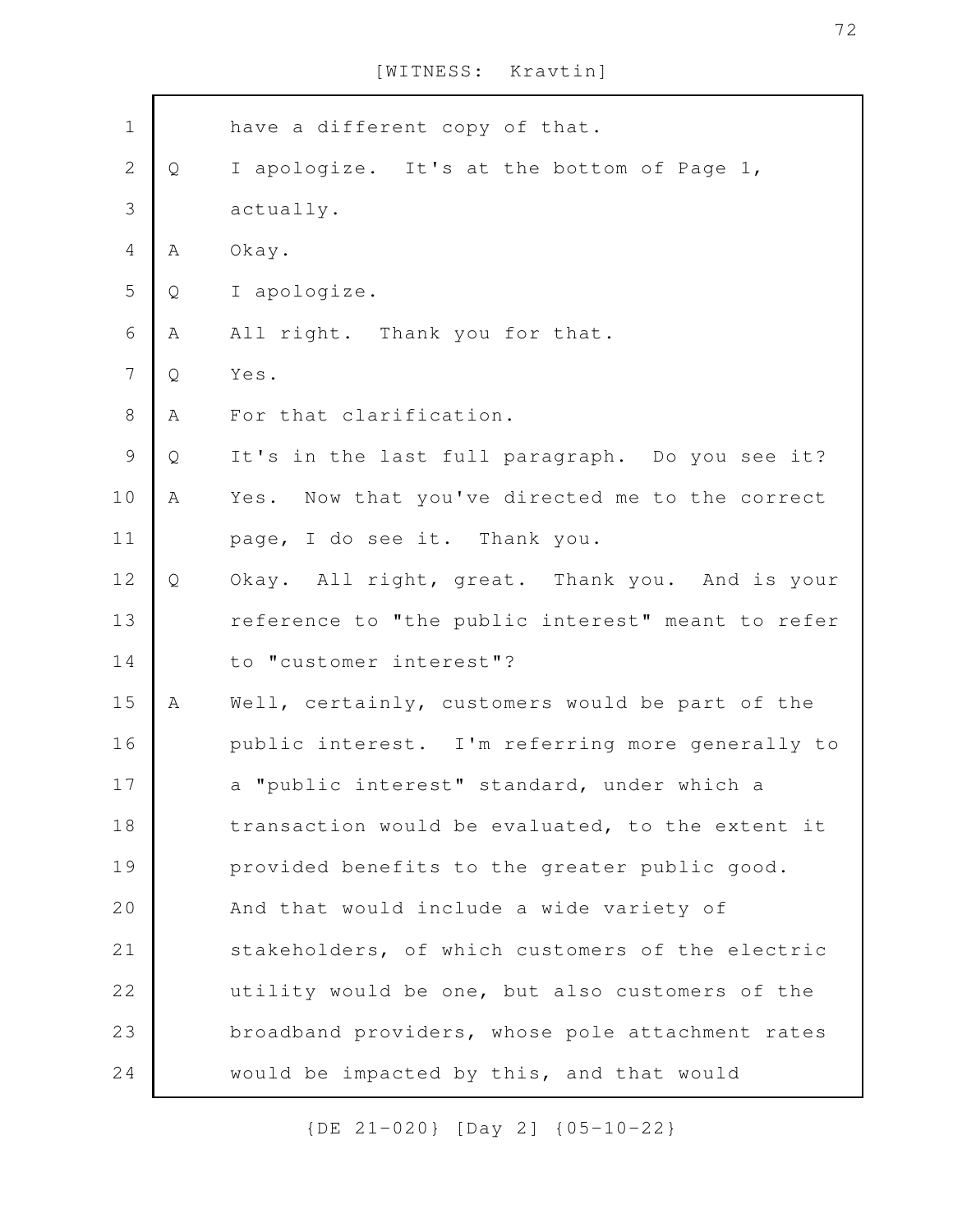[WITNESS: Kravtin]

have a different copy of that.

Q I apologize. It's at the bottom of Page 1, actually.

A Okay.

Q I apologize.

A All right. Thank you for that.

Q Yes.

A For that clarification.

Q It's in the last full paragraph. Do you see it?

A Yes. Now that you've directed me to the correct page, I do see it. Thank you.

Q Okay. All right, great. Thank you. And is your reference to "the public interest" meant to refer to "customer interest"?

A Well, certainly, customers would be part of the public interest. I'm referring more generally to a "public interest" standard, under which a transaction would be evaluated, to the extent it provided benefits to the greater public good. And that would include a wide variety of stakeholders, of which customers of the electric utility would be one, but also customers of the broadband providers, whose pole attachment rates would be impacted by this, and that would

{DE 21-020} [Day 2] {05-10-22}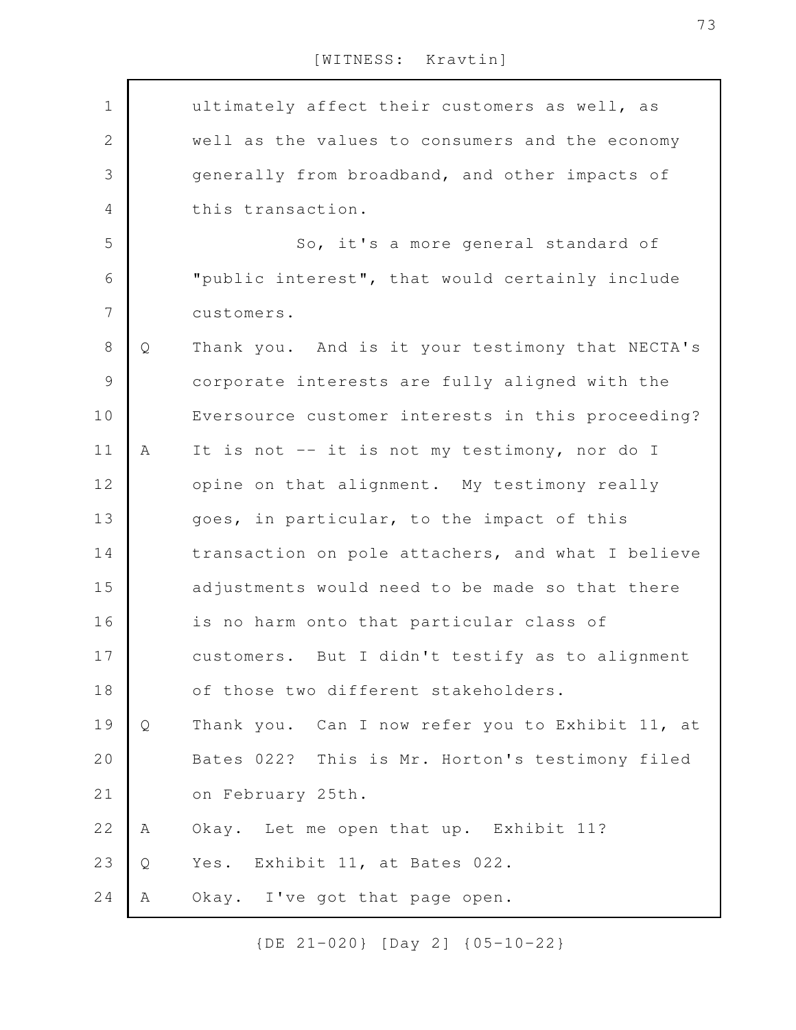ultimately affect their customers as well, as well as the values to consumers and the economy generally from broadband, and other impacts of this transaction.

So, it's a more general standard of "public interest", that would certainly include customers.

Q Thank you. And is it your testimony that NECTA's corporate interests are fully aligned with the Eversource customer interests in this proceeding?

A It is not -- it is not my testimony, nor do I opine on that alignment. My testimony really goes, in particular, to the impact of this transaction on pole attachers, and what I believe adjustments would need to be made so that there is no harm onto that particular class of customers. But I didn't testify as to alignment of those two different stakeholders.

Q Thank you. Can I now refer you to Exhibit 11, at Bates 022? This is Mr. Horton's testimony filed on February 25th.

A Okay. Let me open that up. Exhibit 11?

Q Yes. Exhibit 11, at Bates 022.

A Okay. I've got that page open.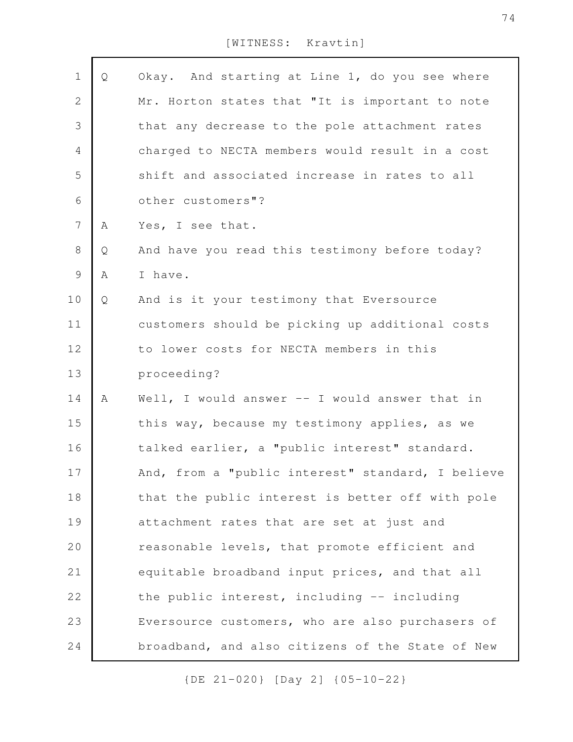[WITNESS: Kravtin]

Q Okay. And starting at Line 1, do you see where Mr. Horton states that "It is important to note that any decrease to the pole attachment rates charged to NECTA members would result in a cost shift and associated increase in rates to all other customers"?

A Yes, I see that.

Q And have you read this testimony before today?

A I have.

Q And is it your testimony that Eversource customers should be picking up additional costs to lower costs for NECTA members in this proceeding?

A Well, I would answer -- I would answer that in this way, because my testimony applies, as we talked earlier, a "public interest" standard. And, from a "public interest" standard, I believe that the public interest is better off with pole attachment rates that are set at just and reasonable levels, that promote efficient and equitable broadband input prices, and that all the public interest, including -- including Eversource customers, who are also purchasers of broadband, and also citizens of the State of New

{DE 21-020} [Day 2] {05-10-22}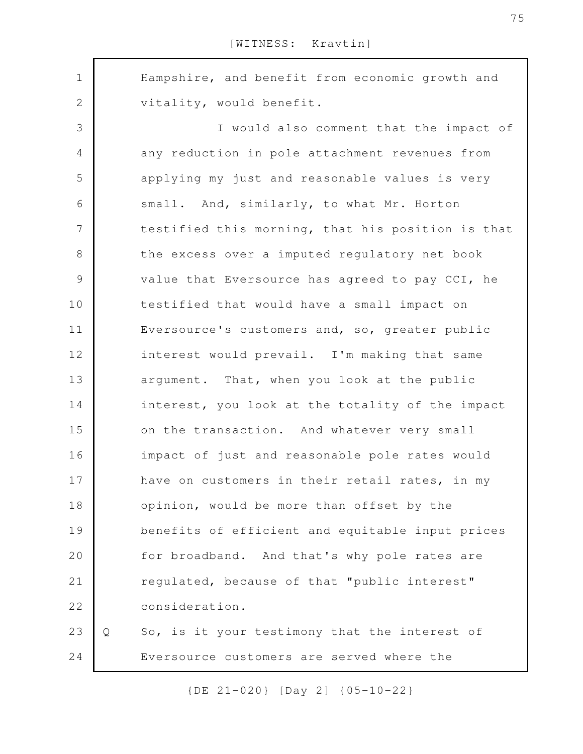Hampshire, and benefit from economic growth and vitality, would benefit.

I would also comment that the impact of any reduction in pole attachment revenues from applying my just and reasonable values is very small. And, similarly, to what Mr. Horton testified this morning, that his position is that the excess over a imputed regulatory net book value that Eversource has agreed to pay CCI, he testified that would have a small impact on Eversource's customers and, so, greater public interest would prevail. I'm making that same argument. That, when you look at the public interest, you look at the totality of the impact on the transaction. And whatever very small impact of just and reasonable pole rates would have on customers in their retail rates, in my opinion, would be more than offset by the benefits of efficient and equitable input prices for broadband. And that's why pole rates are regulated, because of that "public interest" consideration.

Q So, is it your testimony that the interest of Eversource customers are served where the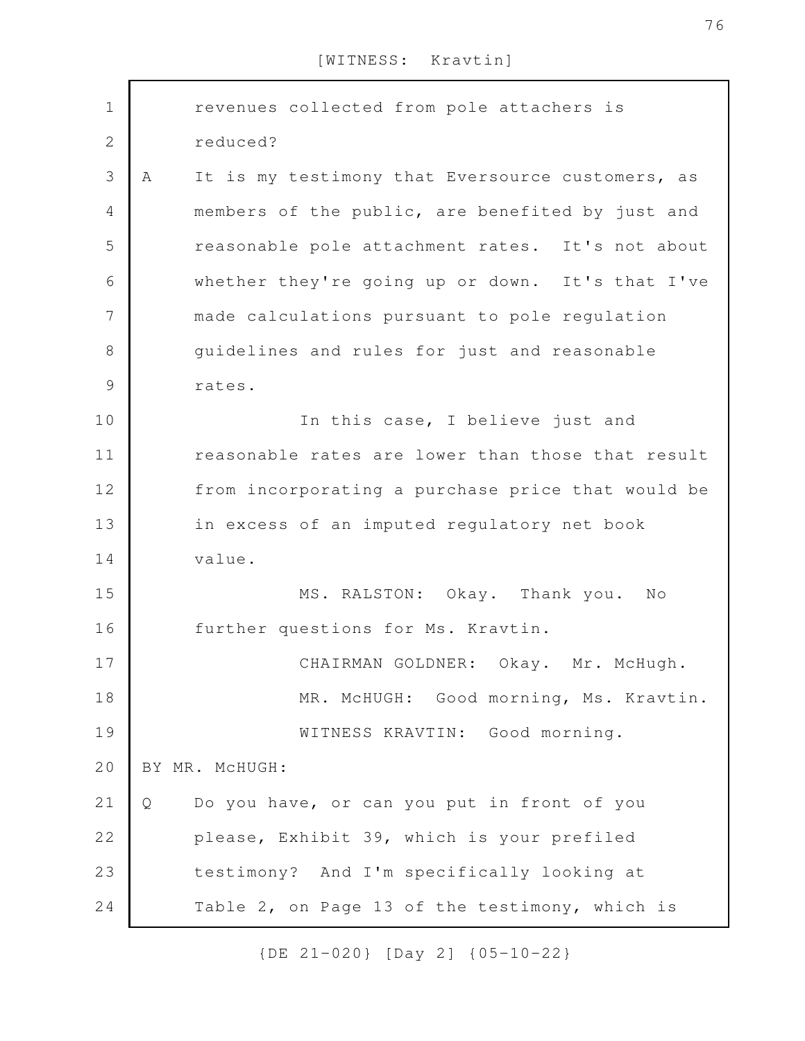revenues collected from pole attachers is reduced?

A It is my testimony that Eversource customers, as members of the public, are benefited by just and reasonable pole attachment rates. It's not about whether they're going up or down. It's that I've made calculations pursuant to pole regulation guidelines and rules for just and reasonable rates.

In this case, I believe just and reasonable rates are lower than those that result from incorporating a purchase price that would be in excess of an imputed regulatory net book value.

MS. RALSTON: Okay. Thank you. No further questions for Ms. Kravtin.

CHAIRMAN GOLDNER: Okay. Mr. McHugh.

MR. McHUGH: Good morning, Ms. Kravtin.

WITNESS KRAVTIN: Good morning.

BY MR. McHUGH:

Q Do you have, or can you put in front of you please, Exhibit 39, which is your prefiled testimony? And I'm specifically looking at Table 2, on Page 13 of the testimony, which is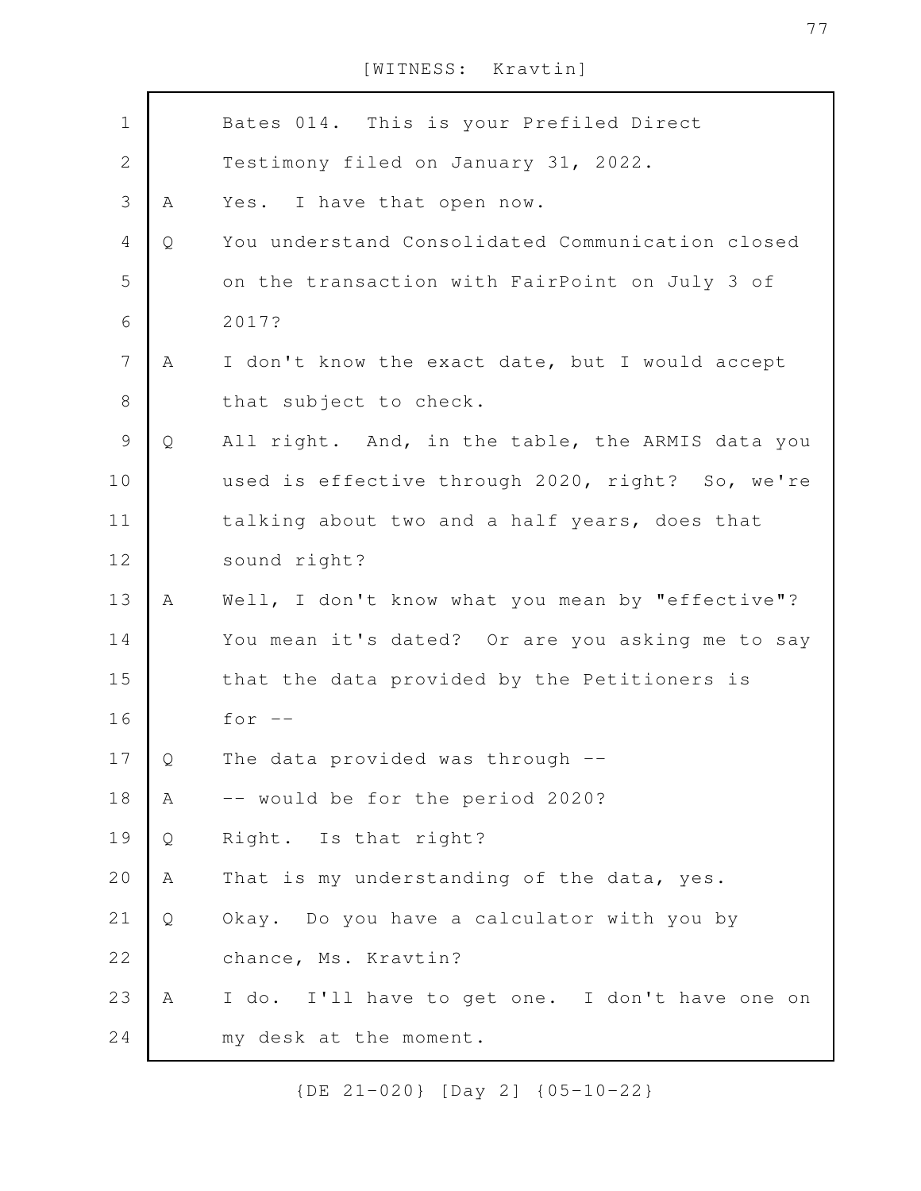Bates 014. This is your Prefiled Direct Testimony filed on January 31, 2022.

A Yes. I have that open now.

Q You understand Consolidated Communication closed on the transaction with FairPoint on July 3 of 2017?

A I don't know the exact date, but I would accept that subject to check.

Q All right. And, in the table, the ARMIS data you used is effective through 2020, right? So, we're talking about two and a half years, does that sound right?

A Well, I don't know what you mean by "effective"? You mean it's dated? Or are you asking me to say that the data provided by the Petitioners is for --

Q The data provided was through --

A -- would be for the period 2020?

Q Right. Is that right?

A That is my understanding of the data, yes.

Q Okay. Do you have a calculator with you by chance, Ms. Kravtin?

A I do. I'll have to get one. I don't have one on my desk at the moment.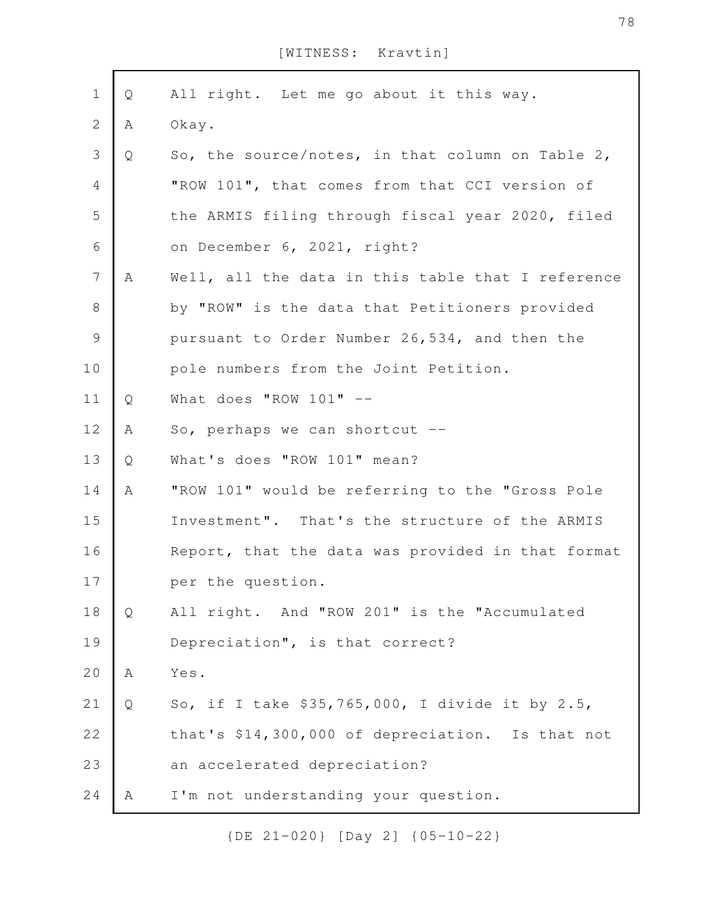[WITNESS: Kravtin]

| | | |
|---|---|---|
| 1 | Q | All right. Let me go about it this way. |
| 2 | A | Okay. |
| 3 | Q | So, the source/notes, in that column on Table 2, |
| 4 | | "ROW 101", that comes from that CCI version of |
| 5 | | the ARMIS filing through fiscal year 2020, filed |
| 6 | | on December 6, 2021, right? |
| 7 | A | Well, all the data in this table that I reference |
| 8 | | by "ROW" is the data that Petitioners provided |
| 9 | | pursuant to Order Number 26,534, and then the |
| 10 | | pole numbers from the Joint Petition. |
| 11 | Q | What does "ROW 101" -- |
| 12 | A | So, perhaps we can shortcut -- |
| 13 | Q | What's does "ROW 101" mean? |
| 14 | A | "ROW 101" would be referring to the "Gross Pole |
| 15 | | Investment". That's the structure of the ARMIS |
| 16 | | Report, that the data was provided in that format |
| 17 | | per the question. |
| 18 | Q | All right. And "ROW 201" is the "Accumulated |
| 19 | | Depreciation", is that correct? |
| 20 | A | Yes. |
| 21 | Q | So, if I take $35,765,000, I divide it by 2.5, |
| 22 | | that's $14,300,000 of depreciation. Is that not |
| 23 | | an accelerated depreciation? |
| 24 | A | I'm not understanding your question. |

{DE 21-020} [Day 2] {05-10-22}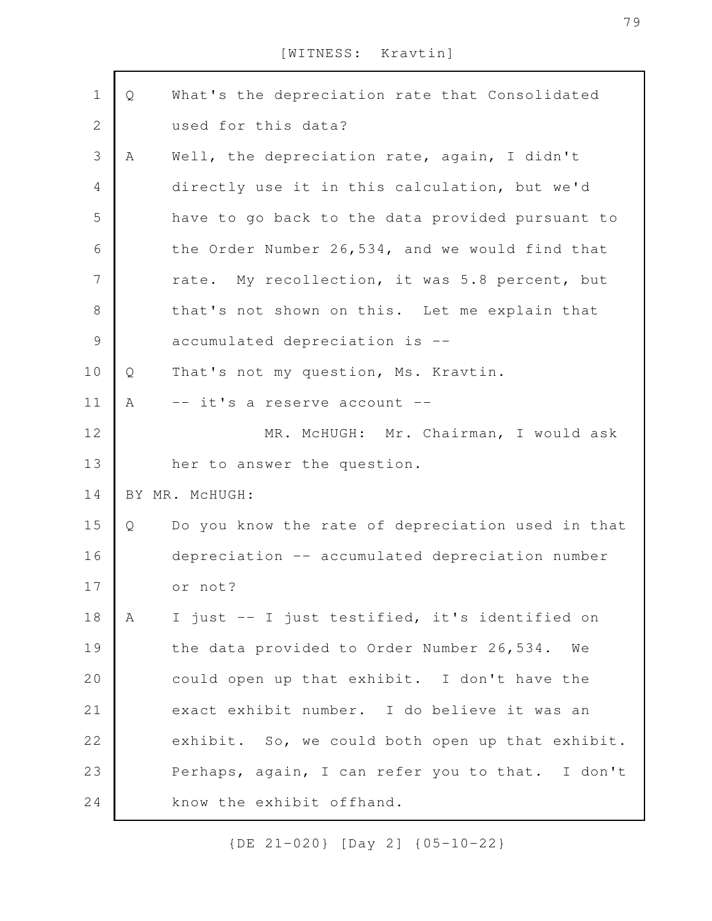Q What's the depreciation rate that Consolidated used for this data?

A Well, the depreciation rate, again, I didn't directly use it in this calculation, but we'd have to go back to the data provided pursuant to the Order Number 26,534, and we would find that rate. My recollection, it was 5.8 percent, but that's not shown on this. Let me explain that accumulated depreciation is --

Q That's not my question, Ms. Kravtin.

A -- it's a reserve account --

MR. McHUGH: Mr. Chairman, I would ask her to answer the question.

BY MR. McHUGH:

Q Do you know the rate of depreciation used in that depreciation -- accumulated depreciation number or not?

A I just -- I just testified, it's identified on the data provided to Order Number 26,534. We could open up that exhibit. I don't have the exact exhibit number. I do believe it was an exhibit. So, we could both open up that exhibit. Perhaps, again, I can refer you to that. I don't know the exhibit offhand.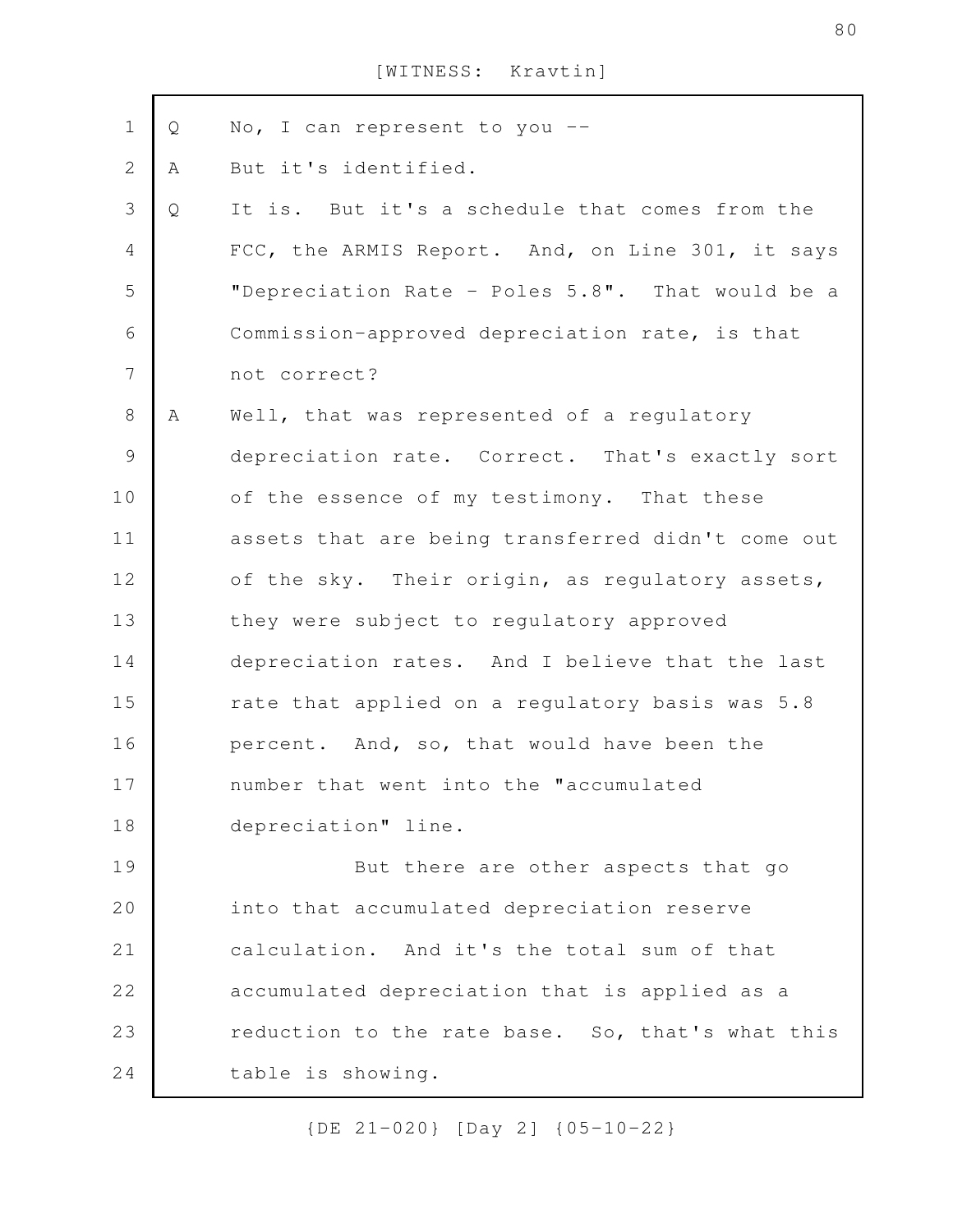Q No, I can represent to you --

A But it's identified.

Q It is. But it's a schedule that comes from the FCC, the ARMIS Report. And, on Line 301, it says "Depreciation Rate - Poles 5.8". That would be a Commission-approved depreciation rate, is that not correct?

A Well, that was represented of a regulatory depreciation rate. Correct. That's exactly sort of the essence of my testimony. That these assets that are being transferred didn't come out of the sky. Their origin, as regulatory assets, they were subject to regulatory approved depreciation rates. And I believe that the last rate that applied on a regulatory basis was 5.8 percent. And, so, that would have been the number that went into the "accumulated depreciation" line.

But there are other aspects that go into that accumulated depreciation reserve calculation. And it's the total sum of that accumulated depreciation that is applied as a reduction to the rate base. So, that's what this table is showing.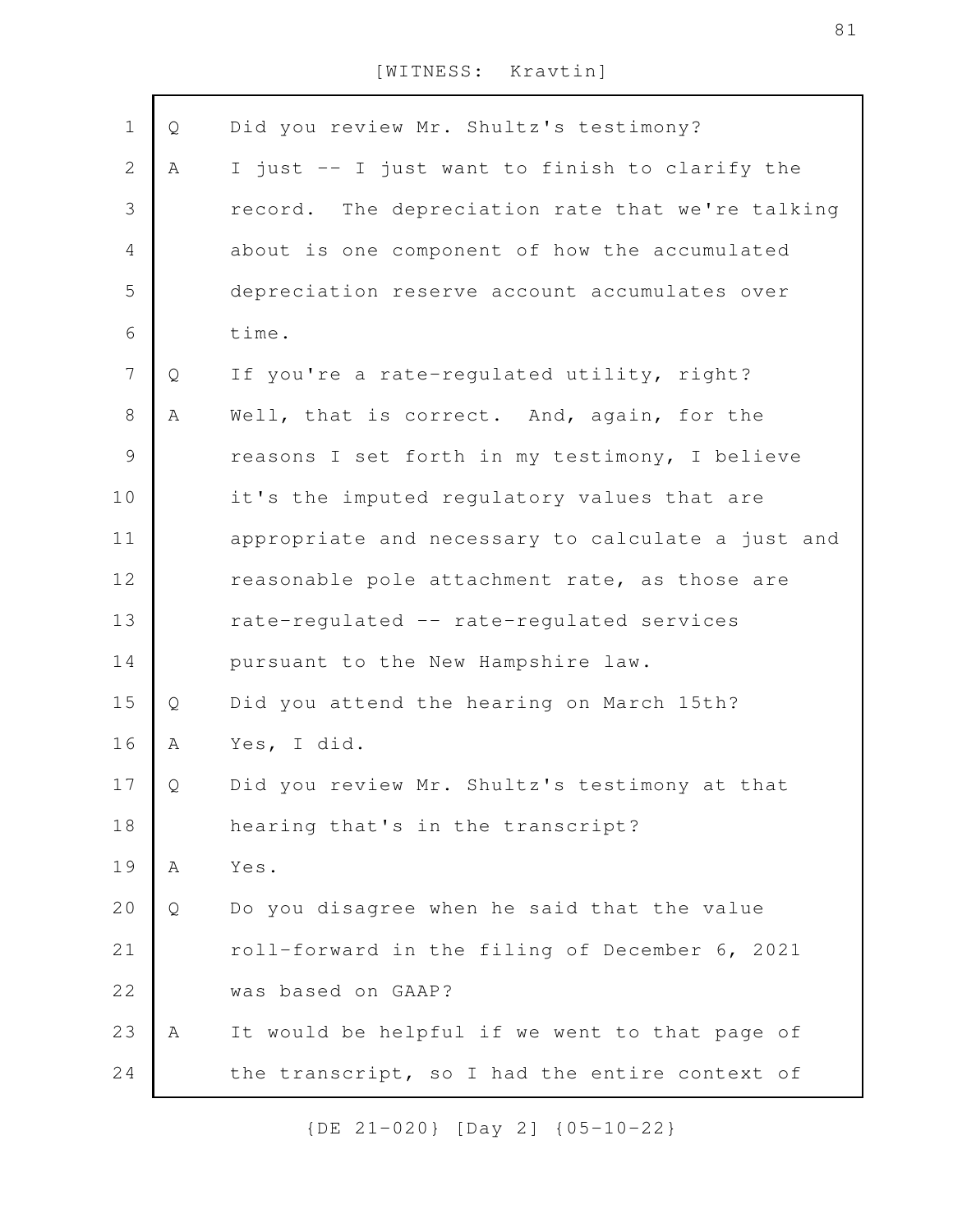[WITNESS: Kravtin]

Q Did you review Mr. Shultz's testimony?

A I just -- I just want to finish to clarify the record. The depreciation rate that we're talking about is one component of how the accumulated depreciation reserve account accumulates over time.

Q If you're a rate-regulated utility, right?

A Well, that is correct. And, again, for the reasons I set forth in my testimony, I believe it's the imputed regulatory values that are appropriate and necessary to calculate a just and reasonable pole attachment rate, as those are rate-regulated -- rate-regulated services pursuant to the New Hampshire law.

Q Did you attend the hearing on March 15th?

A Yes, I did.

Q Did you review Mr. Shultz's testimony at that hearing that's in the transcript?

A Yes.

Q Do you disagree when he said that the value roll-forward in the filing of December 6, 2021 was based on GAAP?

A It would be helpful if we went to that page of the transcript, so I had the entire context of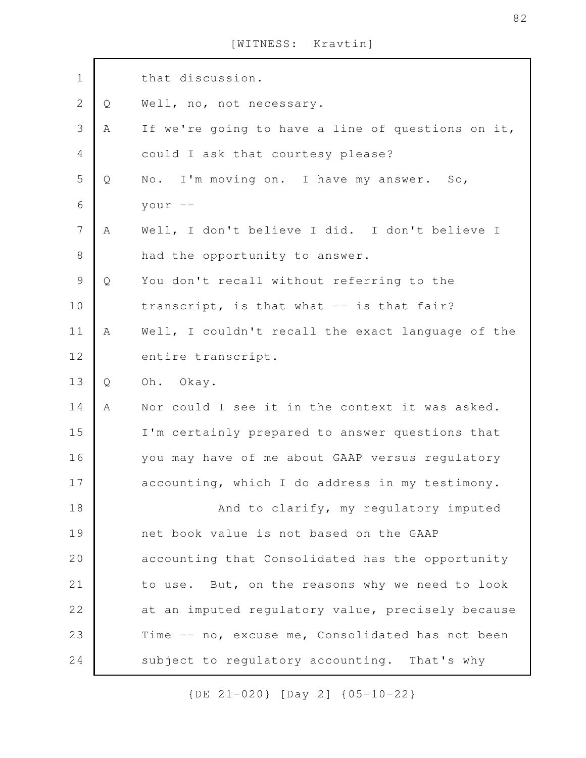that discussion.

Q Well, no, not necessary.

A If we're going to have a line of questions on it, could I ask that courtesy please?

Q No. I'm moving on. I have my answer. So, your --

A Well, I don't believe I did. I don't believe I had the opportunity to answer.

Q You don't recall without referring to the transcript, is that what -- is that fair?

A Well, I couldn't recall the exact language of the entire transcript.

Q Oh. Okay.

A Nor could I see it in the context it was asked. I'm certainly prepared to answer questions that you may have of me about GAAP versus regulatory accounting, which I do address in my testimony.

And to clarify, my regulatory imputed net book value is not based on the GAAP accounting that Consolidated has the opportunity to use. But, on the reasons why we need to look at an imputed regulatory value, precisely because Time -- no, excuse me, Consolidated has not been subject to regulatory accounting. That's why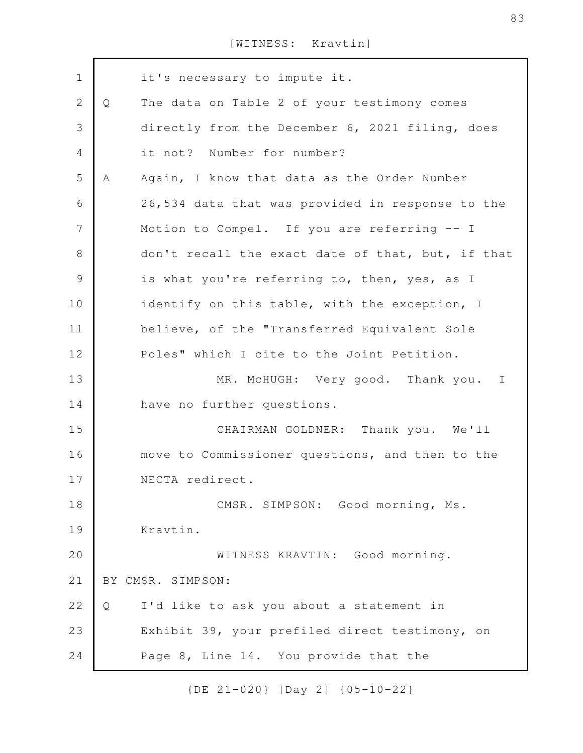it's necessary to impute it.

Q The data on Table 2 of your testimony comes directly from the December 6, 2021 filing, does it not? Number for number?

A Again, I know that data as the Order Number 26,534 data that was provided in response to the Motion to Compel. If you are referring -- I don't recall the exact date of that, but, if that is what you're referring to, then, yes, as I identify on this table, with the exception, I believe, of the "Transferred Equivalent Sole Poles" which I cite to the Joint Petition.

MR. McHUGH: Very good. Thank you. I have no further questions.

CHAIRMAN GOLDNER: Thank you. We'll move to Commissioner questions, and then to the NECTA redirect.

CMSR. SIMPSON: Good morning, Ms. Kravtin.

WITNESS KRAVTIN: Good morning.

BY CMSR. SIMPSON:

Q I'd like to ask you about a statement in Exhibit 39, your prefiled direct testimony, on Page 8, Line 14. You provide that the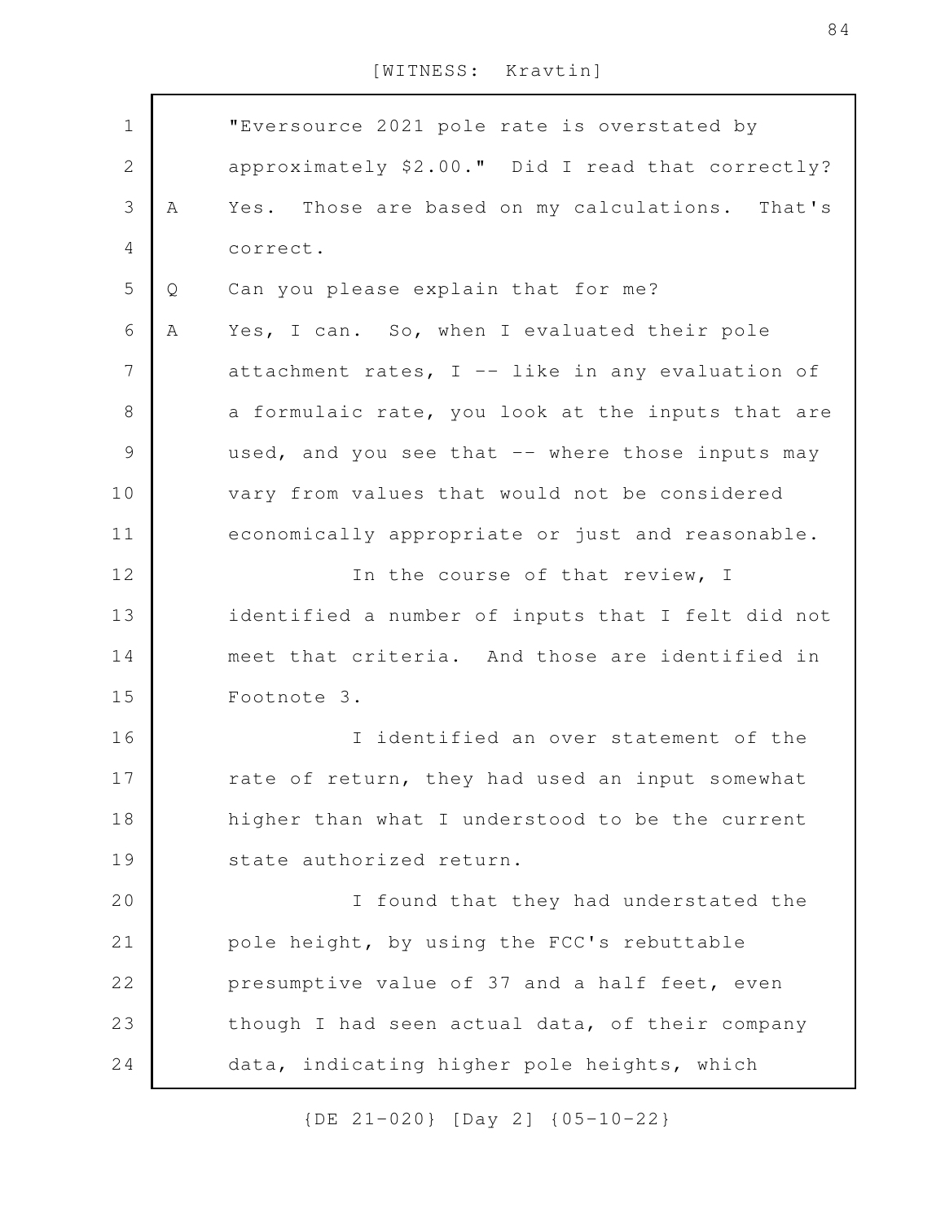"Eversource 2021 pole rate is overstated by approximately $2.00." Did I read that correctly?

A Yes. Those are based on my calculations. That's correct.

Q Can you please explain that for me?

A Yes, I can. So, when I evaluated their pole attachment rates, I -- like in any evaluation of a formulaic rate, you look at the inputs that are used, and you see that -- where those inputs may vary from values that would not be considered economically appropriate or just and reasonable.

In the course of that review, I identified a number of inputs that I felt did not meet that criteria. And those are identified in Footnote 3.

I identified an over statement of the rate of return, they had used an input somewhat higher than what I understood to be the current state authorized return.

I found that they had understated the pole height, by using the FCC's rebuttable presumptive value of 37 and a half feet, even though I had seen actual data, of their company data, indicating higher pole heights, which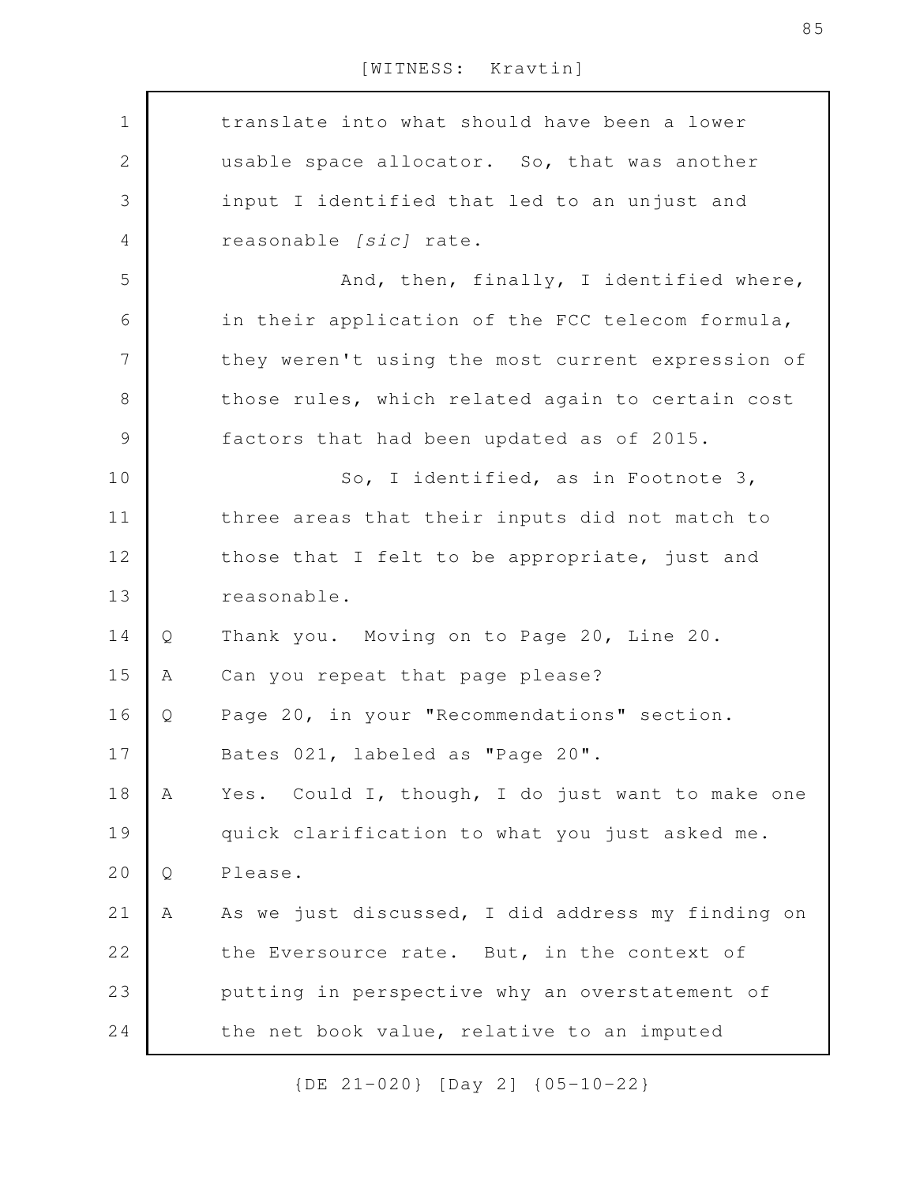translate into what should have been a lower usable space allocator. So, that was another input I identified that led to an unjust and reasonable *[sic]* rate.

And, then, finally, I identified where, in their application of the FCC telecom formula, they weren't using the most current expression of those rules, which related again to certain cost factors that had been updated as of 2015.

So, I identified, as in Footnote 3, three areas that their inputs did not match to those that I felt to be appropriate, just and reasonable.

Q Thank you. Moving on to Page 20, Line 20.

A Can you repeat that page please?

Q Page 20, in your "Recommendations" section. Bates 021, labeled as "Page 20".

A Yes. Could I, though, I do just want to make one quick clarification to what you just asked me.

Q Please.

A As we just discussed, I did address my finding on the Eversource rate. But, in the context of putting in perspective why an overstatement of the net book value, relative to an imputed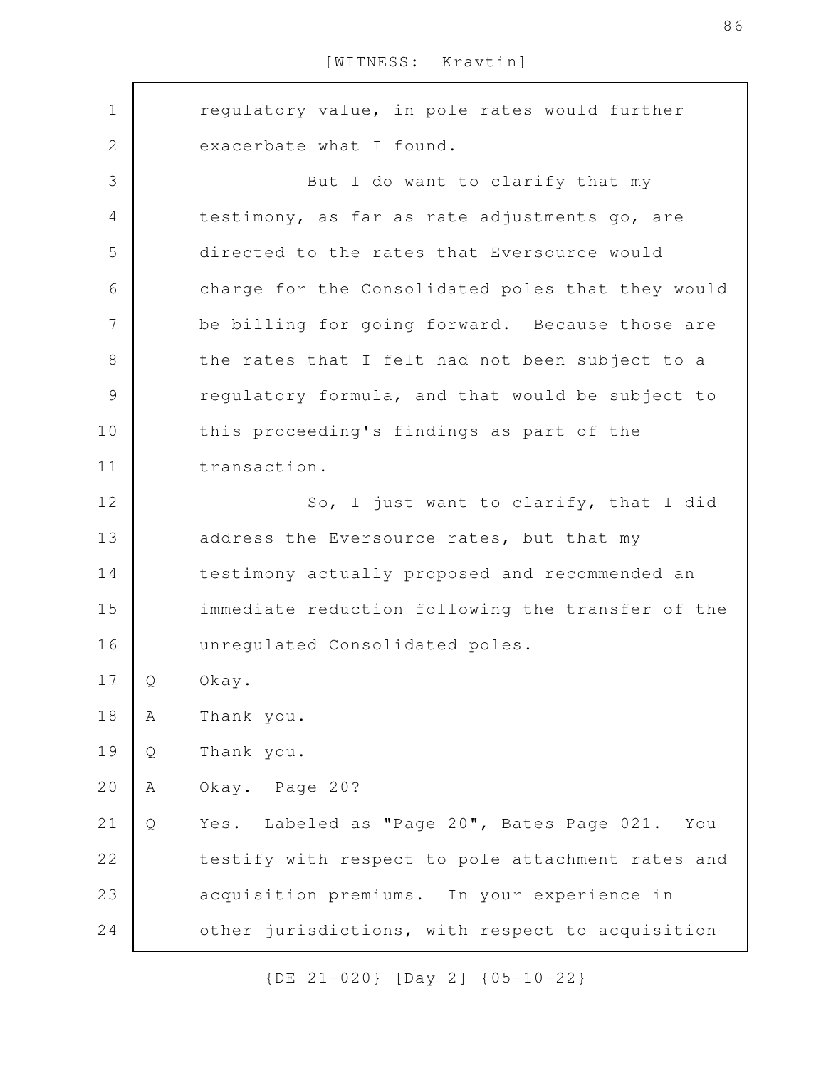regulatory value, in pole rates would further exacerbate what I found.

But I do want to clarify that my testimony, as far as rate adjustments go, are directed to the rates that Eversource would charge for the Consolidated poles that they would be billing for going forward. Because those are the rates that I felt had not been subject to a regulatory formula, and that would be subject to this proceeding's findings as part of the transaction.

So, I just want to clarify, that I did address the Eversource rates, but that my testimony actually proposed and recommended an immediate reduction following the transfer of the unregulated Consolidated poles.

Q Okay.

A Thank you.

Q Thank you.

A Okay. Page 20?

Q Yes. Labeled as "Page 20", Bates Page 021. You testify with respect to pole attachment rates and acquisition premiums. In your experience in other jurisdictions, with respect to acquisition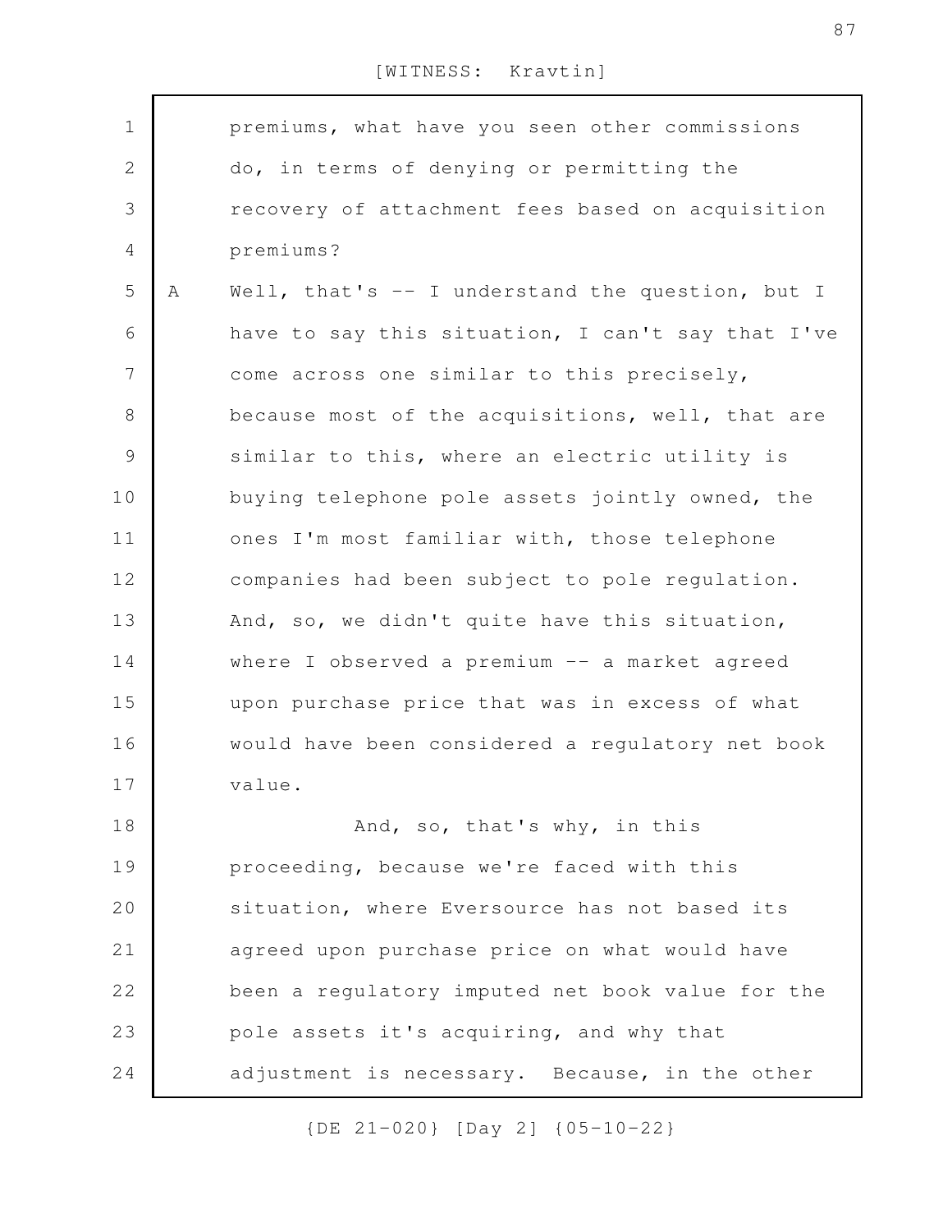premiums, what have you seen other commissions do, in terms of denying or permitting the recovery of attachment fees based on acquisition premiums?

A Well, that's -- I understand the question, but I have to say this situation, I can't say that I've come across one similar to this precisely, because most of the acquisitions, well, that are similar to this, where an electric utility is buying telephone pole assets jointly owned, the ones I'm most familiar with, those telephone companies had been subject to pole regulation. And, so, we didn't quite have this situation, where I observed a premium -- a market agreed upon purchase price that was in excess of what would have been considered a regulatory net book value.

And, so, that's why, in this proceeding, because we're faced with this situation, where Eversource has not based its agreed upon purchase price on what would have been a regulatory imputed net book value for the pole assets it's acquiring, and why that adjustment is necessary. Because, in the other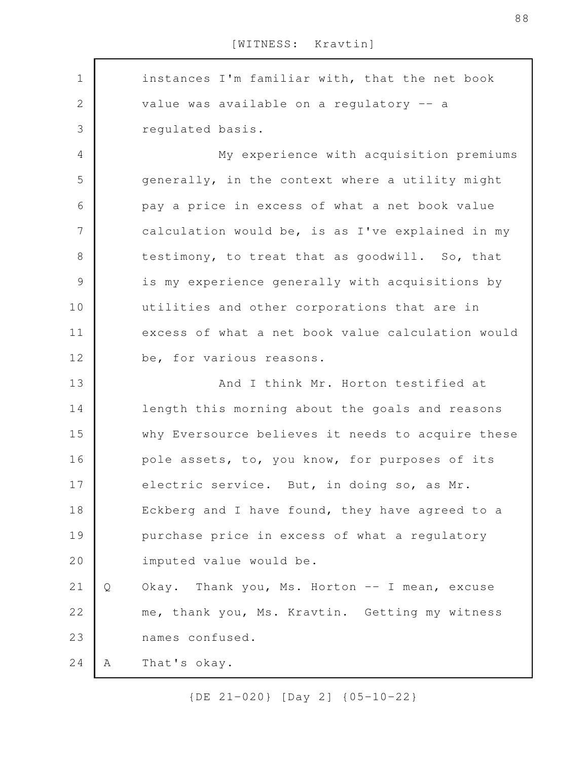instances I'm familiar with, that the net book value was available on a regulatory -- a regulated basis.

My experience with acquisition premiums generally, in the context where a utility might pay a price in excess of what a net book value calculation would be, is as I've explained in my testimony, to treat that as goodwill. So, that is my experience generally with acquisitions by utilities and other corporations that are in excess of what a net book value calculation would be, for various reasons.

And I think Mr. Horton testified at length this morning about the goals and reasons why Eversource believes it needs to acquire these pole assets, to, you know, for purposes of its electric service. But, in doing so, as Mr. Eckberg and I have found, they have agreed to a purchase price in excess of what a regulatory imputed value would be.

Q Okay. Thank you, Ms. Horton -- I mean, excuse me, thank you, Ms. Kravtin. Getting my witness names confused.

A That's okay.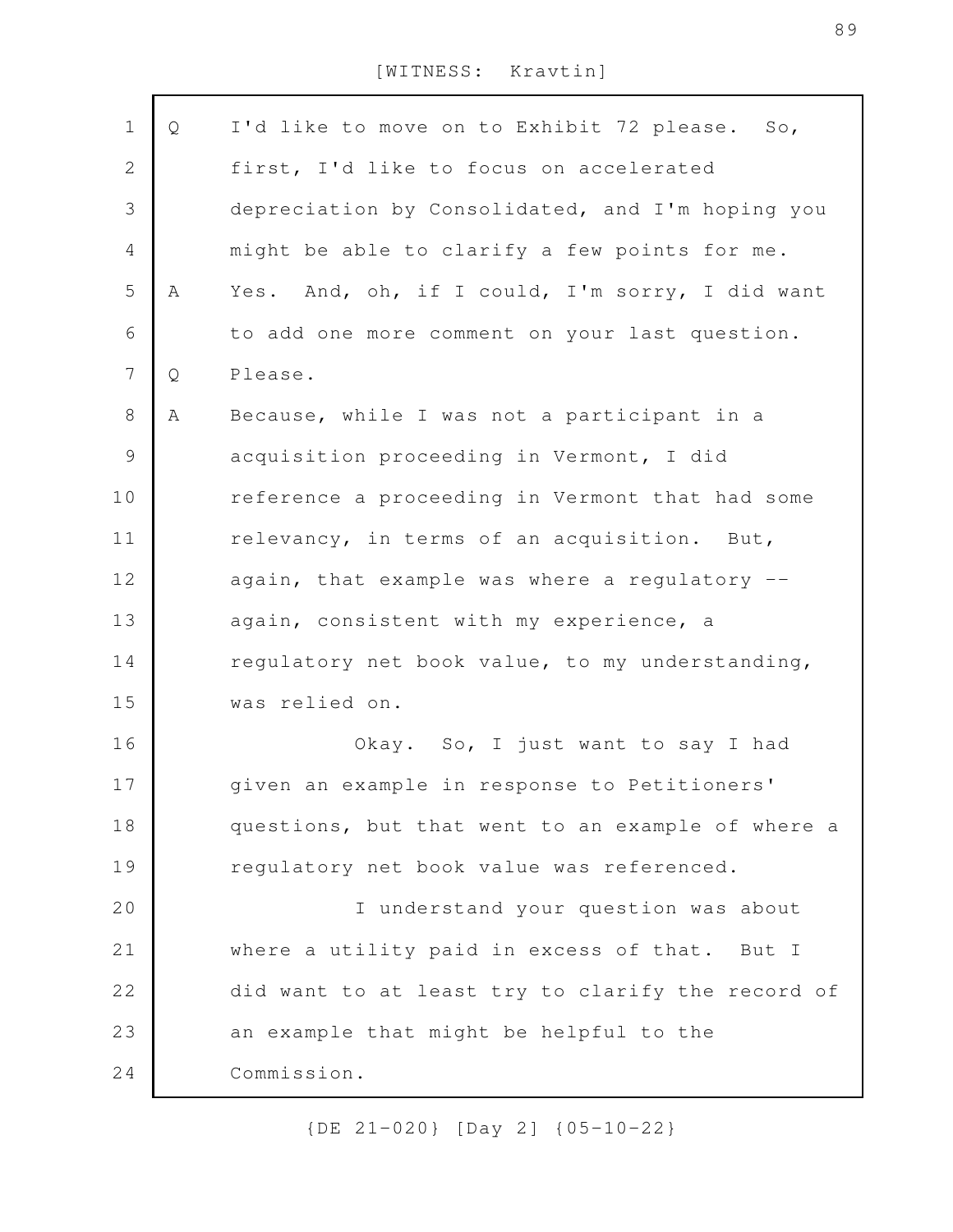Q I'd like to move on to Exhibit 72 please. So, first, I'd like to focus on accelerated depreciation by Consolidated, and I'm hoping you might be able to clarify a few points for me.

A Yes. And, oh, if I could, I'm sorry, I did want to add one more comment on your last question.

Q Please.

A Because, while I was not a participant in a acquisition proceeding in Vermont, I did reference a proceeding in Vermont that had some relevancy, in terms of an acquisition. But, again, that example was where a regulatory -- again, consistent with my experience, a regulatory net book value, to my understanding, was relied on.

Okay. So, I just want to say I had given an example in response to Petitioners' questions, but that went to an example of where a regulatory net book value was referenced.

I understand your question was about where a utility paid in excess of that. But I did want to at least try to clarify the record of an example that might be helpful to the Commission.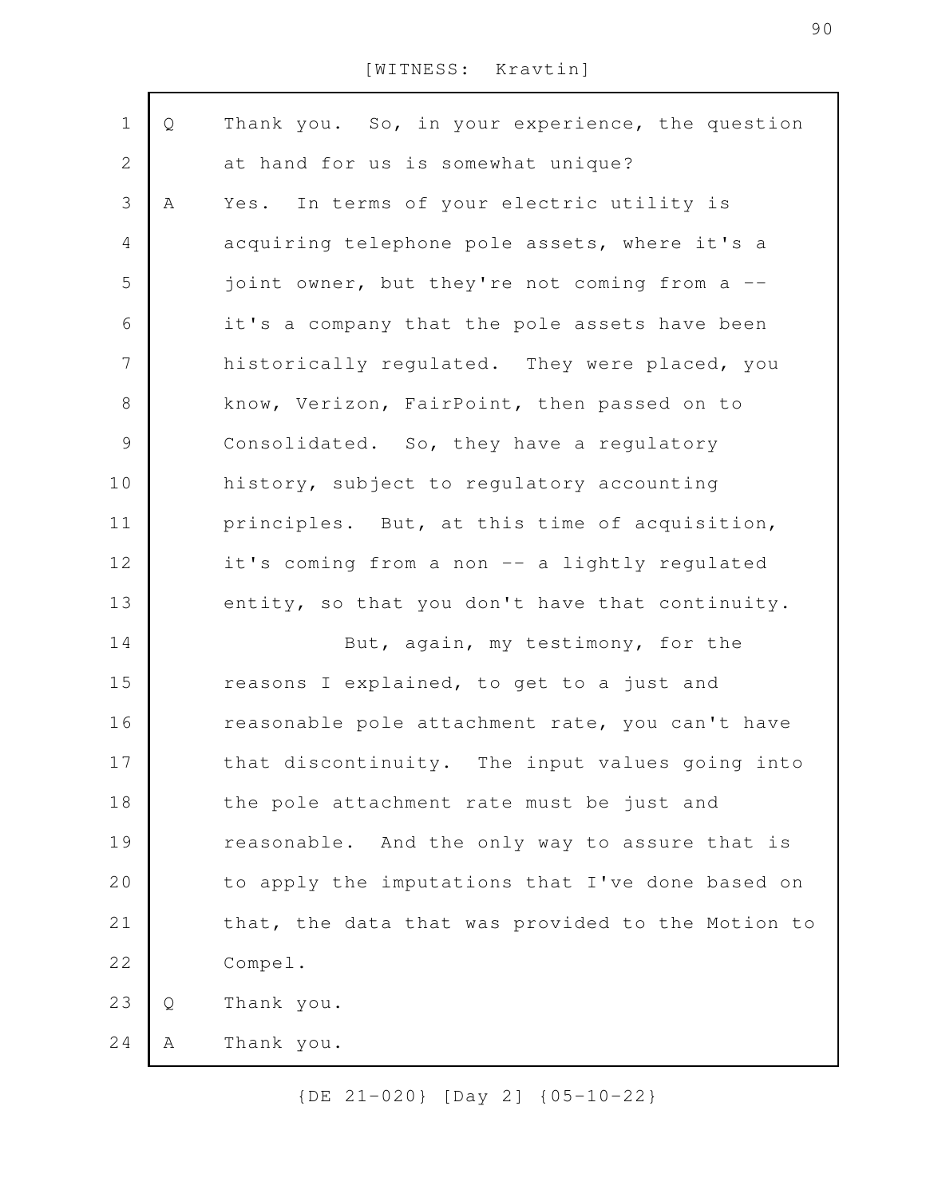[WITNESS: Kravtin]

Q Thank you. So, in your experience, the question at hand for us is somewhat unique?

A Yes. In terms of your electric utility is acquiring telephone pole assets, where it's a joint owner, but they're not coming from a -- it's a company that the pole assets have been historically regulated. They were placed, you know, Verizon, FairPoint, then passed on to Consolidated. So, they have a regulatory history, subject to regulatory accounting principles. But, at this time of acquisition, it's coming from a non -- a lightly regulated entity, so that you don't have that continuity.

But, again, my testimony, for the reasons I explained, to get to a just and reasonable pole attachment rate, you can't have that discontinuity. The input values going into the pole attachment rate must be just and reasonable. And the only way to assure that is to apply the imputations that I've done based on that, the data that was provided to the Motion to Compel.

Q Thank you.

A Thank you.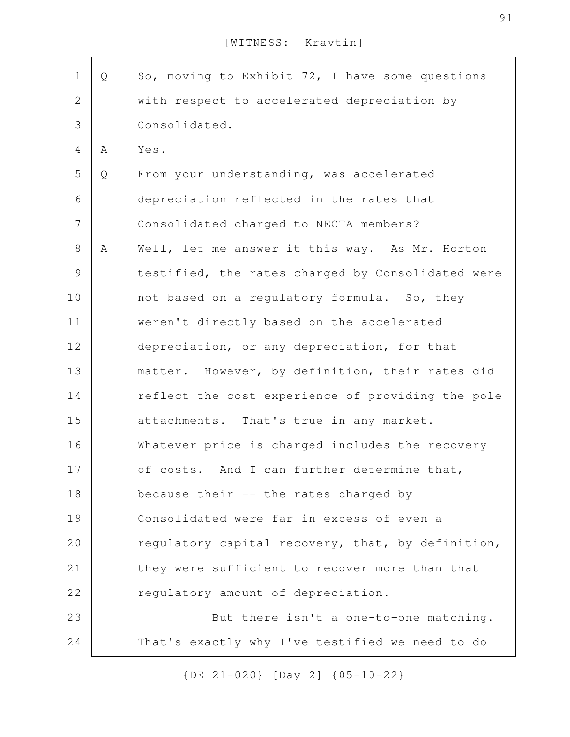[WITNESS: Kravtin]

Q So, moving to Exhibit 72, I have some questions with respect to accelerated depreciation by Consolidated.

A Yes.

Q From your understanding, was accelerated depreciation reflected in the rates that Consolidated charged to NECTA members?

A Well, let me answer it this way. As Mr. Horton testified, the rates charged by Consolidated were not based on a regulatory formula. So, they weren't directly based on the accelerated depreciation, or any depreciation, for that matter. However, by definition, their rates did reflect the cost experience of providing the pole attachments. That's true in any market. Whatever price is charged includes the recovery of costs. And I can further determine that, because their -- the rates charged by Consolidated were far in excess of even a regulatory capital recovery, that, by definition, they were sufficient to recover more than that regulatory amount of depreciation.

But there isn't a one-to-one matching. That's exactly why I've testified we need to do

{DE 21-020} [Day 2] {05-10-22}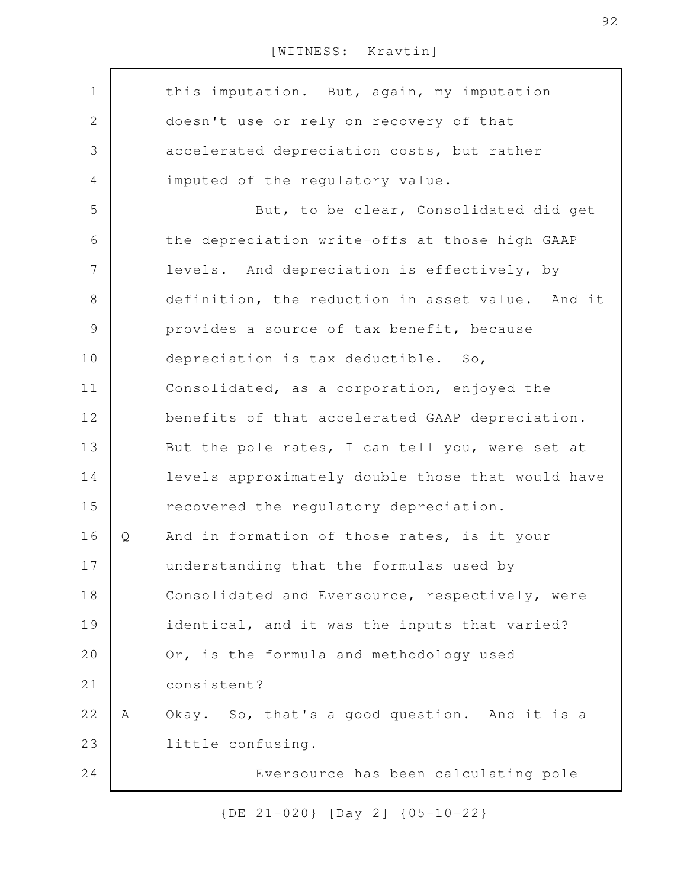this imputation. But, again, my imputation doesn't use or rely on recovery of that accelerated depreciation costs, but rather imputed of the regulatory value.

But, to be clear, Consolidated did get the depreciation write-offs at those high GAAP levels. And depreciation is effectively, by definition, the reduction in asset value. And it provides a source of tax benefit, because depreciation is tax deductible. So, Consolidated, as a corporation, enjoyed the benefits of that accelerated GAAP depreciation. But the pole rates, I can tell you, were set at levels approximately double those that would have recovered the regulatory depreciation.

Q And in formation of those rates, is it your understanding that the formulas used by Consolidated and Eversource, respectively, were identical, and it was the inputs that varied? Or, is the formula and methodology used consistent?

A Okay. So, that's a good question. And it is a little confusing.

Eversource has been calculating pole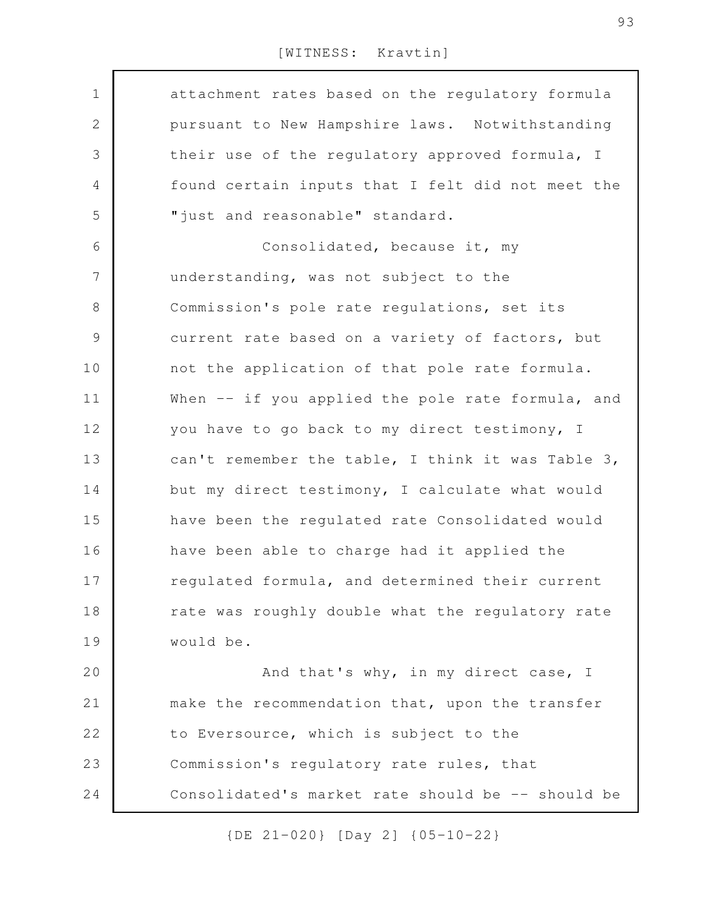[WITNESS: Kravtin]

attachment rates based on the regulatory formula pursuant to New Hampshire laws. Notwithstanding their use of the regulatory approved formula, I found certain inputs that I felt did not meet the "just and reasonable" standard.

Consolidated, because it, my understanding, was not subject to the Commission's pole rate regulations, set its current rate based on a variety of factors, but not the application of that pole rate formula. When -- if you applied the pole rate formula, and you have to go back to my direct testimony, I can't remember the table, I think it was Table 3, but my direct testimony, I calculate what would have been the regulated rate Consolidated would have been able to charge had it applied the regulated formula, and determined their current rate was roughly double what the regulatory rate would be.

And that's why, in my direct case, I make the recommendation that, upon the transfer to Eversource, which is subject to the Commission's regulatory rate rules, that Consolidated's market rate should be -- should be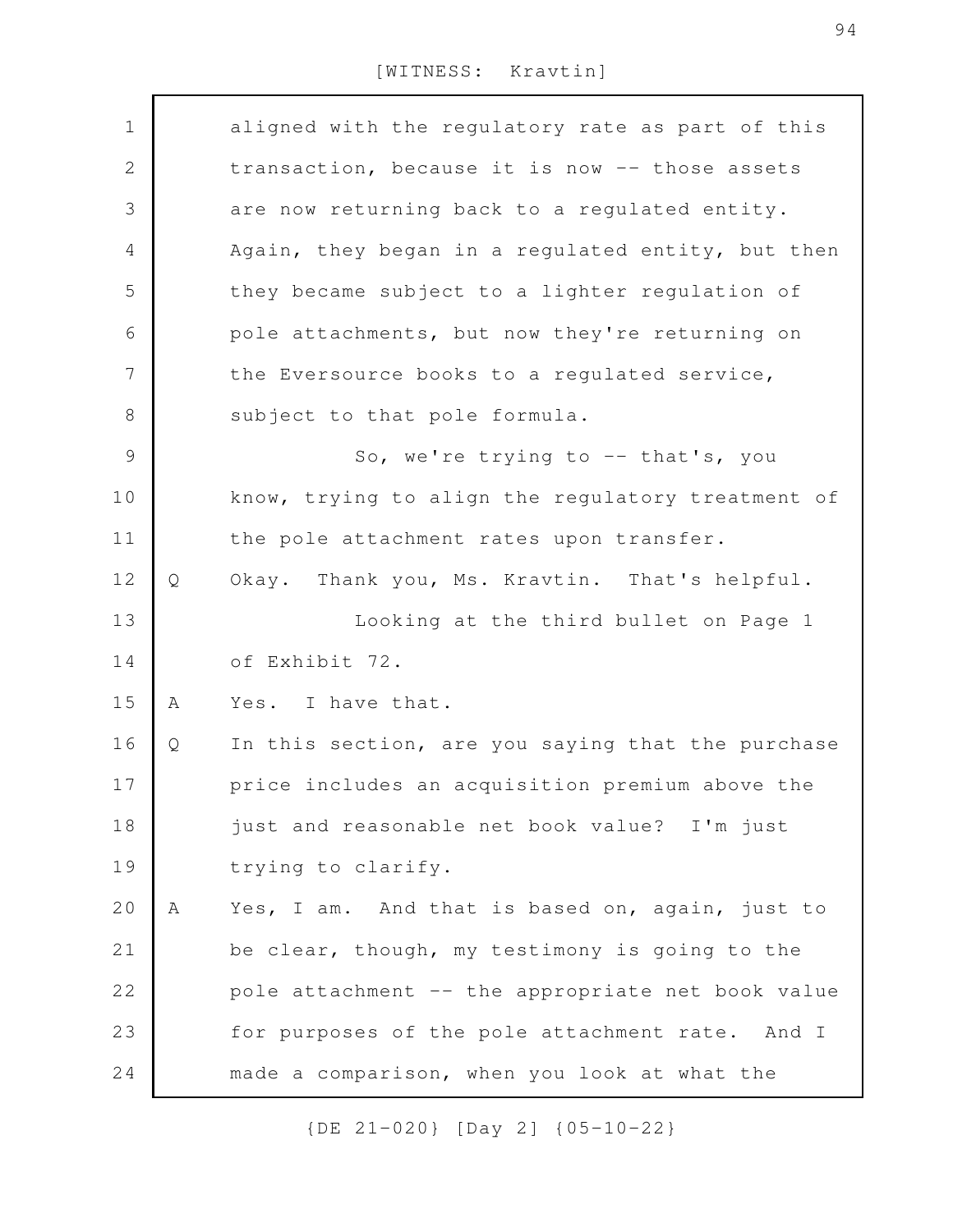aligned with the regulatory rate as part of this transaction, because it is now -- those assets are now returning back to a regulated entity. Again, they began in a regulated entity, but then they became subject to a lighter regulation of pole attachments, but now they're returning on the Eversource books to a regulated service, subject to that pole formula.

So, we're trying to -- that's, you know, trying to align the regulatory treatment of the pole attachment rates upon transfer.

Q Okay. Thank you, Ms. Kravtin. That's helpful.

Looking at the third bullet on Page 1 of Exhibit 72.

A Yes. I have that.

Q In this section, are you saying that the purchase price includes an acquisition premium above the just and reasonable net book value? I'm just trying to clarify.

A Yes, I am. And that is based on, again, just to be clear, though, my testimony is going to the pole attachment -- the appropriate net book value for purposes of the pole attachment rate. And I made a comparison, when you look at what the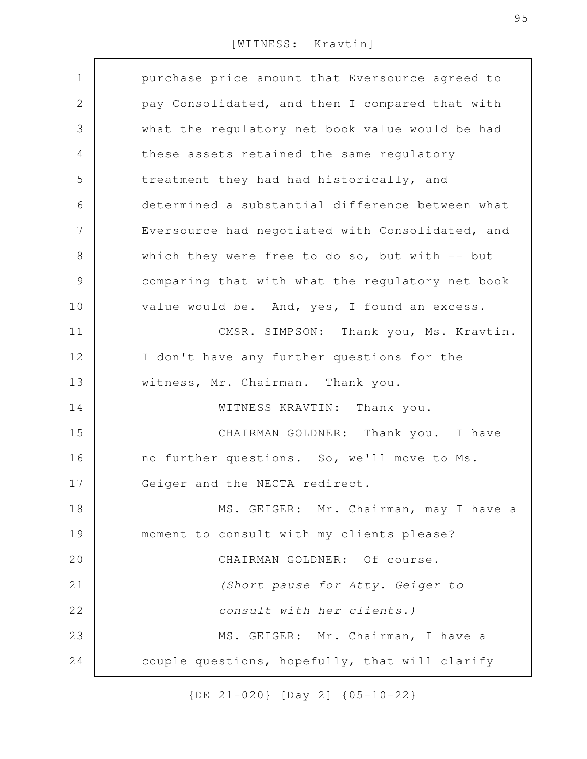purchase price amount that Eversource agreed to pay Consolidated, and then I compared that with what the regulatory net book value would be had these assets retained the same regulatory treatment they had had historically, and determined a substantial difference between what Eversource had negotiated with Consolidated, and which they were free to do so, but with -- but comparing that with what the regulatory net book value would be. And, yes, I found an excess.

CMSR. SIMPSON: Thank you, Ms. Kravtin. I don't have any further questions for the witness, Mr. Chairman. Thank you.

WITNESS KRAVTIN: Thank you.

CHAIRMAN GOLDNER: Thank you. I have no further questions. So, we'll move to Ms. Geiger and the NECTA redirect.

MS. GEIGER: Mr. Chairman, may I have a moment to consult with my clients please?

CHAIRMAN GOLDNER: Of course.

*(Short pause for Atty. Geiger to consult with her clients.)*

MS. GEIGER: Mr. Chairman, I have a couple questions, hopefully, that will clarify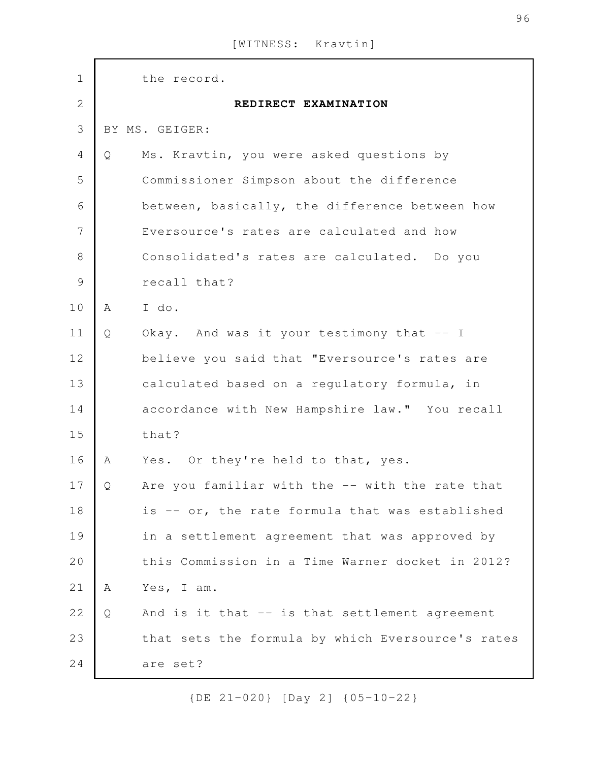the record.

**REDIRECT EXAMINATION**

BY MS. GEIGER:

Q Ms. Kravtin, you were asked questions by Commissioner Simpson about the difference between, basically, the difference between how Eversource's rates are calculated and how Consolidated's rates are calculated. Do you recall that?

A I do.

Q Okay. And was it your testimony that -- I believe you said that "Eversource's rates are calculated based on a regulatory formula, in accordance with New Hampshire law." You recall that?

A Yes. Or they're held to that, yes.

Q Are you familiar with the -- with the rate that is -- or, the rate formula that was established in a settlement agreement that was approved by this Commission in a Time Warner docket in 2012?

A Yes, I am.

Q And is it that -- is that settlement agreement that sets the formula by which Eversource's rates are set?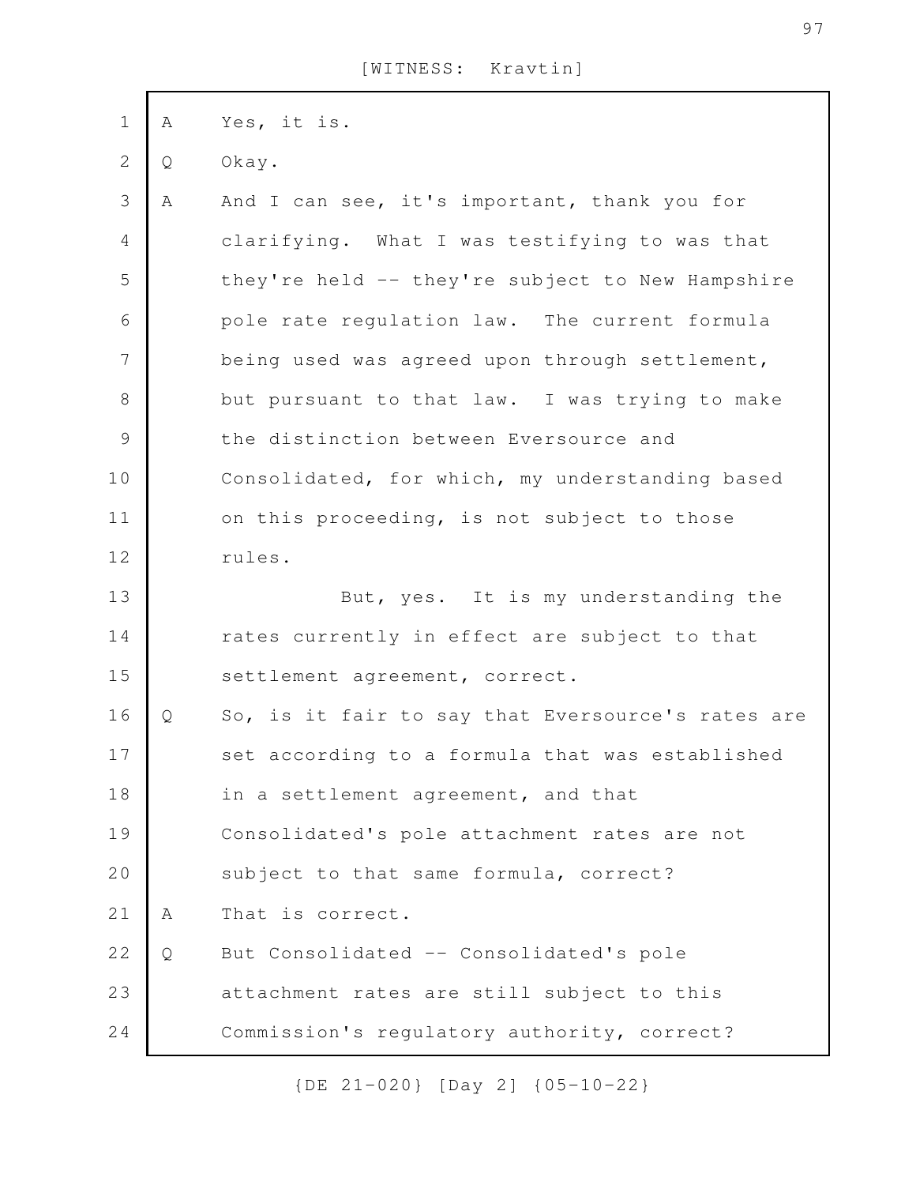[WITNESS: Kravtin]

A Yes, it is.

Q Okay.

A And I can see, it's important, thank you for clarifying. What I was testifying to was that they're held -- they're subject to New Hampshire pole rate regulation law. The current formula being used was agreed upon through settlement, but pursuant to that law. I was trying to make the distinction between Eversource and Consolidated, for which, my understanding based on this proceeding, is not subject to those rules.

But, yes. It is my understanding the rates currently in effect are subject to that settlement agreement, correct.

Q So, is it fair to say that Eversource's rates are set according to a formula that was established in a settlement agreement, and that Consolidated's pole attachment rates are not subject to that same formula, correct?

A That is correct.

Q But Consolidated -- Consolidated's pole attachment rates are still subject to this Commission's regulatory authority, correct?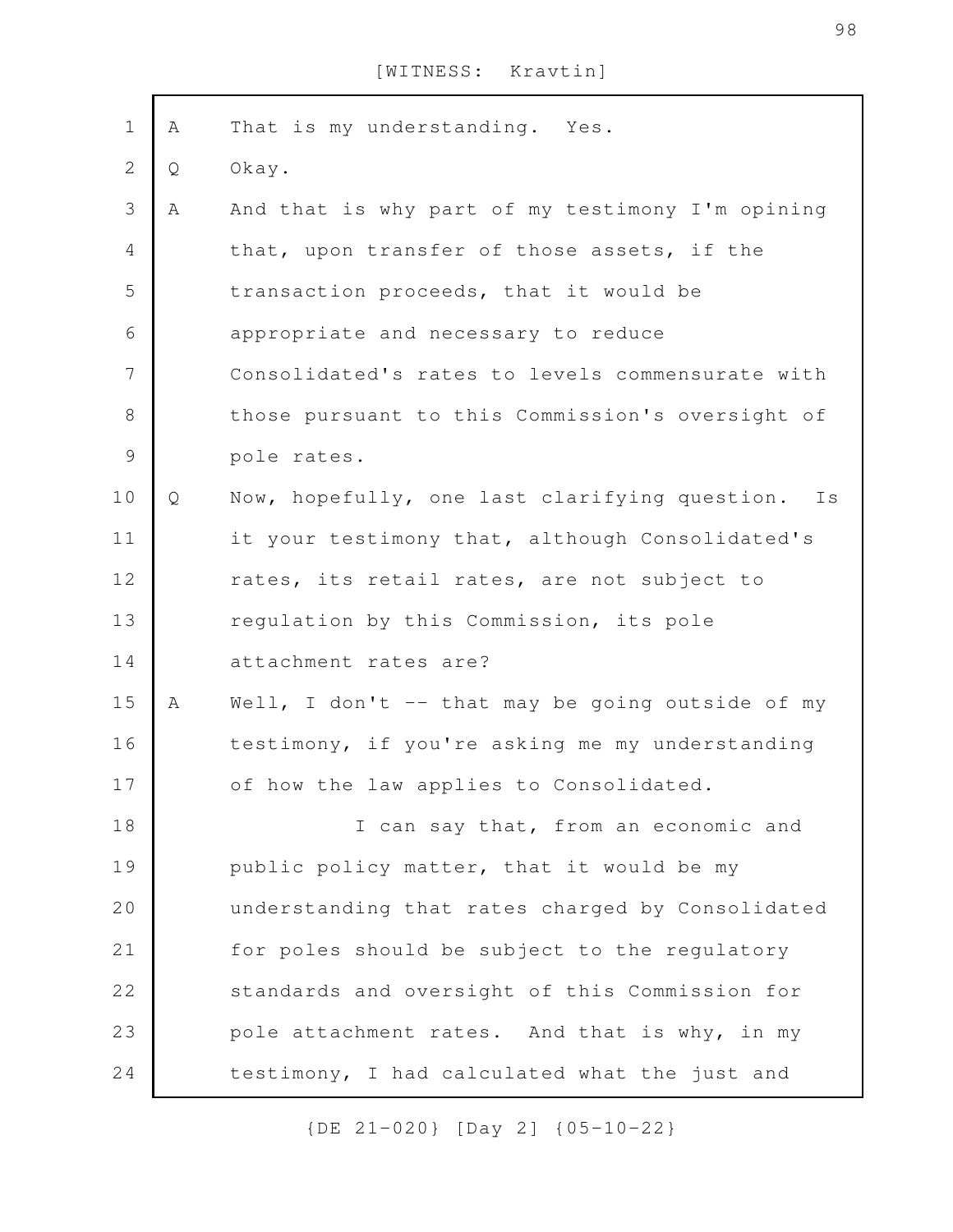[WITNESS: Kravtin]

A That is my understanding. Yes.

Q Okay.

A And that is why part of my testimony I'm opining that, upon transfer of those assets, if the transaction proceeds, that it would be appropriate and necessary to reduce Consolidated's rates to levels commensurate with those pursuant to this Commission's oversight of pole rates.

Q Now, hopefully, one last clarifying question. Is it your testimony that, although Consolidated's rates, its retail rates, are not subject to regulation by this Commission, its pole attachment rates are?

A Well, I don't -- that may be going outside of my testimony, if you're asking me my understanding of how the law applies to Consolidated.

I can say that, from an economic and public policy matter, that it would be my understanding that rates charged by Consolidated for poles should be subject to the regulatory standards and oversight of this Commission for pole attachment rates. And that is why, in my testimony, I had calculated what the just and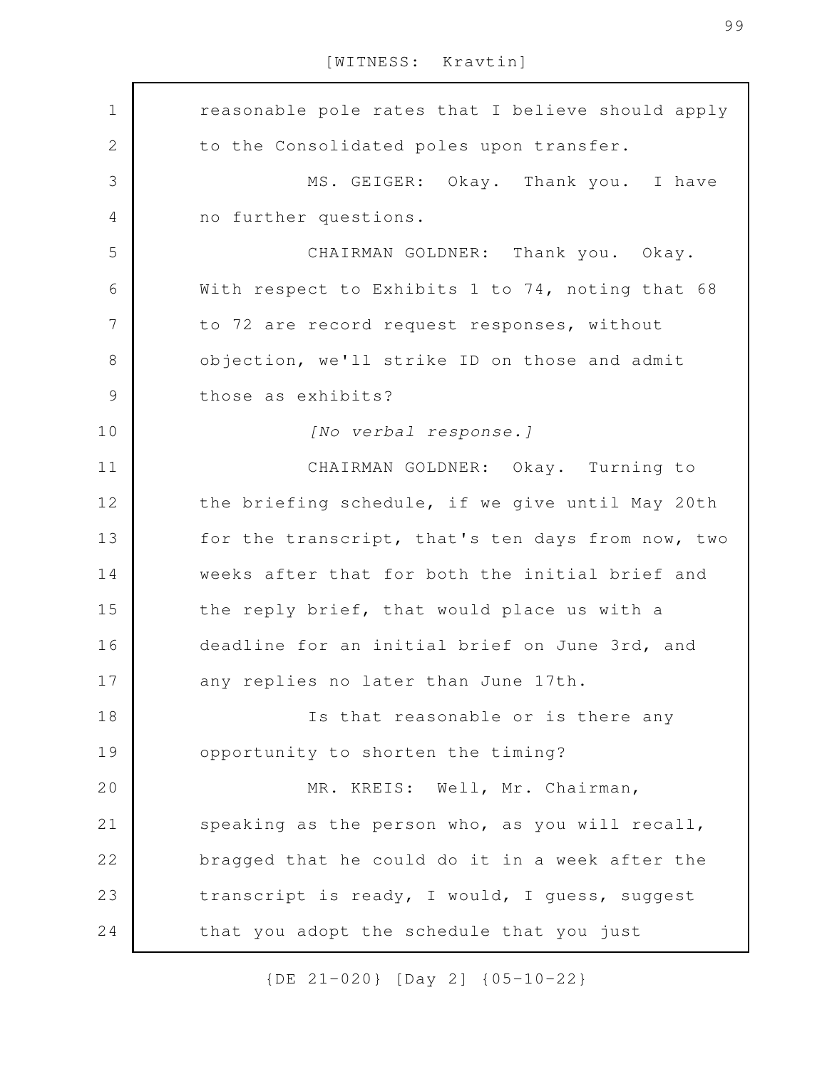reasonable pole rates that I believe should apply to the Consolidated poles upon transfer.

MS. GEIGER: Okay. Thank you. I have no further questions.

CHAIRMAN GOLDNER: Thank you. Okay. With respect to Exhibits 1 to 74, noting that 68 to 72 are record request responses, without objection, we'll strike ID on those and admit those as exhibits?

*[No verbal response.]*

CHAIRMAN GOLDNER: Okay. Turning to the briefing schedule, if we give until May 20th for the transcript, that's ten days from now, two weeks after that for both the initial brief and the reply brief, that would place us with a deadline for an initial brief on June 3rd, and any replies no later than June 17th.

Is that reasonable or is there any opportunity to shorten the timing?

MR. KREIS: Well, Mr. Chairman, speaking as the person who, as you will recall, bragged that he could do it in a week after the transcript is ready, I would, I guess, suggest that you adopt the schedule that you just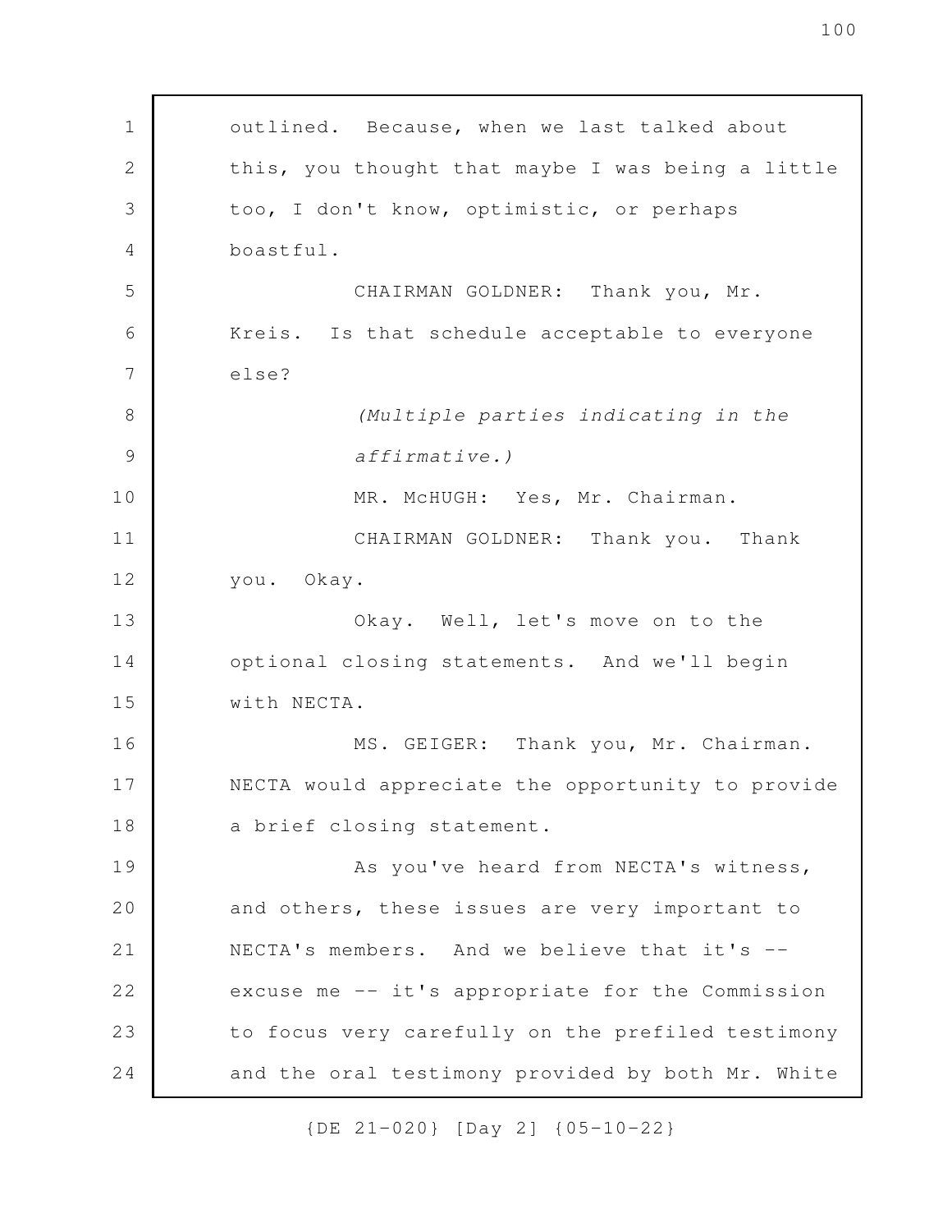outlined. Because, when we last talked about this, you thought that maybe I was being a little too, I don't know, optimistic, or perhaps boastful.

CHAIRMAN GOLDNER: Thank you, Mr. Kreis. Is that schedule acceptable to everyone else?

*(Multiple parties indicating in the affirmative.)*

MR. McHUGH: Yes, Mr. Chairman.

CHAIRMAN GOLDNER: Thank you. Thank you. Okay.

Okay. Well, let's move on to the optional closing statements. And we'll begin with NECTA.

MS. GEIGER: Thank you, Mr. Chairman. NECTA would appreciate the opportunity to provide a brief closing statement.

As you've heard from NECTA's witness, and others, these issues are very important to NECTA's members. And we believe that it's -- excuse me -- it's appropriate for the Commission to focus very carefully on the prefiled testimony and the oral testimony provided by both Mr. White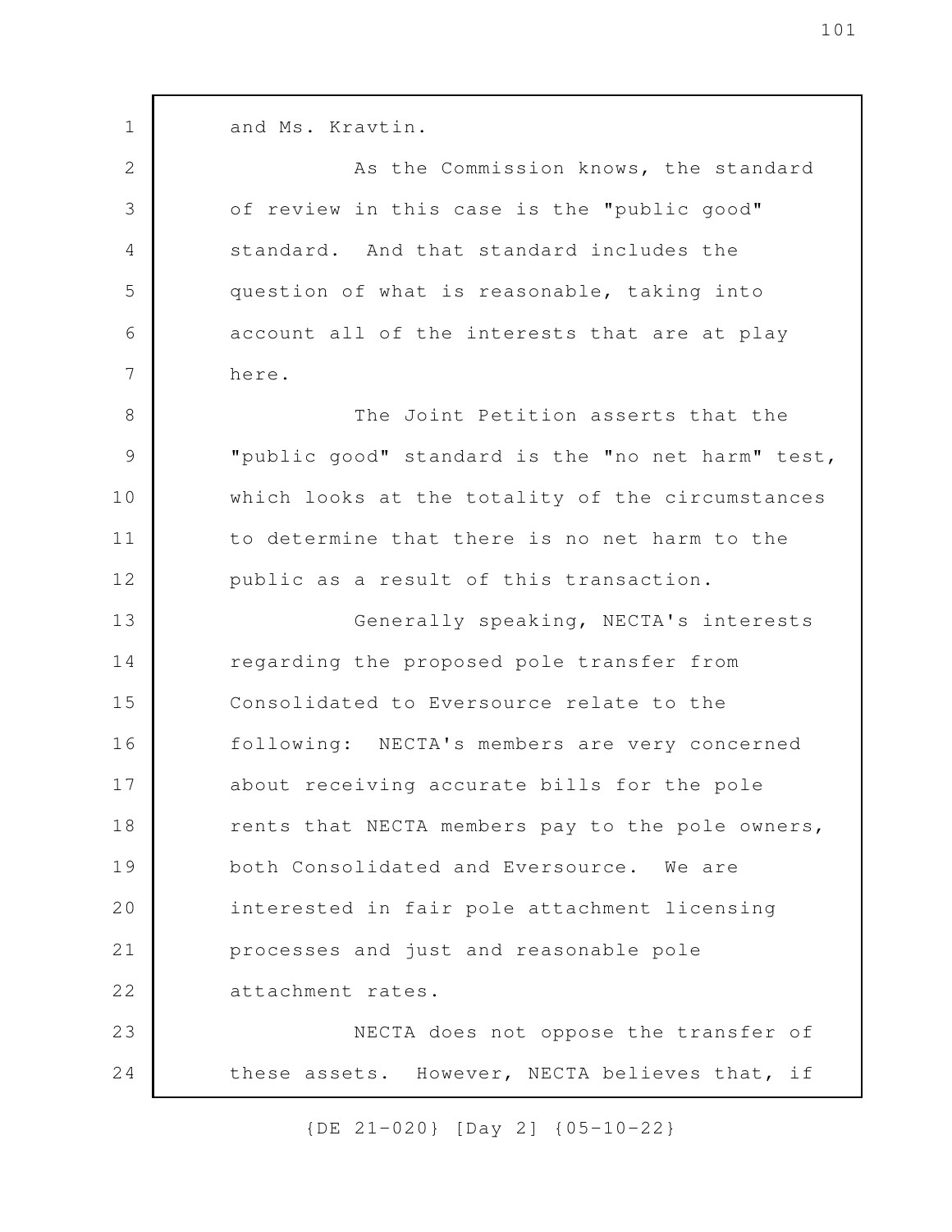and Ms. Kravtin.

As the Commission knows, the standard of review in this case is the "public good" standard. And that standard includes the question of what is reasonable, taking into account all of the interests that are at play here.

The Joint Petition asserts that the "public good" standard is the "no net harm" test, which looks at the totality of the circumstances to determine that there is no net harm to the public as a result of this transaction.

Generally speaking, NECTA's interests regarding the proposed pole transfer from Consolidated to Eversource relate to the following: NECTA's members are very concerned about receiving accurate bills for the pole rents that NECTA members pay to the pole owners, both Consolidated and Eversource. We are interested in fair pole attachment licensing processes and just and reasonable pole attachment rates.

NECTA does not oppose the transfer of these assets. However, NECTA believes that, if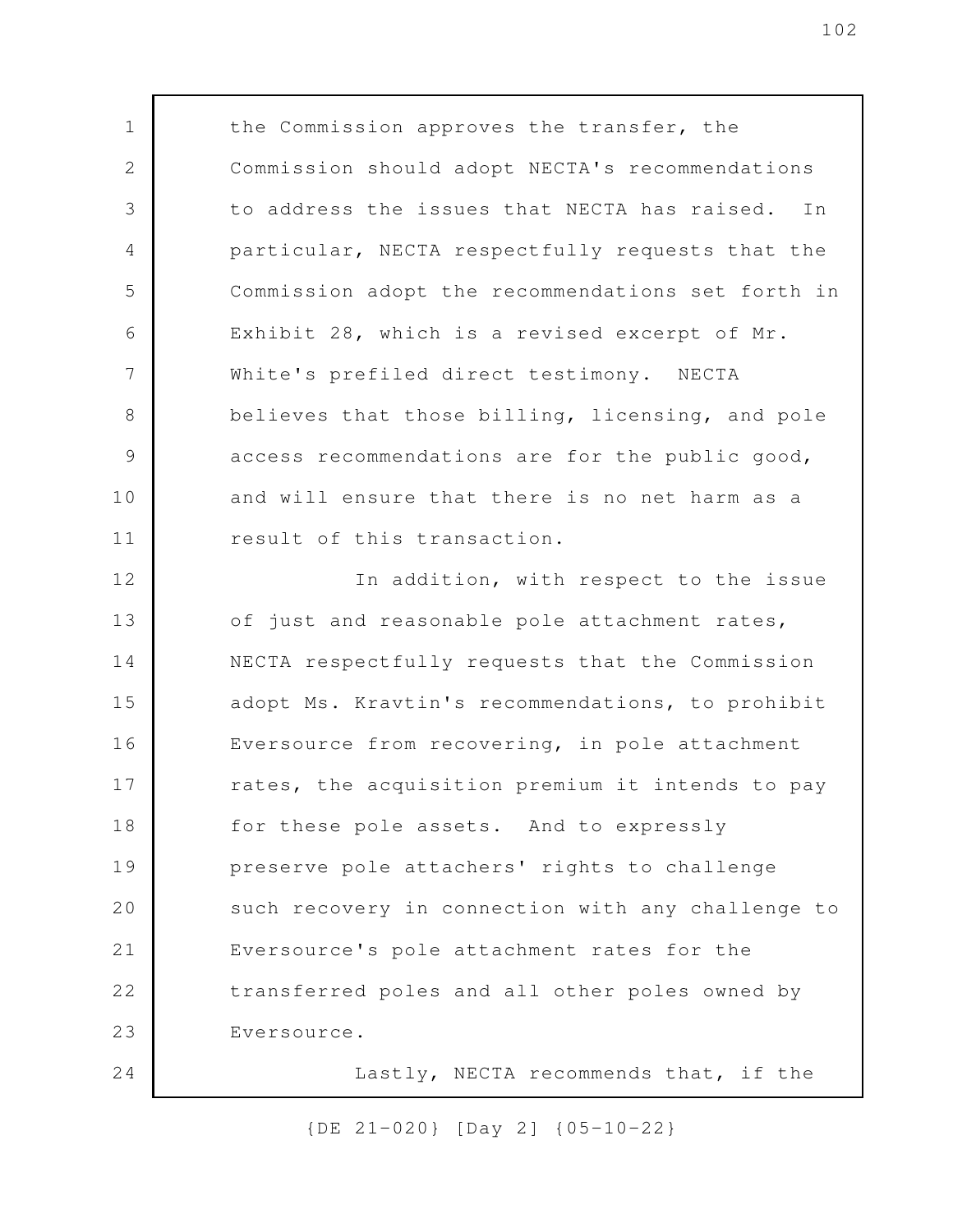the Commission approves the transfer, the Commission should adopt NECTA's recommendations to address the issues that NECTA has raised. In particular, NECTA respectfully requests that the Commission adopt the recommendations set forth in Exhibit 28, which is a revised excerpt of Mr. White's prefiled direct testimony. NECTA believes that those billing, licensing, and pole access recommendations are for the public good, and will ensure that there is no net harm as a result of this transaction.

In addition, with respect to the issue of just and reasonable pole attachment rates, NECTA respectfully requests that the Commission adopt Ms. Kravtin's recommendations, to prohibit Eversource from recovering, in pole attachment rates, the acquisition premium it intends to pay for these pole assets. And to expressly preserve pole attachers' rights to challenge such recovery in connection with any challenge to Eversource's pole attachment rates for the transferred poles and all other poles owned by Eversource.

Lastly, NECTA recommends that, if the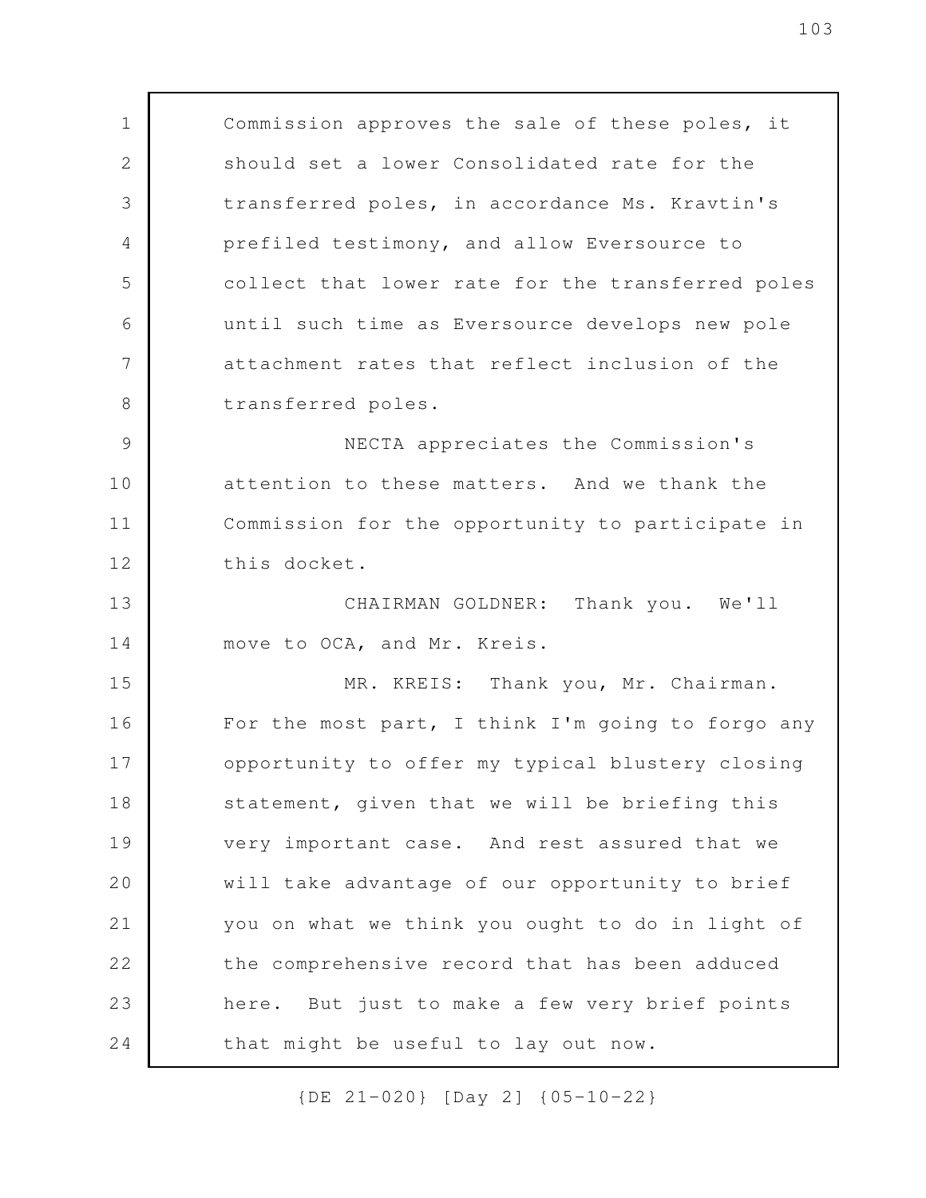Commission approves the sale of these poles, it should set a lower Consolidated rate for the transferred poles, in accordance Ms. Kravtin's prefiled testimony, and allow Eversource to collect that lower rate for the transferred poles until such time as Eversource develops new pole attachment rates that reflect inclusion of the transferred poles.

NECTA appreciates the Commission's attention to these matters. And we thank the Commission for the opportunity to participate in this docket.

CHAIRMAN GOLDNER: Thank you. We'll move to OCA, and Mr. Kreis.

MR. KREIS: Thank you, Mr. Chairman. For the most part, I think I'm going to forgo any opportunity to offer my typical blustery closing statement, given that we will be briefing this very important case. And rest assured that we will take advantage of our opportunity to brief you on what we think you ought to do in light of the comprehensive record that has been adduced here. But just to make a few very brief points that might be useful to lay out now.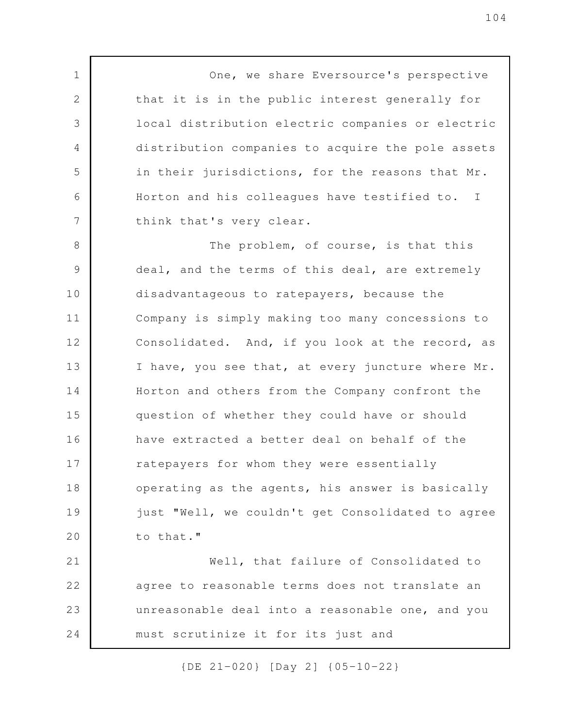One, we share Eversource's perspective that it is in the public interest generally for local distribution electric companies or electric distribution companies to acquire the pole assets in their jurisdictions, for the reasons that Mr. Horton and his colleagues have testified to. I think that's very clear.

The problem, of course, is that this deal, and the terms of this deal, are extremely disadvantageous to ratepayers, because the Company is simply making too many concessions to Consolidated. And, if you look at the record, as I have, you see that, at every juncture where Mr. Horton and others from the Company confront the question of whether they could have or should have extracted a better deal on behalf of the ratepayers for whom they were essentially operating as the agents, his answer is basically just "Well, we couldn't get Consolidated to agree to that."

Well, that failure of Consolidated to agree to reasonable terms does not translate an unreasonable deal into a reasonable one, and you must scrutinize it for its just and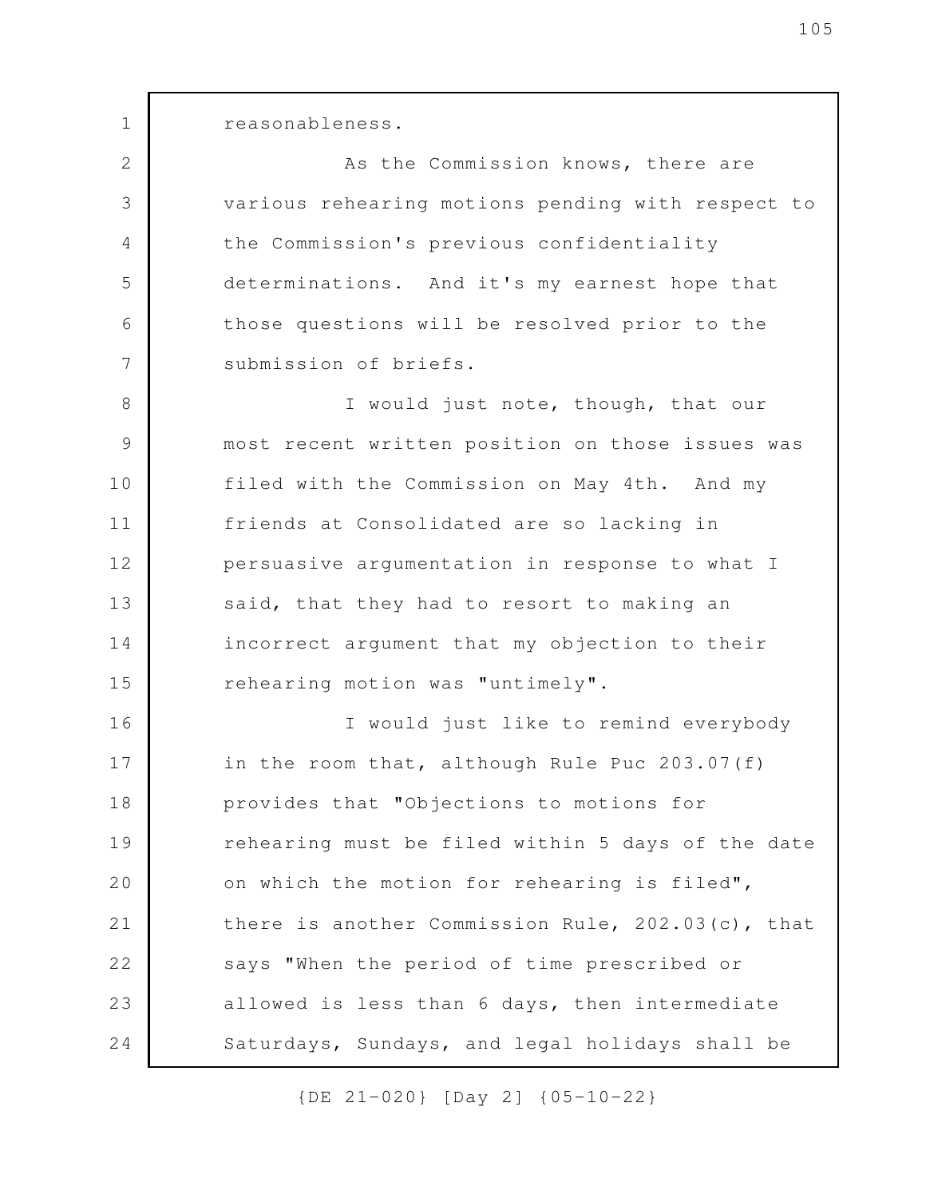reasonableness.

As the Commission knows, there are various rehearing motions pending with respect to the Commission's previous confidentiality determinations. And it's my earnest hope that those questions will be resolved prior to the submission of briefs.

I would just note, though, that our most recent written position on those issues was filed with the Commission on May 4th. And my friends at Consolidated are so lacking in persuasive argumentation in response to what I said, that they had to resort to making an incorrect argument that my objection to their rehearing motion was "untimely".

I would just like to remind everybody in the room that, although Rule Puc 203.07(f) provides that "Objections to motions for rehearing must be filed within 5 days of the date on which the motion for rehearing is filed", there is another Commission Rule, 202.03(c), that says "When the period of time prescribed or allowed is less than 6 days, then intermediate Saturdays, Sundays, and legal holidays shall be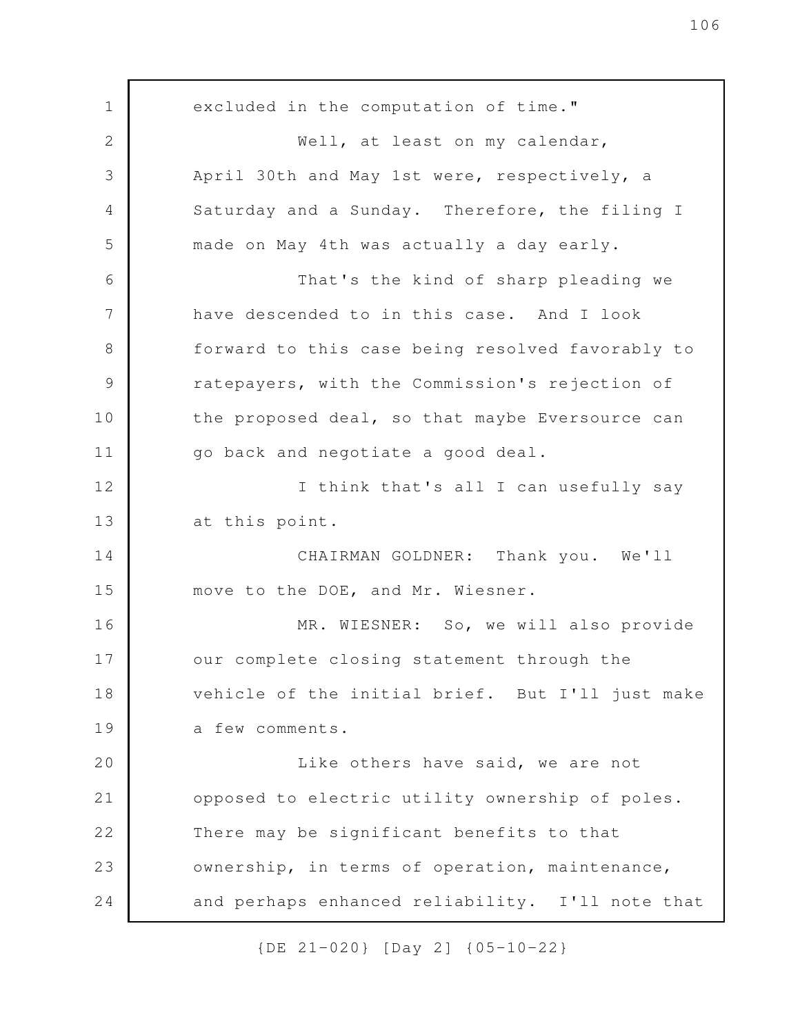excluded in the computation of time."

Well, at least on my calendar, April 30th and May 1st were, respectively, a Saturday and a Sunday. Therefore, the filing I made on May 4th was actually a day early.

That's the kind of sharp pleading we have descended to in this case. And I look forward to this case being resolved favorably to ratepayers, with the Commission's rejection of the proposed deal, so that maybe Eversource can go back and negotiate a good deal.

I think that's all I can usefully say at this point.

CHAIRMAN GOLDNER: Thank you. We'll move to the DOE, and Mr. Wiesner.

MR. WIESNER: So, we will also provide our complete closing statement through the vehicle of the initial brief. But I'll just make a few comments.

Like others have said, we are not opposed to electric utility ownership of poles. There may be significant benefits to that ownership, in terms of operation, maintenance, and perhaps enhanced reliability. I'll note that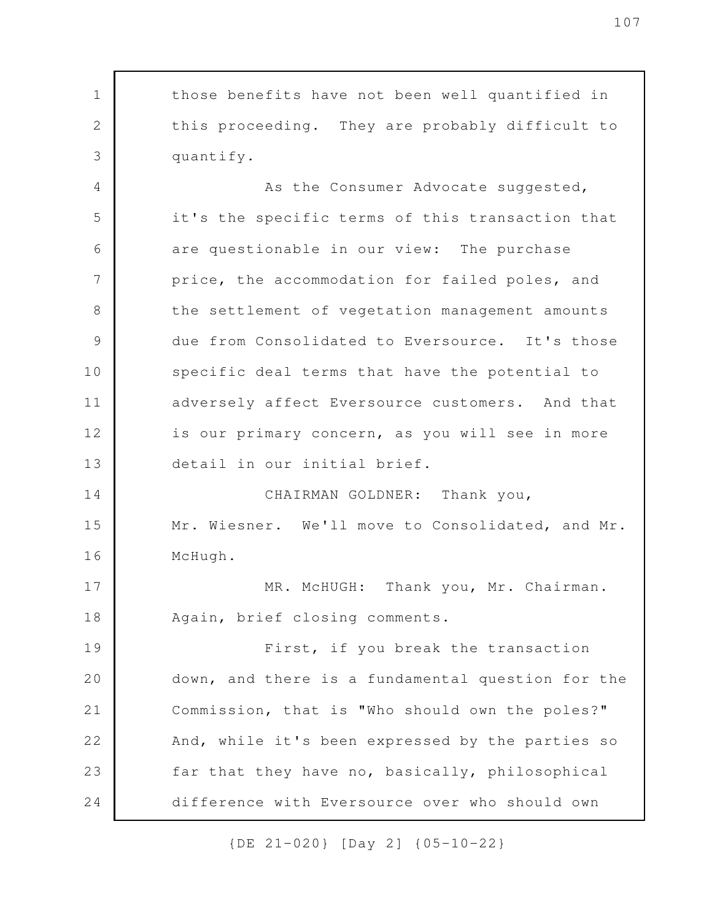those benefits have not been well quantified in this proceeding. They are probably difficult to quantify.

As the Consumer Advocate suggested, it's the specific terms of this transaction that are questionable in our view: The purchase price, the accommodation for failed poles, and the settlement of vegetation management amounts due from Consolidated to Eversource. It's those specific deal terms that have the potential to adversely affect Eversource customers. And that is our primary concern, as you will see in more detail in our initial brief.

CHAIRMAN GOLDNER: Thank you, Mr. Wiesner. We'll move to Consolidated, and Mr. McHugh.

MR. McHUGH: Thank you, Mr. Chairman. Again, brief closing comments.

First, if you break the transaction down, and there is a fundamental question for the Commission, that is "Who should own the poles?" And, while it's been expressed by the parties so far that they have no, basically, philosophical difference with Eversource over who should own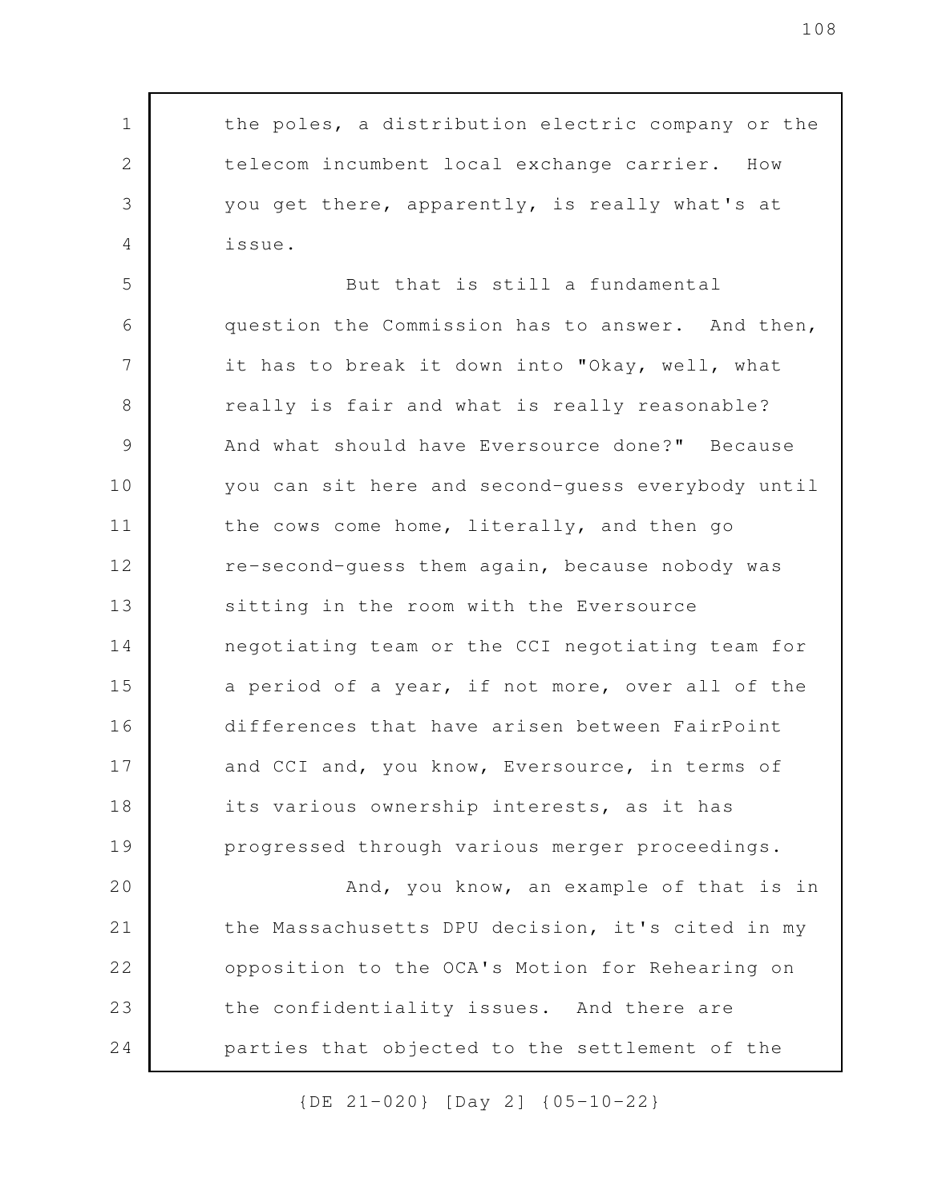the poles, a distribution electric company or the telecom incumbent local exchange carrier. How you get there, apparently, is really what's at issue.

But that is still a fundamental question the Commission has to answer. And then, it has to break it down into "Okay, well, what really is fair and what is really reasonable? And what should have Eversource done?" Because you can sit here and second-guess everybody until the cows come home, literally, and then go re-second-guess them again, because nobody was sitting in the room with the Eversource negotiating team or the CCI negotiating team for a period of a year, if not more, over all of the differences that have arisen between FairPoint and CCI and, you know, Eversource, in terms of its various ownership interests, as it has progressed through various merger proceedings.

And, you know, an example of that is in the Massachusetts DPU decision, it's cited in my opposition to the OCA's Motion for Rehearing on the confidentiality issues. And there are parties that objected to the settlement of the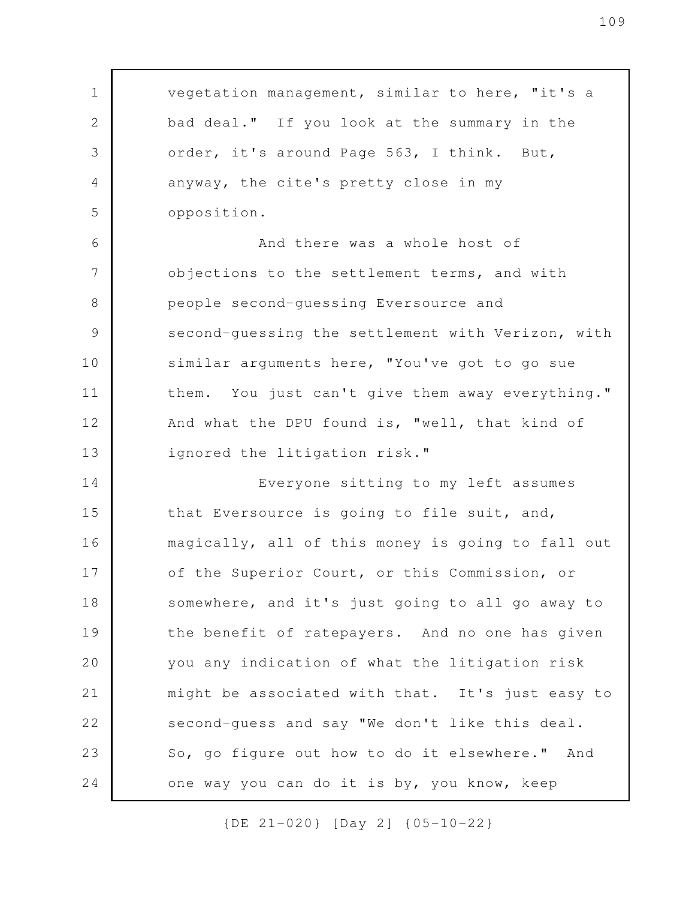vegetation management, similar to here, "it's a bad deal." If you look at the summary in the order, it's around Page 563, I think. But, anyway, the cite's pretty close in my opposition.

And there was a whole host of objections to the settlement terms, and with people second-guessing Eversource and second-guessing the settlement with Verizon, with similar arguments here, "You've got to go sue them. You just can't give them away everything." And what the DPU found is, "well, that kind of ignored the litigation risk."

Everyone sitting to my left assumes that Eversource is going to file suit, and, magically, all of this money is going to fall out of the Superior Court, or this Commission, or somewhere, and it's just going to all go away to the benefit of ratepayers. And no one has given you any indication of what the litigation risk might be associated with that. It's just easy to second-guess and say "We don't like this deal. So, go figure out how to do it elsewhere." And one way you can do it is by, you know, keep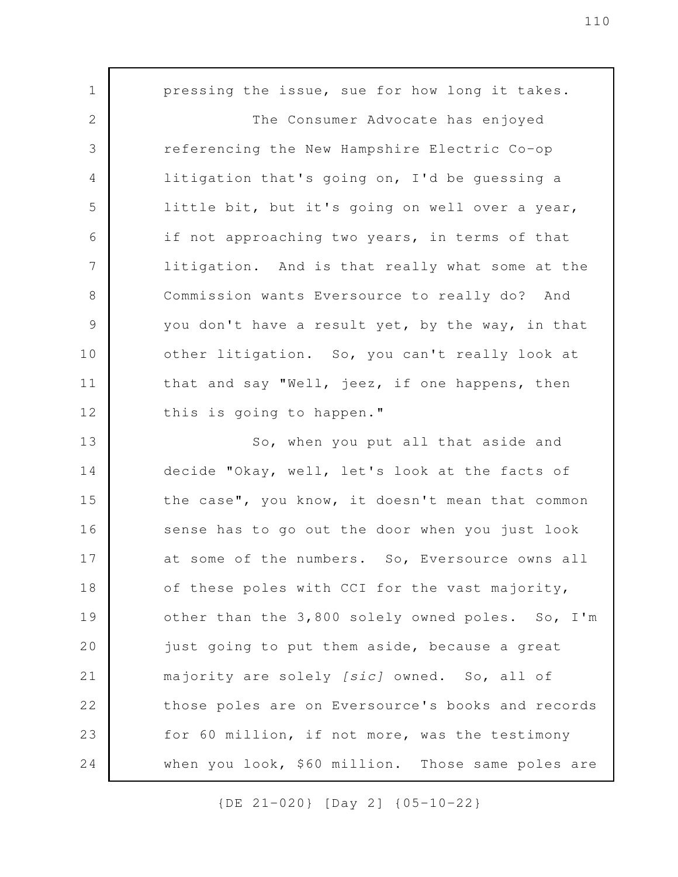pressing the issue, sue for how long it takes.

The Consumer Advocate has enjoyed referencing the New Hampshire Electric Co-op litigation that's going on, I'd be guessing a little bit, but it's going on well over a year, if not approaching two years, in terms of that litigation. And is that really what some at the Commission wants Eversource to really do? And you don't have a result yet, by the way, in that other litigation. So, you can't really look at that and say "Well, jeez, if one happens, then this is going to happen."

So, when you put all that aside and decide "Okay, well, let's look at the facts of the case", you know, it doesn't mean that common sense has to go out the door when you just look at some of the numbers. So, Eversource owns all of these poles with CCI for the vast majority, other than the 3,800 solely owned poles. So, I'm just going to put them aside, because a great majority are solely *[sic]* owned. So, all of those poles are on Eversource's books and records for 60 million, if not more, was the testimony when you look, $60 million. Those same poles are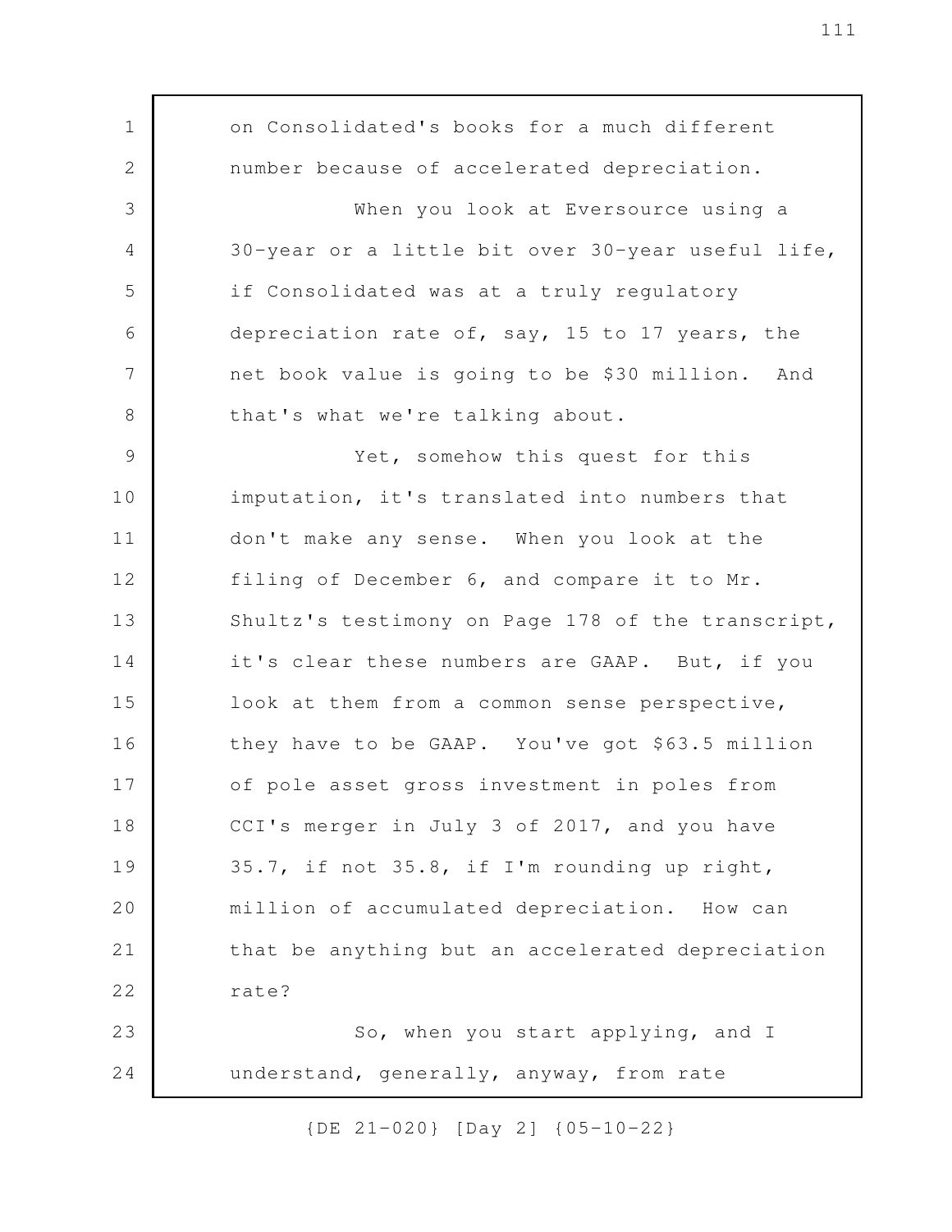on Consolidated's books for a much different number because of accelerated depreciation.

When you look at Eversource using a 30-year or a little bit over 30-year useful life, if Consolidated was at a truly regulatory depreciation rate of, say, 15 to 17 years, the net book value is going to be $30 million. And that's what we're talking about.

Yet, somehow this quest for this imputation, it's translated into numbers that don't make any sense. When you look at the filing of December 6, and compare it to Mr. Shultz's testimony on Page 178 of the transcript, it's clear these numbers are GAAP. But, if you look at them from a common sense perspective, they have to be GAAP. You've got $63.5 million of pole asset gross investment in poles from CCI's merger in July 3 of 2017, and you have 35.7, if not 35.8, if I'm rounding up right, million of accumulated depreciation. How can that be anything but an accelerated depreciation rate?

So, when you start applying, and I understand, generally, anyway, from rate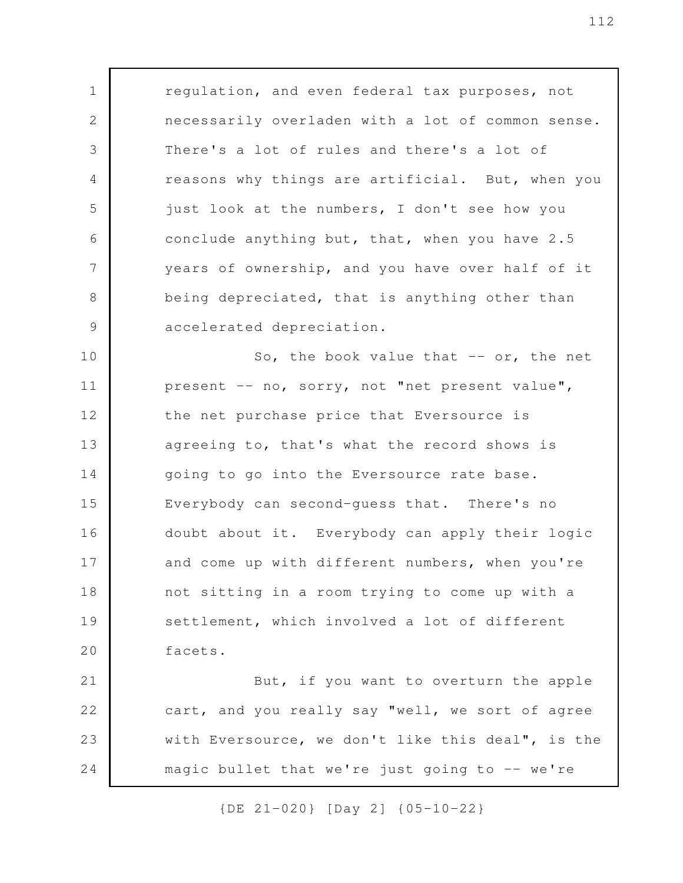regulation, and even federal tax purposes, not necessarily overladen with a lot of common sense. There's a lot of rules and there's a lot of reasons why things are artificial. But, when you just look at the numbers, I don't see how you conclude anything but, that, when you have 2.5 years of ownership, and you have over half of it being depreciated, that is anything other than accelerated depreciation.

So, the book value that -- or, the net present -- no, sorry, not "net present value", the net purchase price that Eversource is agreeing to, that's what the record shows is going to go into the Eversource rate base. Everybody can second-guess that. There's no doubt about it. Everybody can apply their logic and come up with different numbers, when you're not sitting in a room trying to come up with a settlement, which involved a lot of different facets.

But, if you want to overturn the apple cart, and you really say "well, we sort of agree with Eversource, we don't like this deal", is the magic bullet that we're just going to -- we're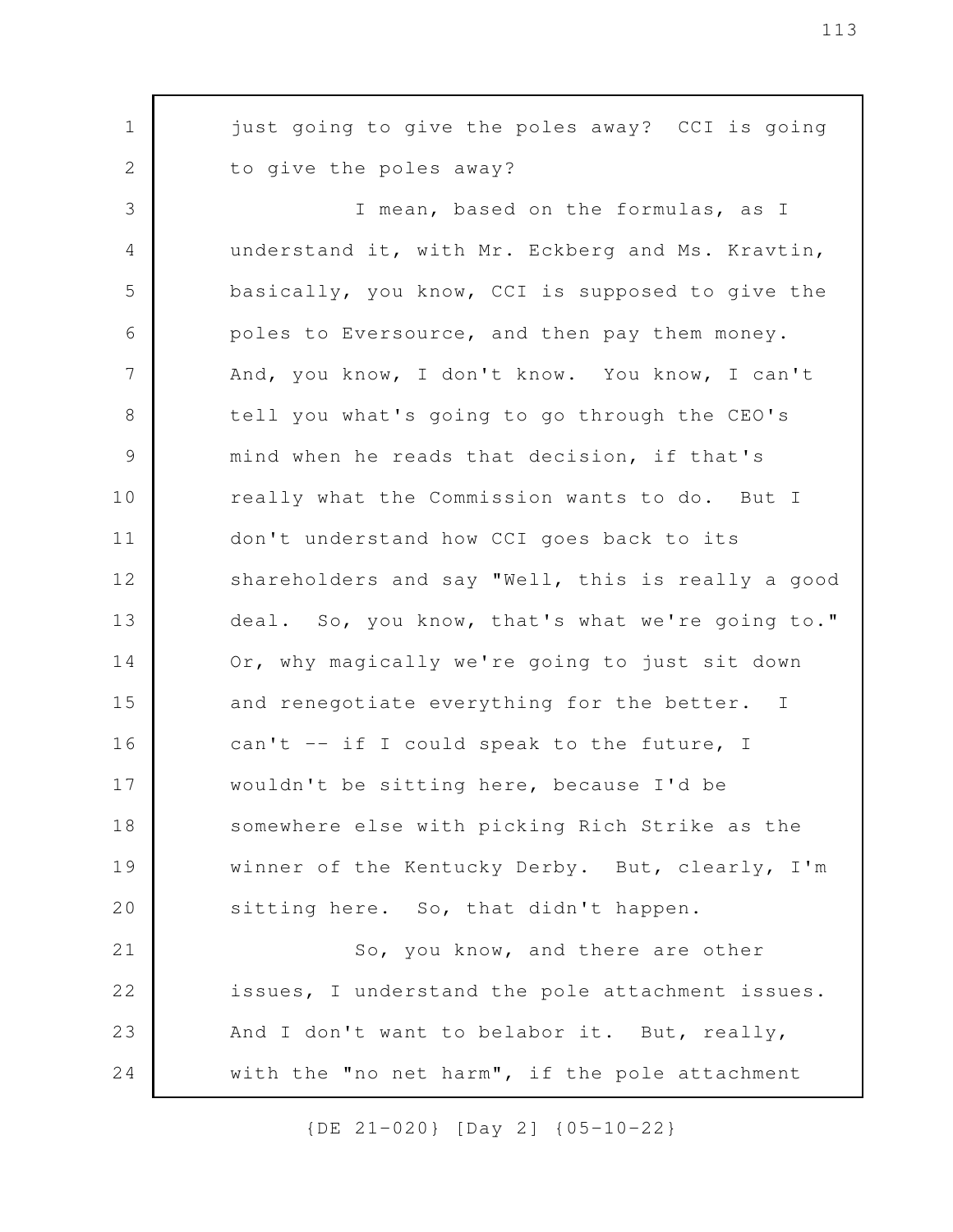just going to give the poles away? CCI is going to give the poles away?

I mean, based on the formulas, as I understand it, with Mr. Eckberg and Ms. Kravtin, basically, you know, CCI is supposed to give the poles to Eversource, and then pay them money. And, you know, I don't know. You know, I can't tell you what's going to go through the CEO's mind when he reads that decision, if that's really what the Commission wants to do. But I don't understand how CCI goes back to its shareholders and say "Well, this is really a good deal. So, you know, that's what we're going to." Or, why magically we're going to just sit down and renegotiate everything for the better. I can't -- if I could speak to the future, I wouldn't be sitting here, because I'd be somewhere else with picking Rich Strike as the winner of the Kentucky Derby. But, clearly, I'm sitting here. So, that didn't happen.

So, you know, and there are other issues, I understand the pole attachment issues. And I don't want to belabor it. But, really, with the "no net harm", if the pole attachment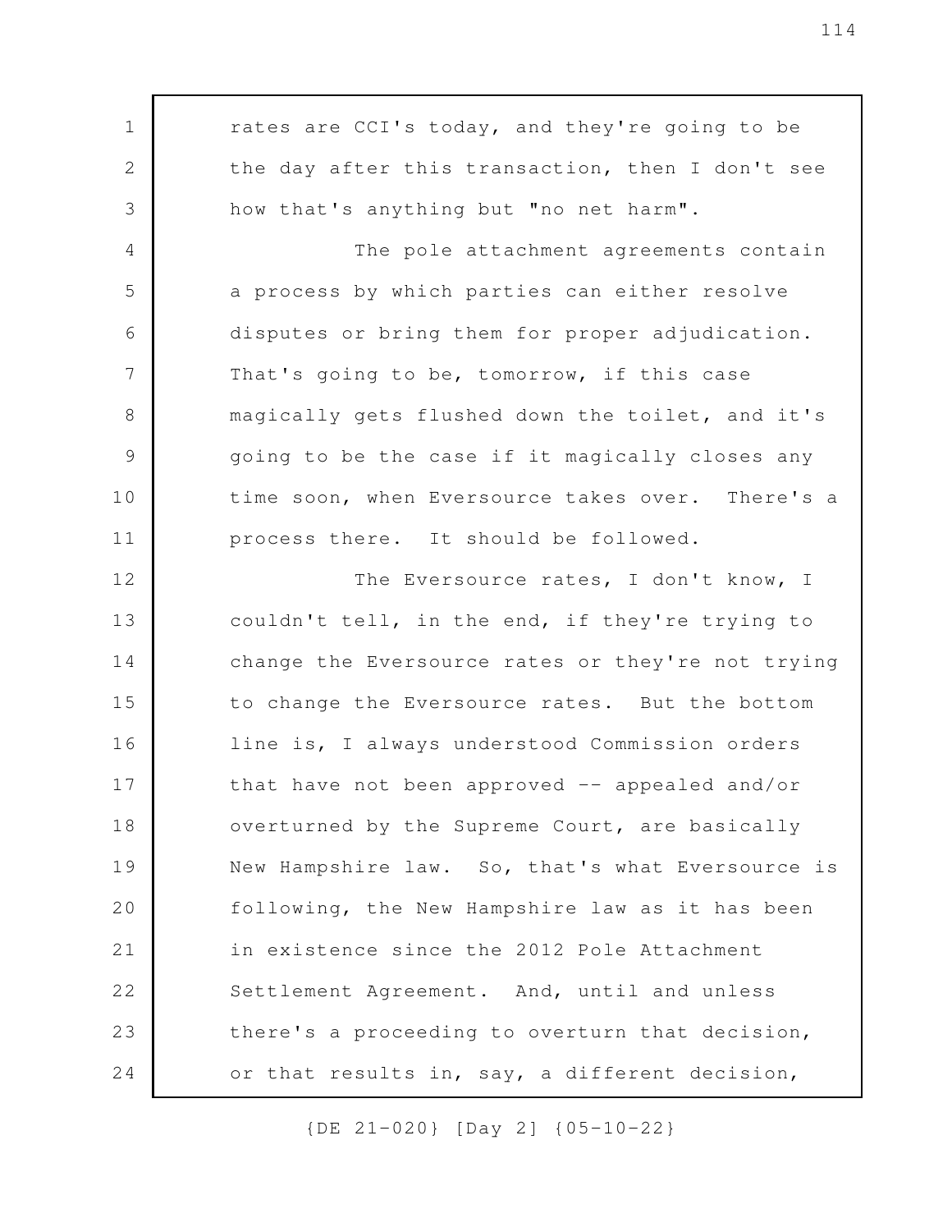rates are CCI's today, and they're going to be the day after this transaction, then I don't see how that's anything but "no net harm".

The pole attachment agreements contain a process by which parties can either resolve disputes or bring them for proper adjudication. That's going to be, tomorrow, if this case magically gets flushed down the toilet, and it's going to be the case if it magically closes any time soon, when Eversource takes over. There's a process there. It should be followed.

The Eversource rates, I don't know, I couldn't tell, in the end, if they're trying to change the Eversource rates or they're not trying to change the Eversource rates. But the bottom line is, I always understood Commission orders that have not been approved -- appealed and/or overturned by the Supreme Court, are basically New Hampshire law. So, that's what Eversource is following, the New Hampshire law as it has been in existence since the 2012 Pole Attachment Settlement Agreement. And, until and unless there's a proceeding to overturn that decision, or that results in, say, a different decision,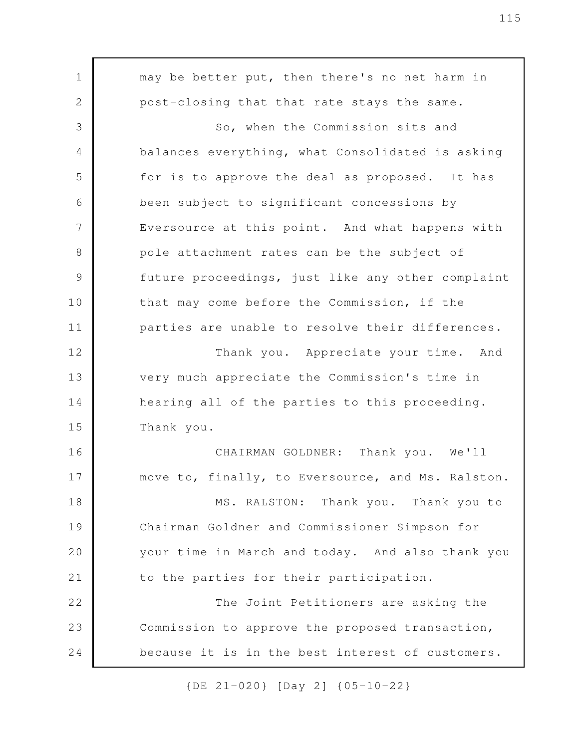may be better put, then there's no net harm in post-closing that that rate stays the same.

So, when the Commission sits and balances everything, what Consolidated is asking for is to approve the deal as proposed. It has been subject to significant concessions by Eversource at this point. And what happens with pole attachment rates can be the subject of future proceedings, just like any other complaint that may come before the Commission, if the parties are unable to resolve their differences.

Thank you. Appreciate your time. And very much appreciate the Commission's time in hearing all of the parties to this proceeding. Thank you.

CHAIRMAN GOLDNER: Thank you. We'll move to, finally, to Eversource, and Ms. Ralston.

MS. RALSTON: Thank you. Thank you to Chairman Goldner and Commissioner Simpson for your time in March and today. And also thank you to the parties for their participation.

The Joint Petitioners are asking the Commission to approve the proposed transaction, because it is in the best interest of customers.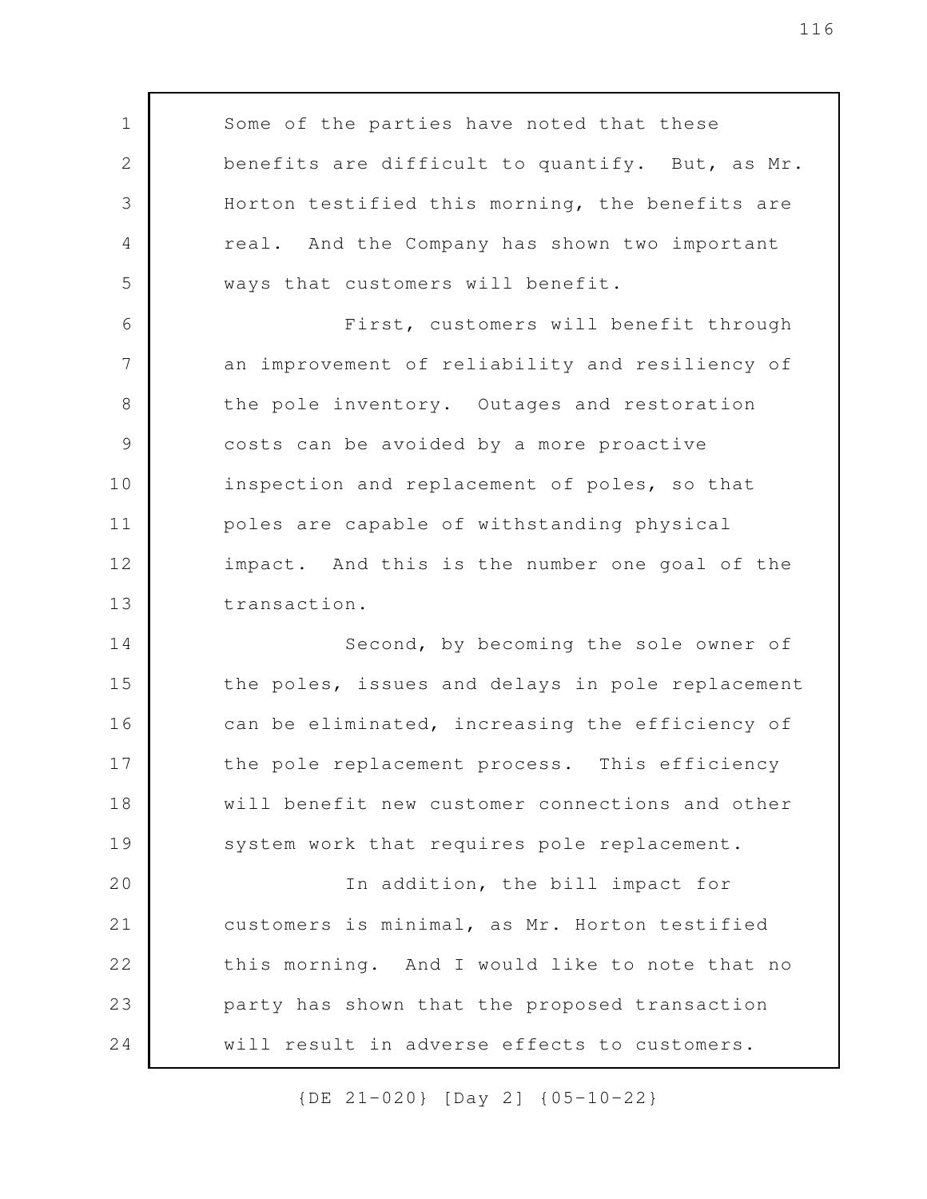Some of the parties have noted that these benefits are difficult to quantify. But, as Mr. Horton testified this morning, the benefits are real. And the Company has shown two important ways that customers will benefit.

First, customers will benefit through an improvement of reliability and resiliency of the pole inventory. Outages and restoration costs can be avoided by a more proactive inspection and replacement of poles, so that poles are capable of withstanding physical impact. And this is the number one goal of the transaction.

Second, by becoming the sole owner of the poles, issues and delays in pole replacement can be eliminated, increasing the efficiency of the pole replacement process. This efficiency will benefit new customer connections and other system work that requires pole replacement.

In addition, the bill impact for customers is minimal, as Mr. Horton testified this morning. And I would like to note that no party has shown that the proposed transaction will result in adverse effects to customers.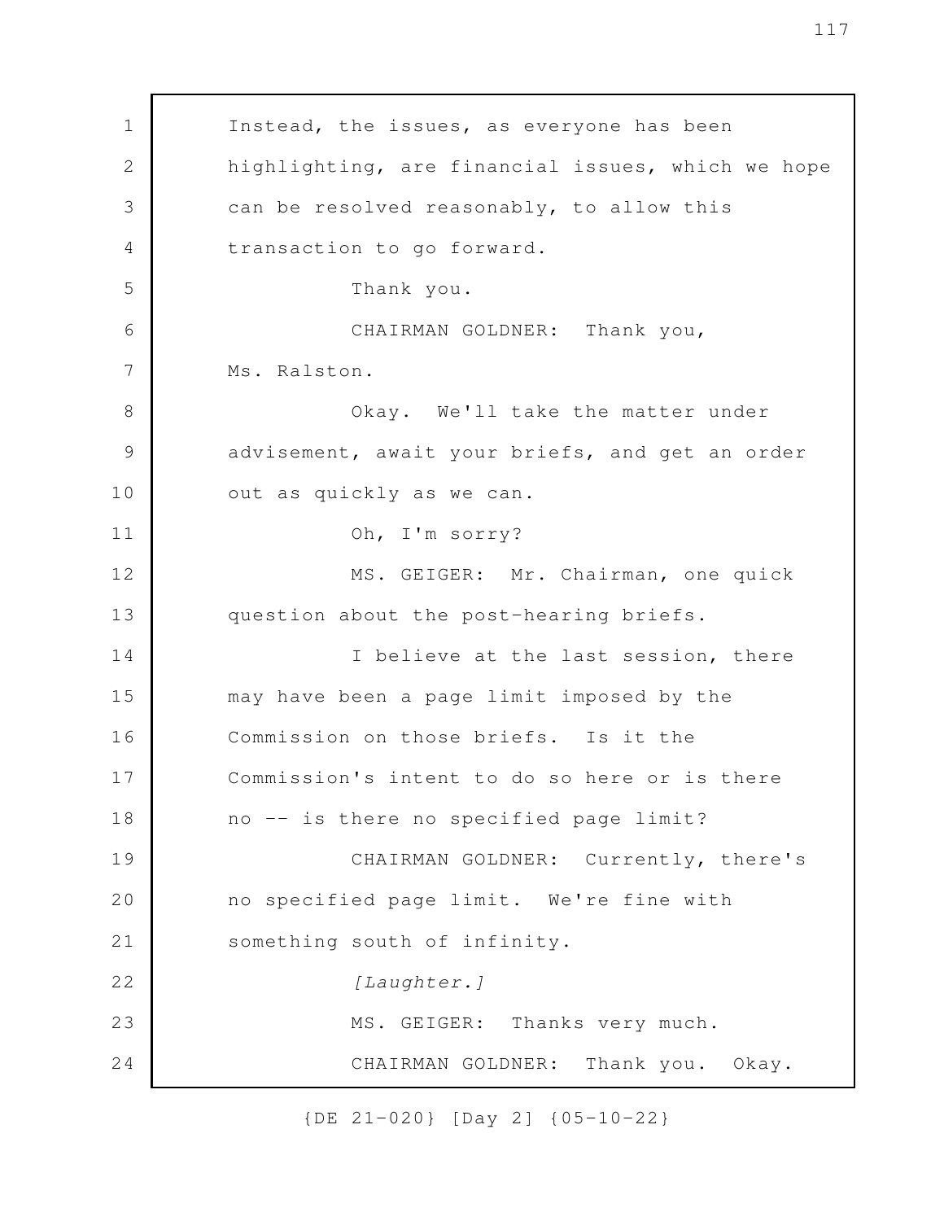Instead, the issues, as everyone has been highlighting, are financial issues, which we hope can be resolved reasonably, to allow this transaction to go forward.

Thank you.

CHAIRMAN GOLDNER: Thank you, Ms. Ralston.

Okay. We'll take the matter under advisement, await your briefs, and get an order out as quickly as we can.

Oh, I'm sorry?

MS. GEIGER: Mr. Chairman, one quick question about the post-hearing briefs.

I believe at the last session, there may have been a page limit imposed by the Commission on those briefs. Is it the Commission's intent to do so here or is there no -- is there no specified page limit?

CHAIRMAN GOLDNER: Currently, there's no specified page limit. We're fine with something south of infinity.

*[Laughter.]*

MS. GEIGER: Thanks very much.

CHAIRMAN GOLDNER: Thank you. Okay.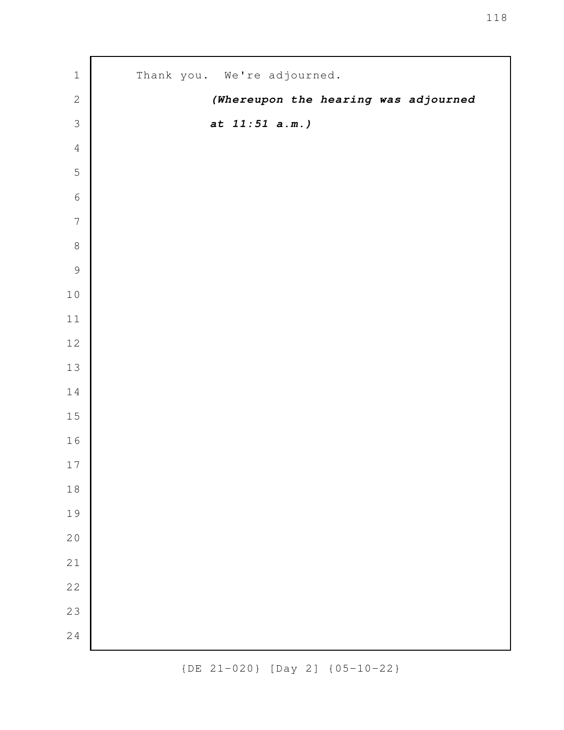Thank you. We're adjourned.

***(Whereupon the hearing was adjourned at 11:51 a.m.)***